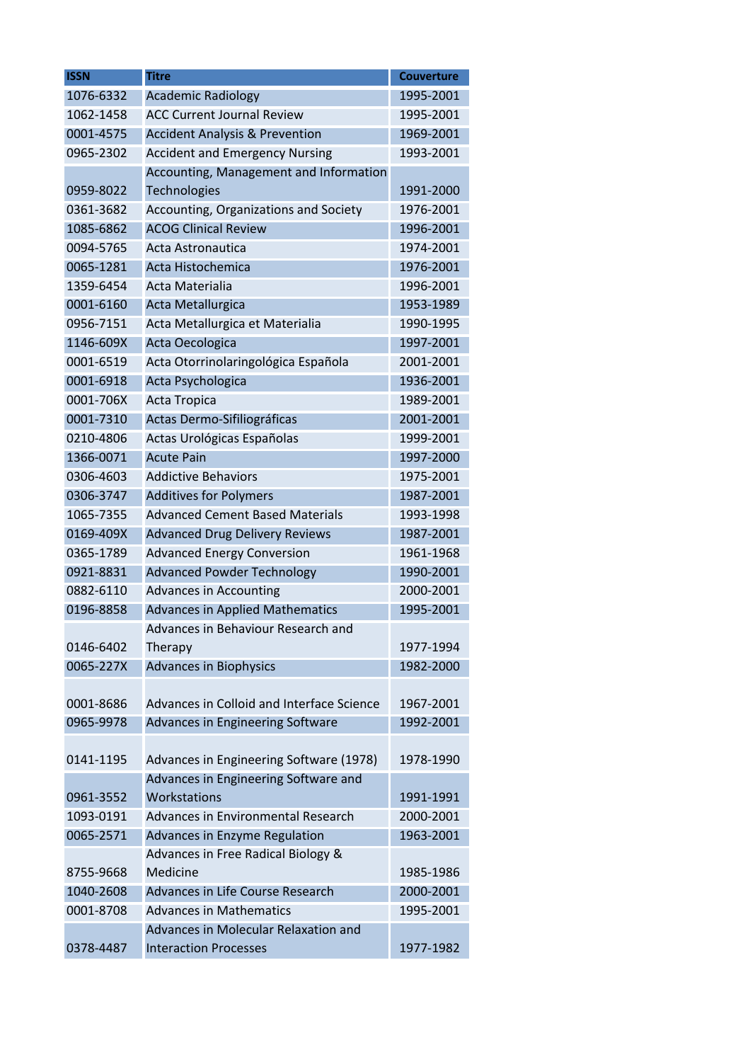| ISSN | Titre | Couverture |
| --- | --- | --- |
| 1076-6332 | Academic Radiology | 1995-2001 |
| 1062-1458 | ACC Current Journal Review | 1995-2001 |
| 0001-4575 | Accident Analysis & Prevention | 1969-2001 |
| 0965-2302 | Accident and Emergency Nursing | 1993-2001 |
| 0959-8022 | Accounting, Management and Information Technologies | 1991-2000 |
| 0361-3682 | Accounting, Organizations and Society | 1976-2001 |
| 1085-6862 | ACOG Clinical Review | 1996-2001 |
| 0094-5765 | Acta Astronautica | 1974-2001 |
| 0065-1281 | Acta Histochemica | 1976-2001 |
| 1359-6454 | Acta Materialia | 1996-2001 |
| 0001-6160 | Acta Metallurgica | 1953-1989 |
| 0956-7151 | Acta Metallurgica et Materialia | 1990-1995 |
| 1146-609X | Acta Oecologica | 1997-2001 |
| 0001-6519 | Acta Otorrinolaringológica Española | 2001-2001 |
| 0001-6918 | Acta Psychologica | 1936-2001 |
| 0001-706X | Acta Tropica | 1989-2001 |
| 0001-7310 | Actas Dermo-Sifiliográficas | 2001-2001 |
| 0210-4806 | Actas Urológicas Españolas | 1999-2001 |
| 1366-0071 | Acute Pain | 1997-2000 |
| 0306-4603 | Addictive Behaviors | 1975-2001 |
| 0306-3747 | Additives for Polymers | 1987-2001 |
| 1065-7355 | Advanced Cement Based Materials | 1993-1998 |
| 0169-409X | Advanced Drug Delivery Reviews | 1987-2001 |
| 0365-1789 | Advanced Energy Conversion | 1961-1968 |
| 0921-8831 | Advanced Powder Technology | 1990-2001 |
| 0882-6110 | Advances in Accounting | 2000-2001 |
| 0196-8858 | Advances in Applied Mathematics | 1995-2001 |
| 0146-6402 | Advances in Behaviour Research and Therapy | 1977-1994 |
| 0065-227X | Advances in Biophysics | 1982-2000 |
| 0001-8686 | Advances in Colloid and Interface Science | 1967-2001 |
| 0965-9978 | Advances in Engineering Software | 1992-2001 |
| 0141-1195 | Advances in Engineering Software (1978) | 1978-1990 |
| 0961-3552 | Advances in Engineering Software and Workstations | 1991-1991 |
| 1093-0191 | Advances in Environmental Research | 2000-2001 |
| 0065-2571 | Advances in Enzyme Regulation | 1963-2001 |
| 8755-9668 | Advances in Free Radical Biology & Medicine | 1985-1986 |
| 1040-2608 | Advances in Life Course Research | 2000-2001 |
| 0001-8708 | Advances in Mathematics | 1995-2001 |
| 0378-4487 | Advances in Molecular Relaxation and Interaction Processes | 1977-1982 |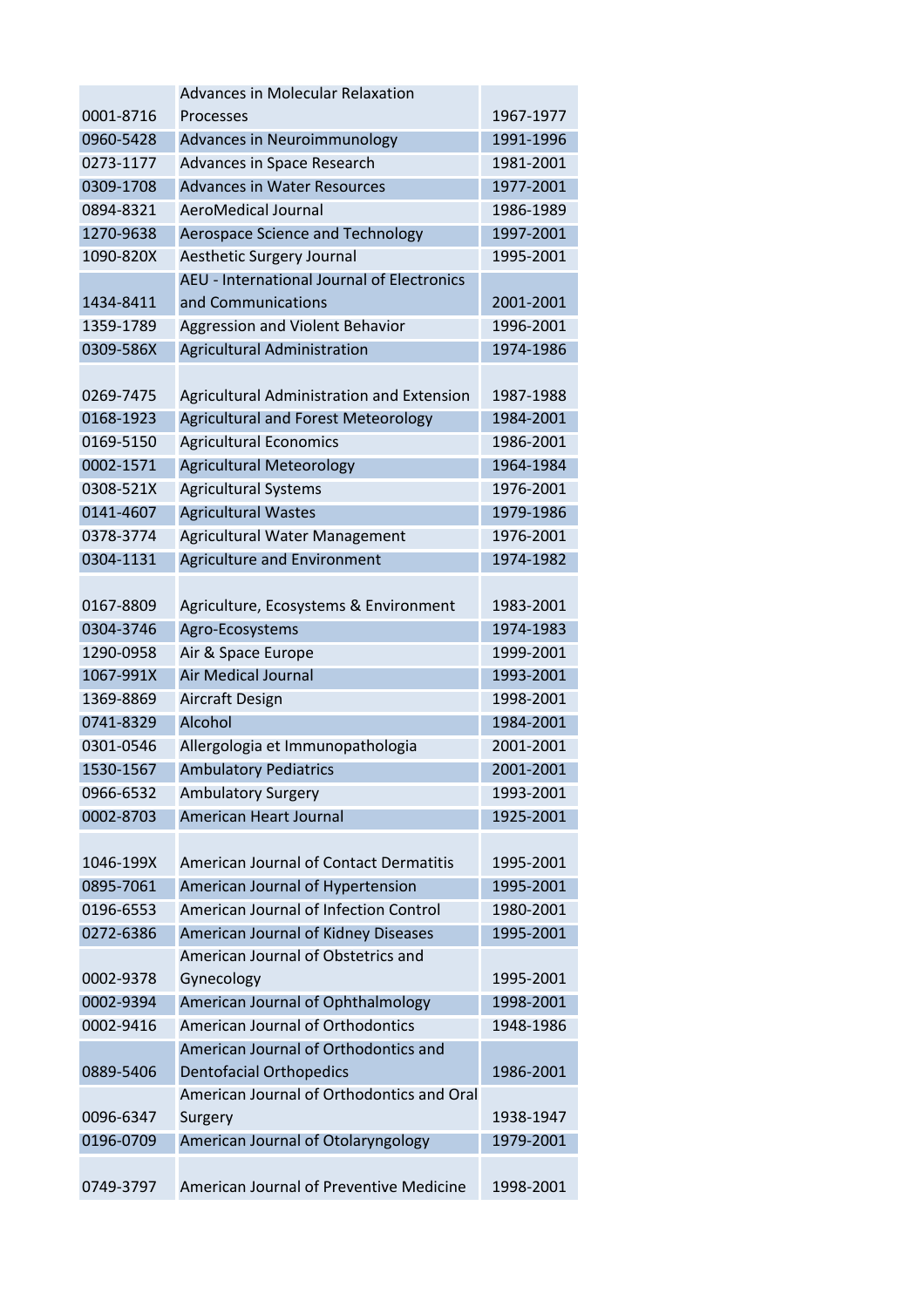| | | |
|---|---|---|
| 0001-8716 | Advances in Molecular Relaxation Processes | 1967-1977 |
| 0960-5428 | Advances in Neuroimmunology | 1991-1996 |
| 0273-1177 | Advances in Space Research | 1981-2001 |
| 0309-1708 | Advances in Water Resources | 1977-2001 |
| 0894-8321 | AeroMedical Journal | 1986-1989 |
| 1270-9638 | Aerospace Science and Technology | 1997-2001 |
| 1090-820X | Aesthetic Surgery Journal | 1995-2001 |
| 1434-8411 | AEU - International Journal of Electronics and Communications | 2001-2001 |
| 1359-1789 | Aggression and Violent Behavior | 1996-2001 |
| 0309-586X | Agricultural Administration | 1974-1986 |
| 0269-7475 | Agricultural Administration and Extension | 1987-1988 |
| 0168-1923 | Agricultural and Forest Meteorology | 1984-2001 |
| 0169-5150 | Agricultural Economics | 1986-2001 |
| 0002-1571 | Agricultural Meteorology | 1964-1984 |
| 0308-521X | Agricultural Systems | 1976-2001 |
| 0141-4607 | Agricultural Wastes | 1979-1986 |
| 0378-3774 | Agricultural Water Management | 1976-2001 |
| 0304-1131 | Agriculture and Environment | 1974-1982 |
| 0167-8809 | Agriculture, Ecosystems & Environment | 1983-2001 |
| 0304-3746 | Agro-Ecosystems | 1974-1983 |
| 1290-0958 | Air & Space Europe | 1999-2001 |
| 1067-991X | Air Medical Journal | 1993-2001 |
| 1369-8869 | Aircraft Design | 1998-2001 |
| 0741-8329 | Alcohol | 1984-2001 |
| 0301-0546 | Allergologia et Immunopathologia | 2001-2001 |
| 1530-1567 | Ambulatory Pediatrics | 2001-2001 |
| 0966-6532 | Ambulatory Surgery | 1993-2001 |
| 0002-8703 | American Heart Journal | 1925-2001 |
| 1046-199X | American Journal of Contact Dermatitis | 1995-2001 |
| 0895-7061 | American Journal of Hypertension | 1995-2001 |
| 0196-6553 | American Journal of Infection Control | 1980-2001 |
| 0272-6386 | American Journal of Kidney Diseases | 1995-2001 |
| 0002-9378 | American Journal of Obstetrics and Gynecology | 1995-2001 |
| 0002-9394 | American Journal of Ophthalmology | 1998-2001 |
| 0002-9416 | American Journal of Orthodontics | 1948-1986 |
| 0889-5406 | American Journal of Orthodontics and Dentofacial Orthopedics | 1986-2001 |
| 0096-6347 | American Journal of Orthodontics and Oral Surgery | 1938-1947 |
| 0196-0709 | American Journal of Otolaryngology | 1979-2001 |
| 0749-3797 | American Journal of Preventive Medicine | 1998-2001 |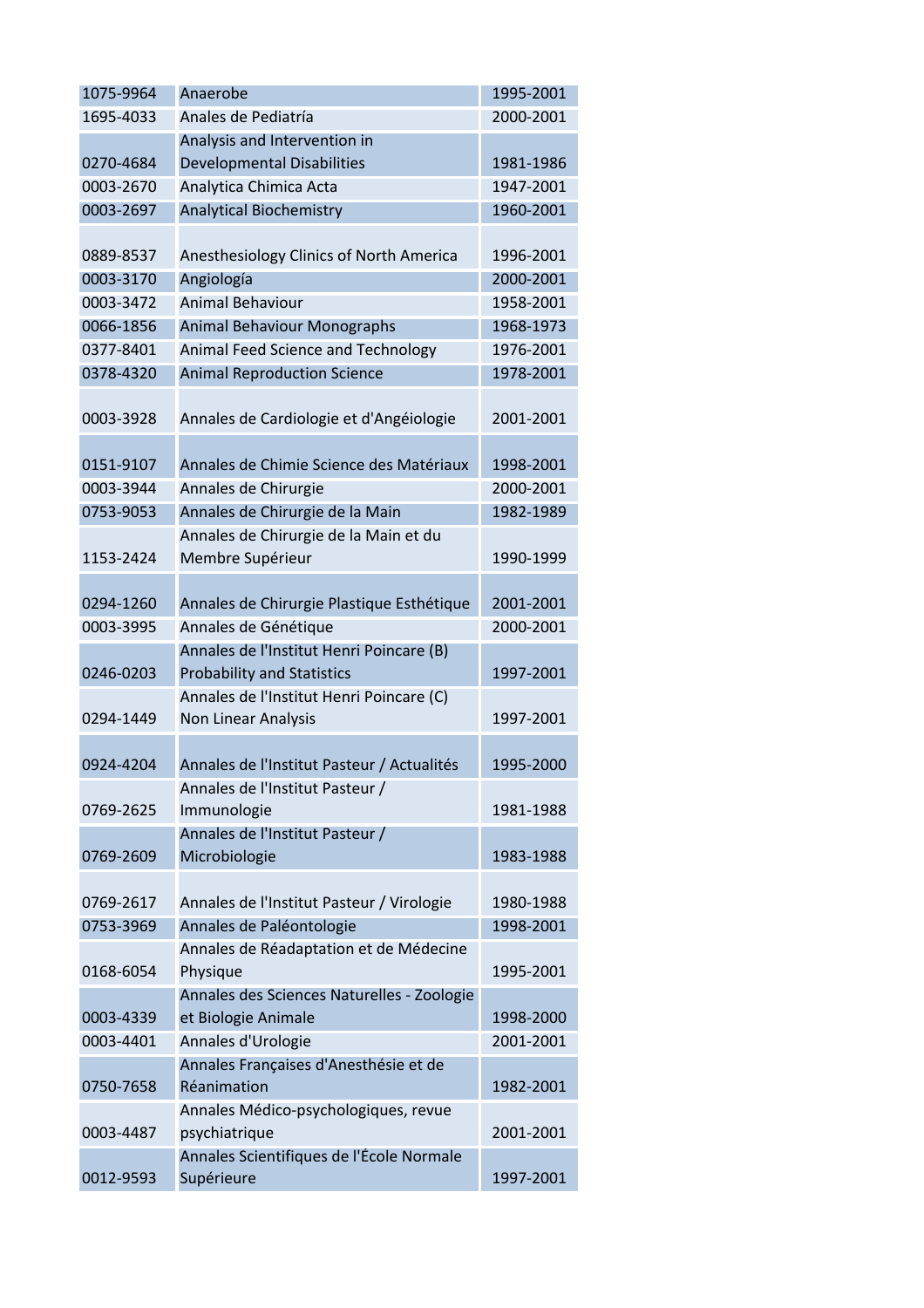| 1075-9964 | Anaerobe | 1995-2001 |
|---|---|---|
| 1695-4033 | Anales de Pediatría | 2000-2001 |
| 0270-4684 | Analysis and Intervention in Developmental Disabilities | 1981-1986 |
| 0003-2670 | Analytica Chimica Acta | 1947-2001 |
| 0003-2697 | Analytical Biochemistry | 1960-2001 |
| 0889-8537 | Anesthesiology Clinics of North America | 1996-2001 |
| 0003-3170 | Angiología | 2000-2001 |
| 0003-3472 | Animal Behaviour | 1958-2001 |
| 0066-1856 | Animal Behaviour Monographs | 1968-1973 |
| 0377-8401 | Animal Feed Science and Technology | 1976-2001 |
| 0378-4320 | Animal Reproduction Science | 1978-2001 |
| 0003-3928 | Annales de Cardiologie et d'Angéiologie | 2001-2001 |
| 0151-9107 | Annales de Chimie Science des Matériaux | 1998-2001 |
| 0003-3944 | Annales de Chirurgie | 2000-2001 |
| 0753-9053 | Annales de Chirurgie de la Main | 1982-1989 |
| 1153-2424 | Annales de Chirurgie de la Main et du Membre Supérieur | 1990-1999 |
| 0294-1260 | Annales de Chirurgie Plastique Esthétique | 2001-2001 |
| 0003-3995 | Annales de Génétique | 2000-2001 |
| 0246-0203 | Annales de l'Institut Henri Poincare (B) Probability and Statistics | 1997-2001 |
| 0294-1449 | Annales de l'Institut Henri Poincare (C) Non Linear Analysis | 1997-2001 |
| 0924-4204 | Annales de l'Institut Pasteur / Actualités | 1995-2000 |
| 0769-2625 | Annales de l'Institut Pasteur / Immunologie | 1981-1988 |
| 0769-2609 | Annales de l'Institut Pasteur / Microbiologie | 1983-1988 |
| 0769-2617 | Annales de l'Institut Pasteur / Virologie | 1980-1988 |
| 0753-3969 | Annales de Paléontologie | 1998-2001 |
| 0168-6054 | Annales de Réadaptation et de Médecine Physique | 1995-2001 |
| 0003-4339 | Annales des Sciences Naturelles - Zoologie et Biologie Animale | 1998-2000 |
| 0003-4401 | Annales d'Urologie | 2001-2001 |
| 0750-7658 | Annales Françaises d'Anesthésie et de Réanimation | 1982-2001 |
| 0003-4487 | Annales Médico-psychologiques, revue psychiatrique | 2001-2001 |
| 0012-9593 | Annales Scientifiques de l'École Normale Supérieure | 1997-2001 |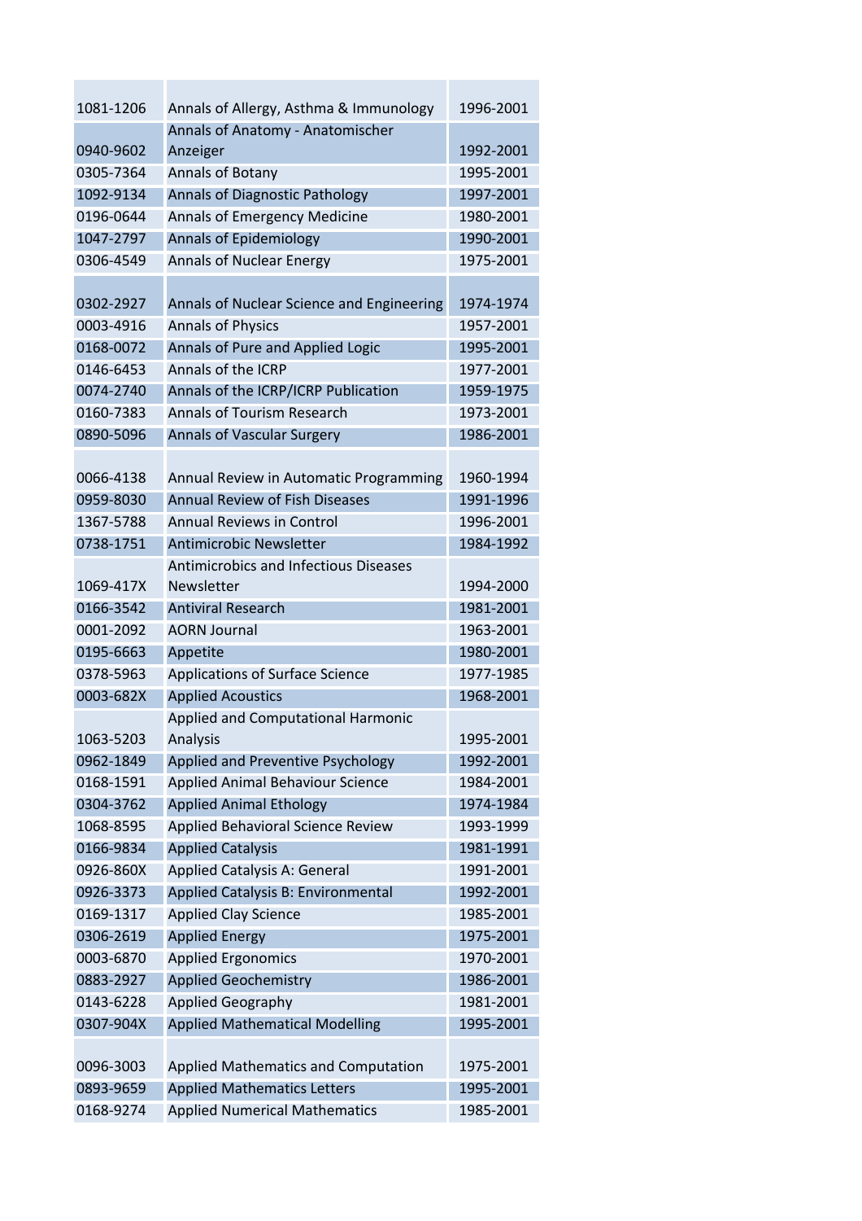| | | |
|---|---|---|
| 1081-1206 | Annals of Allergy, Asthma & Immunology | 1996-2001 |
| 0940-9602 | Annals of Anatomy - Anatomischer Anzeiger | 1992-2001 |
| 0305-7364 | Annals of Botany | 1995-2001 |
| 1092-9134 | Annals of Diagnostic Pathology | 1997-2001 |
| 0196-0644 | Annals of Emergency Medicine | 1980-2001 |
| 1047-2797 | Annals of Epidemiology | 1990-2001 |
| 0306-4549 | Annals of Nuclear Energy | 1975-2001 |
| 0302-2927 | Annals of Nuclear Science and Engineering | 1974-1974 |
| 0003-4916 | Annals of Physics | 1957-2001 |
| 0168-0072 | Annals of Pure and Applied Logic | 1995-2001 |
| 0146-6453 | Annals of the ICRP | 1977-2001 |
| 0074-2740 | Annals of the ICRP/ICRP Publication | 1959-1975 |
| 0160-7383 | Annals of Tourism Research | 1973-2001 |
| 0890-5096 | Annals of Vascular Surgery | 1986-2001 |
| 0066-4138 | Annual Review in Automatic Programming | 1960-1994 |
| 0959-8030 | Annual Review of Fish Diseases | 1991-1996 |
| 1367-5788 | Annual Reviews in Control | 1996-2001 |
| 0738-1751 | Antimicrobic Newsletter | 1984-1992 |
| 1069-417X | Antimicrobics and Infectious Diseases Newsletter | 1994-2000 |
| 0166-3542 | Antiviral Research | 1981-2001 |
| 0001-2092 | AORN Journal | 1963-2001 |
| 0195-6663 | Appetite | 1980-2001 |
| 0378-5963 | Applications of Surface Science | 1977-1985 |
| 0003-682X | Applied Acoustics | 1968-2001 |
| 1063-5203 | Applied and Computational Harmonic Analysis | 1995-2001 |
| 0962-1849 | Applied and Preventive Psychology | 1992-2001 |
| 0168-1591 | Applied Animal Behaviour Science | 1984-2001 |
| 0304-3762 | Applied Animal Ethology | 1974-1984 |
| 1068-8595 | Applied Behavioral Science Review | 1993-1999 |
| 0166-9834 | Applied Catalysis | 1981-1991 |
| 0926-860X | Applied Catalysis A: General | 1991-2001 |
| 0926-3373 | Applied Catalysis B: Environmental | 1992-2001 |
| 0169-1317 | Applied Clay Science | 1985-2001 |
| 0306-2619 | Applied Energy | 1975-2001 |
| 0003-6870 | Applied Ergonomics | 1970-2001 |
| 0883-2927 | Applied Geochemistry | 1986-2001 |
| 0143-6228 | Applied Geography | 1981-2001 |
| 0307-904X | Applied Mathematical Modelling | 1995-2001 |
| 0096-3003 | Applied Mathematics and Computation | 1975-2001 |
| 0893-9659 | Applied Mathematics Letters | 1995-2001 |
| 0168-9274 | Applied Numerical Mathematics | 1985-2001 |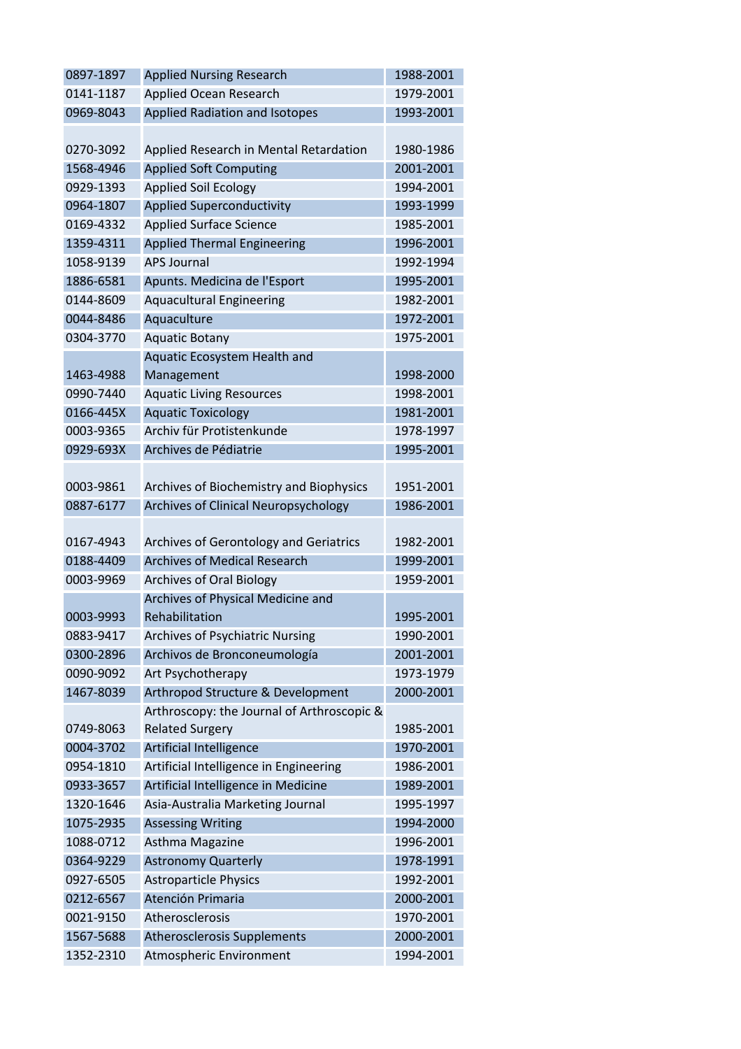| | | |
|---|---|---|
| 0897-1897 | Applied Nursing Research | 1988-2001 |
| 0141-1187 | Applied Ocean Research | 1979-2001 |
| 0969-8043 | Applied Radiation and Isotopes | 1993-2001 |
| 0270-3092 | Applied Research in Mental Retardation | 1980-1986 |
| 1568-4946 | Applied Soft Computing | 2001-2001 |
| 0929-1393 | Applied Soil Ecology | 1994-2001 |
| 0964-1807 | Applied Superconductivity | 1993-1999 |
| 0169-4332 | Applied Surface Science | 1985-2001 |
| 1359-4311 | Applied Thermal Engineering | 1996-2001 |
| 1058-9139 | APS Journal | 1992-1994 |
| 1886-6581 | Apunts. Medicina de l'Esport | 1995-2001 |
| 0144-8609 | Aquacultural Engineering | 1982-2001 |
| 0044-8486 | Aquaculture | 1972-2001 |
| 0304-3770 | Aquatic Botany | 1975-2001 |
| 1463-4988 | Aquatic Ecosystem Health and Management | 1998-2000 |
| 0990-7440 | Aquatic Living Resources | 1998-2001 |
| 0166-445X | Aquatic Toxicology | 1981-2001 |
| 0003-9365 | Archiv für Protistenkunde | 1978-1997 |
| 0929-693X | Archives de Pédiatrie | 1995-2001 |
| 0003-9861 | Archives of Biochemistry and Biophysics | 1951-2001 |
| 0887-6177 | Archives of Clinical Neuropsychology | 1986-2001 |
| 0167-4943 | Archives of Gerontology and Geriatrics | 1982-2001 |
| 0188-4409 | Archives of Medical Research | 1999-2001 |
| 0003-9969 | Archives of Oral Biology | 1959-2001 |
| 0003-9993 | Archives of Physical Medicine and Rehabilitation | 1995-2001 |
| 0883-9417 | Archives of Psychiatric Nursing | 1990-2001 |
| 0300-2896 | Archivos de Bronconeumología | 2001-2001 |
| 0090-9092 | Art Psychotherapy | 1973-1979 |
| 1467-8039 | Arthropod Structure & Development | 2000-2001 |
| 0749-8063 | Arthroscopy: the Journal of Arthroscopic & Related Surgery | 1985-2001 |
| 0004-3702 | Artificial Intelligence | 1970-2001 |
| 0954-1810 | Artificial Intelligence in Engineering | 1986-2001 |
| 0933-3657 | Artificial Intelligence in Medicine | 1989-2001 |
| 1320-1646 | Asia-Australia Marketing Journal | 1995-1997 |
| 1075-2935 | Assessing Writing | 1994-2000 |
| 1088-0712 | Asthma Magazine | 1996-2001 |
| 0364-9229 | Astronomy Quarterly | 1978-1991 |
| 0927-6505 | Astroparticle Physics | 1992-2001 |
| 0212-6567 | Atención Primaria | 2000-2001 |
| 0021-9150 | Atherosclerosis | 1970-2001 |
| 1567-5688 | Atherosclerosis Supplements | 2000-2001 |
| 1352-2310 | Atmospheric Environment | 1994-2001 |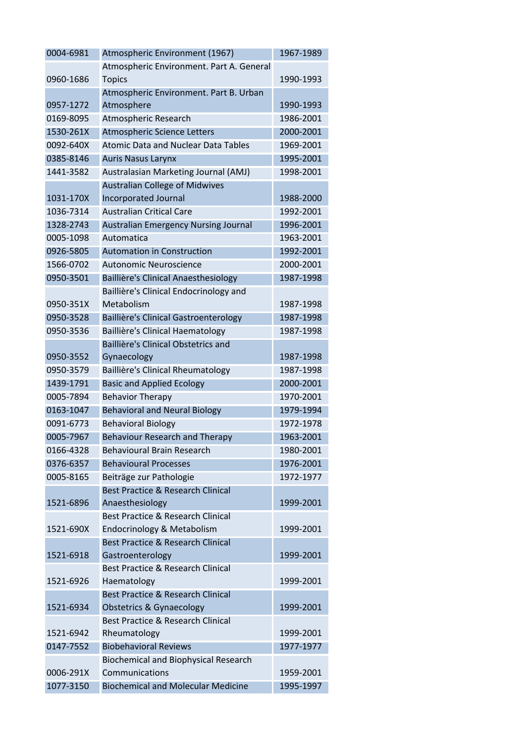| 0004-6981 | Atmospheric Environment (1967) | 1967-1989 |
|---|---|---|
| 0960-1686 | Atmospheric Environment. Part A. General Topics | 1990-1993 |
| 0957-1272 | Atmospheric Environment. Part B. Urban Atmosphere | 1990-1993 |
| 0169-8095 | Atmospheric Research | 1986-2001 |
| 1530-261X | Atmospheric Science Letters | 2000-2001 |
| 0092-640X | Atomic Data and Nuclear Data Tables | 1969-2001 |
| 0385-8146 | Auris Nasus Larynx | 1995-2001 |
| 1441-3582 | Australasian Marketing Journal (AMJ) | 1998-2001 |
| 1031-170X | Australian College of Midwives Incorporated Journal | 1988-2000 |
| 1036-7314 | Australian Critical Care | 1992-2001 |
| 1328-2743 | Australian Emergency Nursing Journal | 1996-2001 |
| 0005-1098 | Automatica | 1963-2001 |
| 0926-5805 | Automation in Construction | 1992-2001 |
| 1566-0702 | Autonomic Neuroscience | 2000-2001 |
| 0950-3501 | Baillière's Clinical Anaesthesiology | 1987-1998 |
| 0950-351X | Baillière's Clinical Endocrinology and Metabolism | 1987-1998 |
| 0950-3528 | Baillière's Clinical Gastroenterology | 1987-1998 |
| 0950-3536 | Baillière's Clinical Haematology | 1987-1998 |
| 0950-3552 | Baillière's Clinical Obstetrics and Gynaecology | 1987-1998 |
| 0950-3579 | Baillière's Clinical Rheumatology | 1987-1998 |
| 1439-1791 | Basic and Applied Ecology | 2000-2001 |
| 0005-7894 | Behavior Therapy | 1970-2001 |
| 0163-1047 | Behavioral and Neural Biology | 1979-1994 |
| 0091-6773 | Behavioral Biology | 1972-1978 |
| 0005-7967 | Behaviour Research and Therapy | 1963-2001 |
| 0166-4328 | Behavioural Brain Research | 1980-2001 |
| 0376-6357 | Behavioural Processes | 1976-2001 |
| 0005-8165 | Beiträge zur Pathologie | 1972-1977 |
| 1521-6896 | Best Practice & Research Clinical Anaesthesiology | 1999-2001 |
| 1521-690X | Best Practice & Research Clinical Endocrinology & Metabolism | 1999-2001 |
| 1521-6918 | Best Practice & Research Clinical Gastroenterology | 1999-2001 |
| 1521-6926 | Best Practice & Research Clinical Haematology | 1999-2001 |
| 1521-6934 | Best Practice & Research Clinical Obstetrics & Gynaecology | 1999-2001 |
| 1521-6942 | Best Practice & Research Clinical Rheumatology | 1999-2001 |
| 0147-7552 | Biobehavioral Reviews | 1977-1977 |
| 0006-291X | Biochemical and Biophysical Research Communications | 1959-2001 |
| 1077-3150 | Biochemical and Molecular Medicine | 1995-1997 |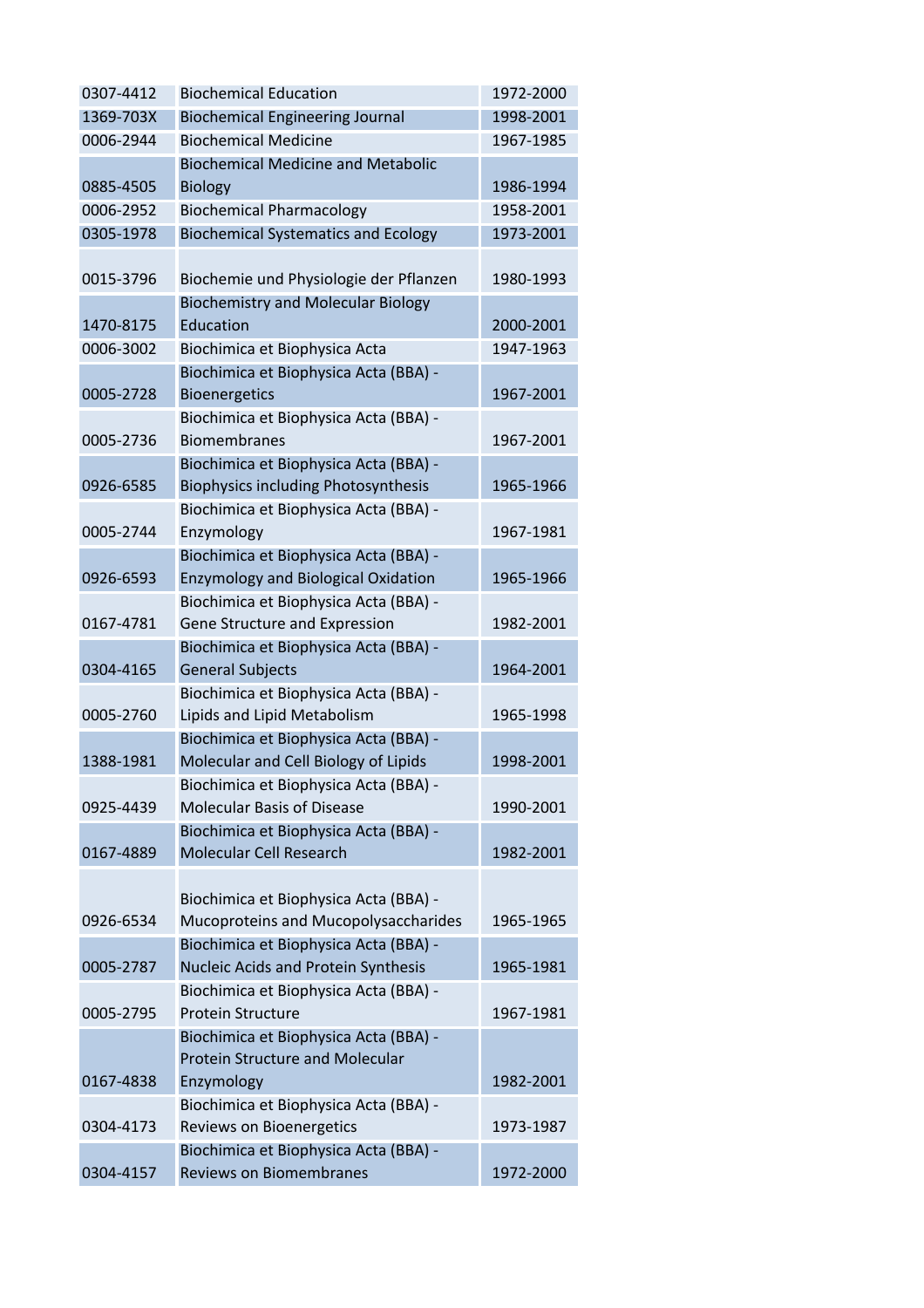| | | |
|---|---|---|
| 0307-4412 | Biochemical Education | 1972-2000 |
| 1369-703X | Biochemical Engineering Journal | 1998-2001 |
| 0006-2944 | Biochemical Medicine | 1967-1985 |
| 0885-4505 | Biochemical Medicine and Metabolic Biology | 1986-1994 |
| 0006-2952 | Biochemical Pharmacology | 1958-2001 |
| 0305-1978 | Biochemical Systematics and Ecology | 1973-2001 |
| 0015-3796 | Biochemie und Physiologie der Pflanzen | 1980-1993 |
| 1470-8175 | Biochemistry and Molecular Biology Education | 2000-2001 |
| 0006-3002 | Biochimica et Biophysica Acta | 1947-1963 |
| 0005-2728 | Biochimica et Biophysica Acta (BBA) - Bioenergetics | 1967-2001 |
| 0005-2736 | Biochimica et Biophysica Acta (BBA) - Biomembranes | 1967-2001 |
| 0926-6585 | Biochimica et Biophysica Acta (BBA) - Biophysics including Photosynthesis | 1965-1966 |
| 0005-2744 | Biochimica et Biophysica Acta (BBA) - Enzymology | 1967-1981 |
| 0926-6593 | Biochimica et Biophysica Acta (BBA) - Enzymology and Biological Oxidation | 1965-1966 |
| 0167-4781 | Biochimica et Biophysica Acta (BBA) - Gene Structure and Expression | 1982-2001 |
| 0304-4165 | Biochimica et Biophysica Acta (BBA) - General Subjects | 1964-2001 |
| 0005-2760 | Biochimica et Biophysica Acta (BBA) - Lipids and Lipid Metabolism | 1965-1998 |
| 1388-1981 | Biochimica et Biophysica Acta (BBA) - Molecular and Cell Biology of Lipids | 1998-2001 |
| 0925-4439 | Biochimica et Biophysica Acta (BBA) - Molecular Basis of Disease | 1990-2001 |
| 0167-4889 | Biochimica et Biophysica Acta (BBA) - Molecular Cell Research | 1982-2001 |
| 0926-6534 | Biochimica et Biophysica Acta (BBA) - Mucoproteins and Mucopolysaccharides | 1965-1965 |
| 0005-2787 | Biochimica et Biophysica Acta (BBA) - Nucleic Acids and Protein Synthesis | 1965-1981 |
| 0005-2795 | Biochimica et Biophysica Acta (BBA) - Protein Structure | 1967-1981 |
| 0167-4838 | Biochimica et Biophysica Acta (BBA) - Protein Structure and Molecular Enzymology | 1982-2001 |
| 0304-4173 | Biochimica et Biophysica Acta (BBA) - Reviews on Bioenergetics | 1973-1987 |
| 0304-4157 | Biochimica et Biophysica Acta (BBA) - Reviews on Biomembranes | 1972-2000 |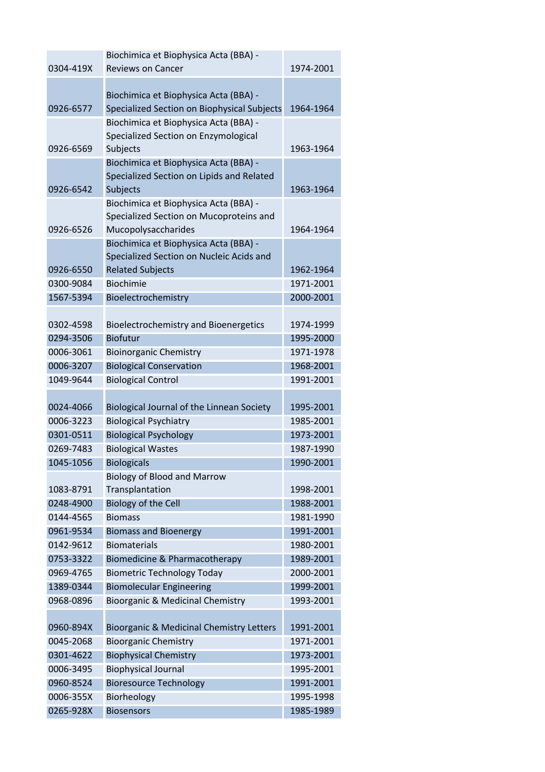| | | |
|---|---|---|
| 0304-419X | Biochimica et Biophysica Acta (BBA) - Reviews on Cancer | 1974-2001 |
| 0926-6577 | Biochimica et Biophysica Acta (BBA) - Specialized Section on Biophysical Subjects | 1964-1964 |
| 0926-6569 | Biochimica et Biophysica Acta (BBA) - Specialized Section on Enzymological Subjects | 1963-1964 |
| 0926-6542 | Biochimica et Biophysica Acta (BBA) - Specialized Section on Lipids and Related Subjects | 1963-1964 |
| 0926-6526 | Biochimica et Biophysica Acta (BBA) - Specialized Section on Mucoproteins and Mucopolysaccharides | 1964-1964 |
| 0926-6550 | Biochimica et Biophysica Acta (BBA) - Specialized Section on Nucleic Acids and Related Subjects | 1962-1964 |
| 0300-9084 | Biochimie | 1971-2001 |
| 1567-5394 | Bioelectrochemistry | 2000-2001 |
| 0302-4598 | Bioelectrochemistry and Bioenergetics | 1974-1999 |
| 0294-3506 | Biofutur | 1995-2000 |
| 0006-3061 | Bioinorganic Chemistry | 1971-1978 |
| 0006-3207 | Biological Conservation | 1968-2001 |
| 1049-9644 | Biological Control | 1991-2001 |
| 0024-4066 | Biological Journal of the Linnean Society | 1995-2001 |
| 0006-3223 | Biological Psychiatry | 1985-2001 |
| 0301-0511 | Biological Psychology | 1973-2001 |
| 0269-7483 | Biological Wastes | 1987-1990 |
| 1045-1056 | Biologicals | 1990-2001 |
| 1083-8791 | Biology of Blood and Marrow Transplantation | 1998-2001 |
| 0248-4900 | Biology of the Cell | 1988-2001 |
| 0144-4565 | Biomass | 1981-1990 |
| 0961-9534 | Biomass and Bioenergy | 1991-2001 |
| 0142-9612 | Biomaterials | 1980-2001 |
| 0753-3322 | Biomedicine & Pharmacotherapy | 1989-2001 |
| 0969-4765 | Biometric Technology Today | 2000-2001 |
| 1389-0344 | Biomolecular Engineering | 1999-2001 |
| 0968-0896 | Bioorganic & Medicinal Chemistry | 1993-2001 |
| 0960-894X | Bioorganic & Medicinal Chemistry Letters | 1991-2001 |
| 0045-2068 | Bioorganic Chemistry | 1971-2001 |
| 0301-4622 | Biophysical Chemistry | 1973-2001 |
| 0006-3495 | Biophysical Journal | 1995-2001 |
| 0960-8524 | Bioresource Technology | 1991-2001 |
| 0006-355X | Biorheology | 1995-1998 |
| 0265-928X | Biosensors | 1985-1989 |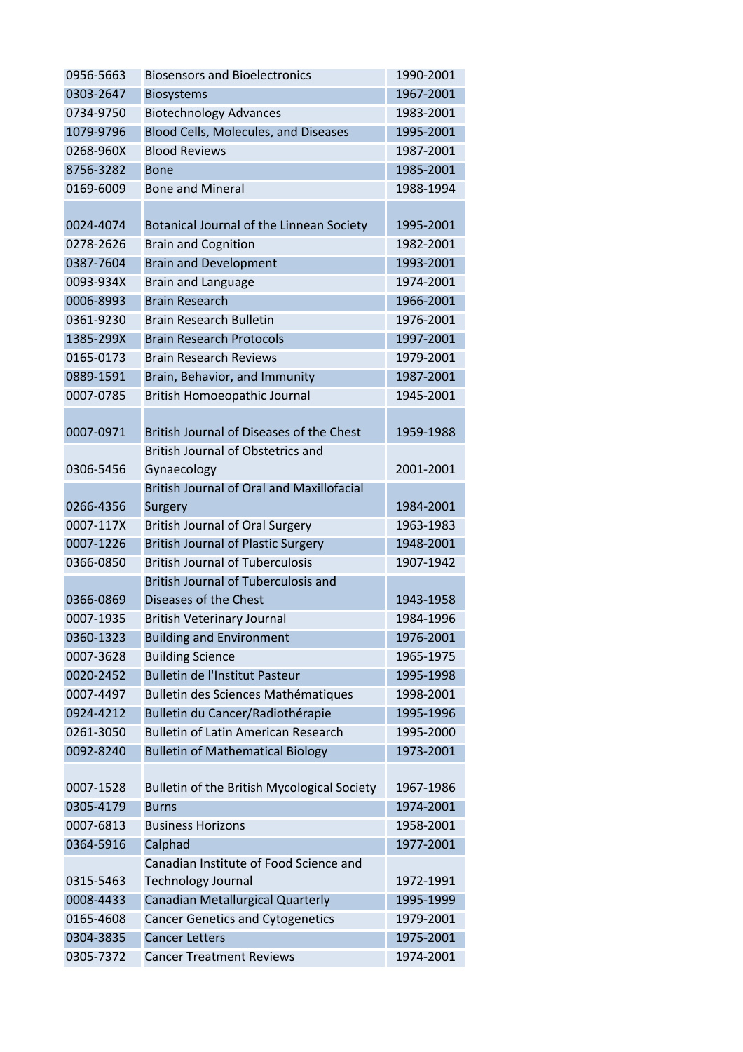| | | |
|---|---|---|
| 0956-5663 | Biosensors and Bioelectronics | 1990-2001 |
| 0303-2647 | Biosystems | 1967-2001 |
| 0734-9750 | Biotechnology Advances | 1983-2001 |
| 1079-9796 | Blood Cells, Molecules, and Diseases | 1995-2001 |
| 0268-960X | Blood Reviews | 1987-2001 |
| 8756-3282 | Bone | 1985-2001 |
| 0169-6009 | Bone and Mineral | 1988-1994 |
| 0024-4074 | Botanical Journal of the Linnean Society | 1995-2001 |
| 0278-2626 | Brain and Cognition | 1982-2001 |
| 0387-7604 | Brain and Development | 1993-2001 |
| 0093-934X | Brain and Language | 1974-2001 |
| 0006-8993 | Brain Research | 1966-2001 |
| 0361-9230 | Brain Research Bulletin | 1976-2001 |
| 1385-299X | Brain Research Protocols | 1997-2001 |
| 0165-0173 | Brain Research Reviews | 1979-2001 |
| 0889-1591 | Brain, Behavior, and Immunity | 1987-2001 |
| 0007-0785 | British Homoeopathic Journal | 1945-2001 |
| 0007-0971 | British Journal of Diseases of the Chest | 1959-1988 |
| 0306-5456 | British Journal of Obstetrics and Gynaecology | 2001-2001 |
| 0266-4356 | British Journal of Oral and Maxillofacial Surgery | 1984-2001 |
| 0007-117X | British Journal of Oral Surgery | 1963-1983 |
| 0007-1226 | British Journal of Plastic Surgery | 1948-2001 |
| 0366-0850 | British Journal of Tuberculosis | 1907-1942 |
| 0366-0869 | British Journal of Tuberculosis and Diseases of the Chest | 1943-1958 |
| 0007-1935 | British Veterinary Journal | 1984-1996 |
| 0360-1323 | Building and Environment | 1976-2001 |
| 0007-3628 | Building Science | 1965-1975 |
| 0020-2452 | Bulletin de l'Institut Pasteur | 1995-1998 |
| 0007-4497 | Bulletin des Sciences Mathématiques | 1998-2001 |
| 0924-4212 | Bulletin du Cancer/Radiothérapie | 1995-1996 |
| 0261-3050 | Bulletin of Latin American Research | 1995-2000 |
| 0092-8240 | Bulletin of Mathematical Biology | 1973-2001 |
| 0007-1528 | Bulletin of the British Mycological Society | 1967-1986 |
| 0305-4179 | Burns | 1974-2001 |
| 0007-6813 | Business Horizons | 1958-2001 |
| 0364-5916 | Calphad | 1977-2001 |
| 0315-5463 | Canadian Institute of Food Science and Technology Journal | 1972-1991 |
| 0008-4433 | Canadian Metallurgical Quarterly | 1995-1999 |
| 0165-4608 | Cancer Genetics and Cytogenetics | 1979-2001 |
| 0304-3835 | Cancer Letters | 1975-2001 |
| 0305-7372 | Cancer Treatment Reviews | 1974-2001 |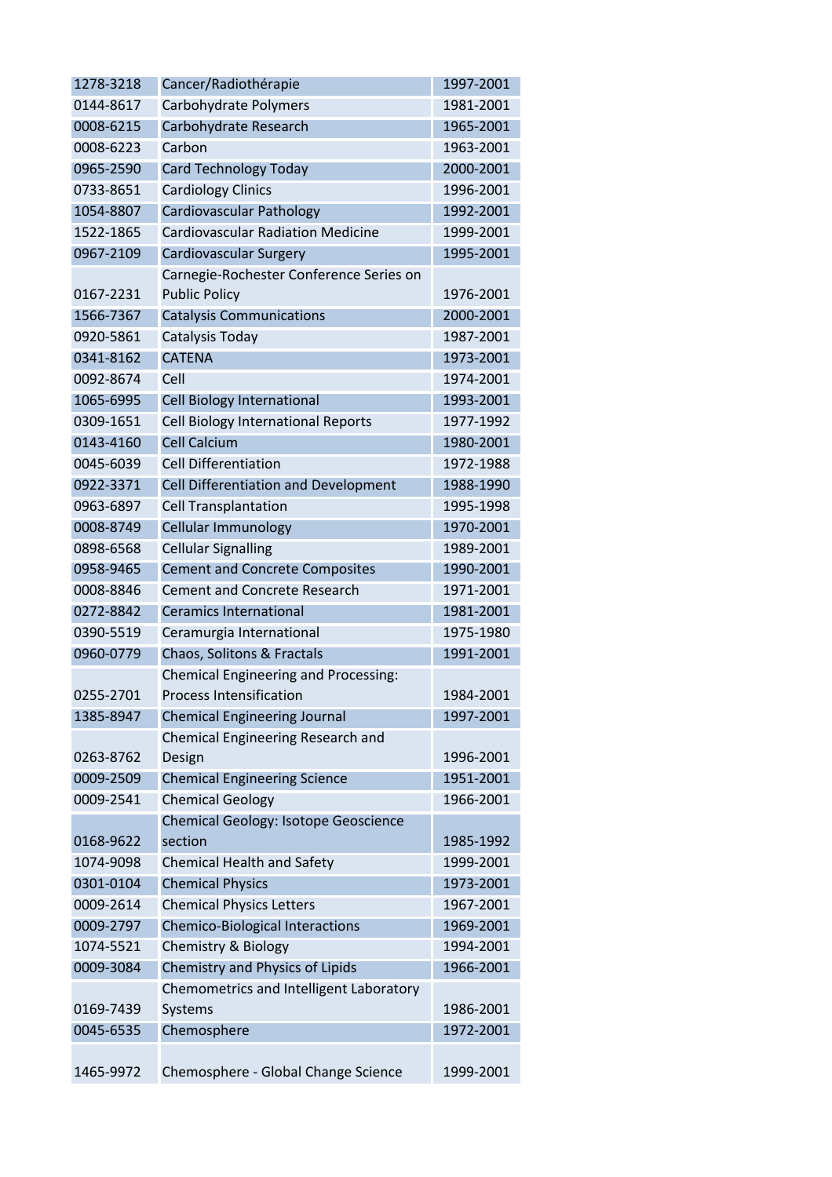| 1278-3218 | Cancer/Radiothérapie | 1997-2001 |
|---|---|---|
| 0144-8617 | Carbohydrate Polymers | 1981-2001 |
| 0008-6215 | Carbohydrate Research | 1965-2001 |
| 0008-6223 | Carbon | 1963-2001 |
| 0965-2590 | Card Technology Today | 2000-2001 |
| 0733-8651 | Cardiology Clinics | 1996-2001 |
| 1054-8807 | Cardiovascular Pathology | 1992-2001 |
| 1522-1865 | Cardiovascular Radiation Medicine | 1999-2001 |
| 0967-2109 | Cardiovascular Surgery | 1995-2001 |
| 0167-2231 | Carnegie-Rochester Conference Series on Public Policy | 1976-2001 |
| 1566-7367 | Catalysis Communications | 2000-2001 |
| 0920-5861 | Catalysis Today | 1987-2001 |
| 0341-8162 | CATENA | 1973-2001 |
| 0092-8674 | Cell | 1974-2001 |
| 1065-6995 | Cell Biology International | 1993-2001 |
| 0309-1651 | Cell Biology International Reports | 1977-1992 |
| 0143-4160 | Cell Calcium | 1980-2001 |
| 0045-6039 | Cell Differentiation | 1972-1988 |
| 0922-3371 | Cell Differentiation and Development | 1988-1990 |
| 0963-6897 | Cell Transplantation | 1995-1998 |
| 0008-8749 | Cellular Immunology | 1970-2001 |
| 0898-6568 | Cellular Signalling | 1989-2001 |
| 0958-9465 | Cement and Concrete Composites | 1990-2001 |
| 0008-8846 | Cement and Concrete Research | 1971-2001 |
| 0272-8842 | Ceramics International | 1981-2001 |
| 0390-5519 | Ceramurgia International | 1975-1980 |
| 0960-0779 | Chaos, Solitons & Fractals | 1991-2001 |
| 0255-2701 | Chemical Engineering and Processing: Process Intensification | 1984-2001 |
| 1385-8947 | Chemical Engineering Journal | 1997-2001 |
| 0263-8762 | Chemical Engineering Research and Design | 1996-2001 |
| 0009-2509 | Chemical Engineering Science | 1951-2001 |
| 0009-2541 | Chemical Geology | 1966-2001 |
| 0168-9622 | Chemical Geology: Isotope Geoscience section | 1985-1992 |
| 1074-9098 | Chemical Health and Safety | 1999-2001 |
| 0301-0104 | Chemical Physics | 1973-2001 |
| 0009-2614 | Chemical Physics Letters | 1967-2001 |
| 0009-2797 | Chemico-Biological Interactions | 1969-2001 |
| 1074-5521 | Chemistry & Biology | 1994-2001 |
| 0009-3084 | Chemistry and Physics of Lipids | 1966-2001 |
| 0169-7439 | Chemometrics and Intelligent Laboratory Systems | 1986-2001 |
| 0045-6535 | Chemosphere | 1972-2001 |
| 1465-9972 | Chemosphere - Global Change Science | 1999-2001 |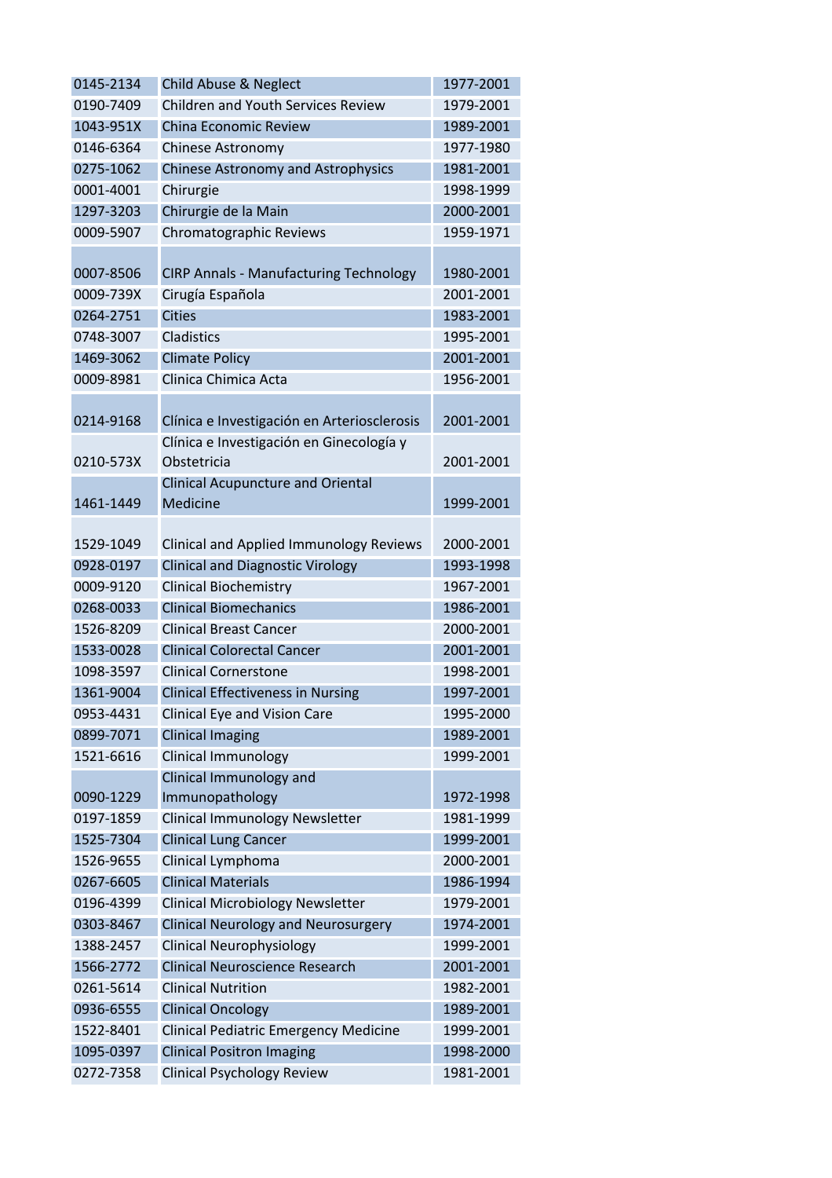| | | |
|---|---|---|
| 0145-2134 | Child Abuse & Neglect | 1977-2001 |
| 0190-7409 | Children and Youth Services Review | 1979-2001 |
| 1043-951X | China Economic Review | 1989-2001 |
| 0146-6364 | Chinese Astronomy | 1977-1980 |
| 0275-1062 | Chinese Astronomy and Astrophysics | 1981-2001 |
| 0001-4001 | Chirurgie | 1998-1999 |
| 1297-3203 | Chirurgie de la Main | 2000-2001 |
| 0009-5907 | Chromatographic Reviews | 1959-1971 |
| 0007-8506 | CIRP Annals - Manufacturing Technology | 1980-2001 |
| 0009-739X | Cirugía Española | 2001-2001 |
| 0264-2751 | Cities | 1983-2001 |
| 0748-3007 | Cladistics | 1995-2001 |
| 1469-3062 | Climate Policy | 2001-2001 |
| 0009-8981 | Clinica Chimica Acta | 1956-2001 |
| 0214-9168 | Clínica e Investigación en Arteriosclerosis | 2001-2001 |
| 0210-573X | Clínica e Investigación en Ginecología y Obstetricia | 2001-2001 |
| 1461-1449 | Clinical Acupuncture and Oriental Medicine | 1999-2001 |
| 1529-1049 | Clinical and Applied Immunology Reviews | 2000-2001 |
| 0928-0197 | Clinical and Diagnostic Virology | 1993-1998 |
| 0009-9120 | Clinical Biochemistry | 1967-2001 |
| 0268-0033 | Clinical Biomechanics | 1986-2001 |
| 1526-8209 | Clinical Breast Cancer | 2000-2001 |
| 1533-0028 | Clinical Colorectal Cancer | 2001-2001 |
| 1098-3597 | Clinical Cornerstone | 1998-2001 |
| 1361-9004 | Clinical Effectiveness in Nursing | 1997-2001 |
| 0953-4431 | Clinical Eye and Vision Care | 1995-2000 |
| 0899-7071 | Clinical Imaging | 1989-2001 |
| 1521-6616 | Clinical Immunology | 1999-2001 |
| 0090-1229 | Clinical Immunology and Immunopathology | 1972-1998 |
| 0197-1859 | Clinical Immunology Newsletter | 1981-1999 |
| 1525-7304 | Clinical Lung Cancer | 1999-2001 |
| 1526-9655 | Clinical Lymphoma | 2000-2001 |
| 0267-6605 | Clinical Materials | 1986-1994 |
| 0196-4399 | Clinical Microbiology Newsletter | 1979-2001 |
| 0303-8467 | Clinical Neurology and Neurosurgery | 1974-2001 |
| 1388-2457 | Clinical Neurophysiology | 1999-2001 |
| 1566-2772 | Clinical Neuroscience Research | 2001-2001 |
| 0261-5614 | Clinical Nutrition | 1982-2001 |
| 0936-6555 | Clinical Oncology | 1989-2001 |
| 1522-8401 | Clinical Pediatric Emergency Medicine | 1999-2001 |
| 1095-0397 | Clinical Positron Imaging | 1998-2000 |
| 0272-7358 | Clinical Psychology Review | 1981-2001 |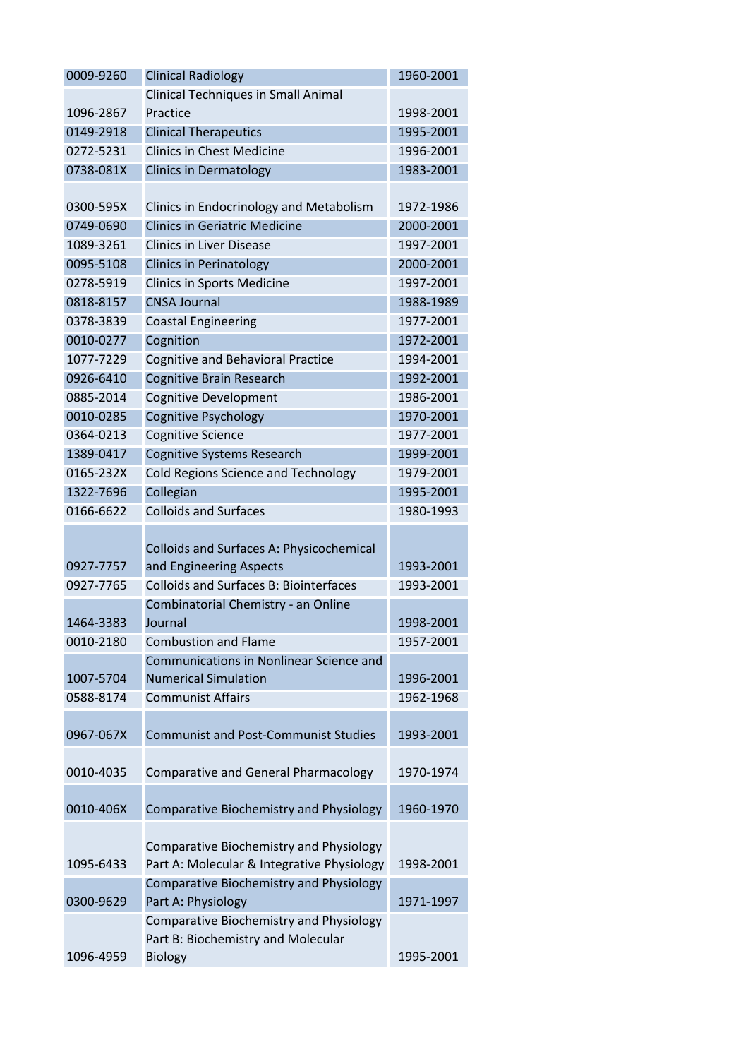| | | |
|---|---|---|
| 0009-9260 | Clinical Radiology | 1960-2001 |
| 1096-2867 | Clinical Techniques in Small Animal Practice | 1998-2001 |
| 0149-2918 | Clinical Therapeutics | 1995-2001 |
| 0272-5231 | Clinics in Chest Medicine | 1996-2001 |
| 0738-081X | Clinics in Dermatology | 1983-2001 |
| 0300-595X | Clinics in Endocrinology and Metabolism | 1972-1986 |
| 0749-0690 | Clinics in Geriatric Medicine | 2000-2001 |
| 1089-3261 | Clinics in Liver Disease | 1997-2001 |
| 0095-5108 | Clinics in Perinatology | 2000-2001 |
| 0278-5919 | Clinics in Sports Medicine | 1997-2001 |
| 0818-8157 | CNSA Journal | 1988-1989 |
| 0378-3839 | Coastal Engineering | 1977-2001 |
| 0010-0277 | Cognition | 1972-2001 |
| 1077-7229 | Cognitive and Behavioral Practice | 1994-2001 |
| 0926-6410 | Cognitive Brain Research | 1992-2001 |
| 0885-2014 | Cognitive Development | 1986-2001 |
| 0010-0285 | Cognitive Psychology | 1970-2001 |
| 0364-0213 | Cognitive Science | 1977-2001 |
| 1389-0417 | Cognitive Systems Research | 1999-2001 |
| 0165-232X | Cold Regions Science and Technology | 1979-2001 |
| 1322-7696 | Collegian | 1995-2001 |
| 0166-6622 | Colloids and Surfaces | 1980-1993 |
| 0927-7757 | Colloids and Surfaces A: Physicochemical and Engineering Aspects | 1993-2001 |
| 0927-7765 | Colloids and Surfaces B: Biointerfaces | 1993-2001 |
| 1464-3383 | Combinatorial Chemistry - an Online Journal | 1998-2001 |
| 0010-2180 | Combustion and Flame | 1957-2001 |
| 1007-5704 | Communications in Nonlinear Science and Numerical Simulation | 1996-2001 |
| 0588-8174 | Communist Affairs | 1962-1968 |
| 0967-067X | Communist and Post-Communist Studies | 1993-2001 |
| 0010-4035 | Comparative and General Pharmacology | 1970-1974 |
| 0010-406X | Comparative Biochemistry and Physiology | 1960-1970 |
| 1095-6433 | Comparative Biochemistry and Physiology Part A: Molecular & Integrative Physiology | 1998-2001 |
| 0300-9629 | Comparative Biochemistry and Physiology Part A: Physiology | 1971-1997 |
| 1096-4959 | Comparative Biochemistry and Physiology Part B: Biochemistry and Molecular Biology | 1995-2001 |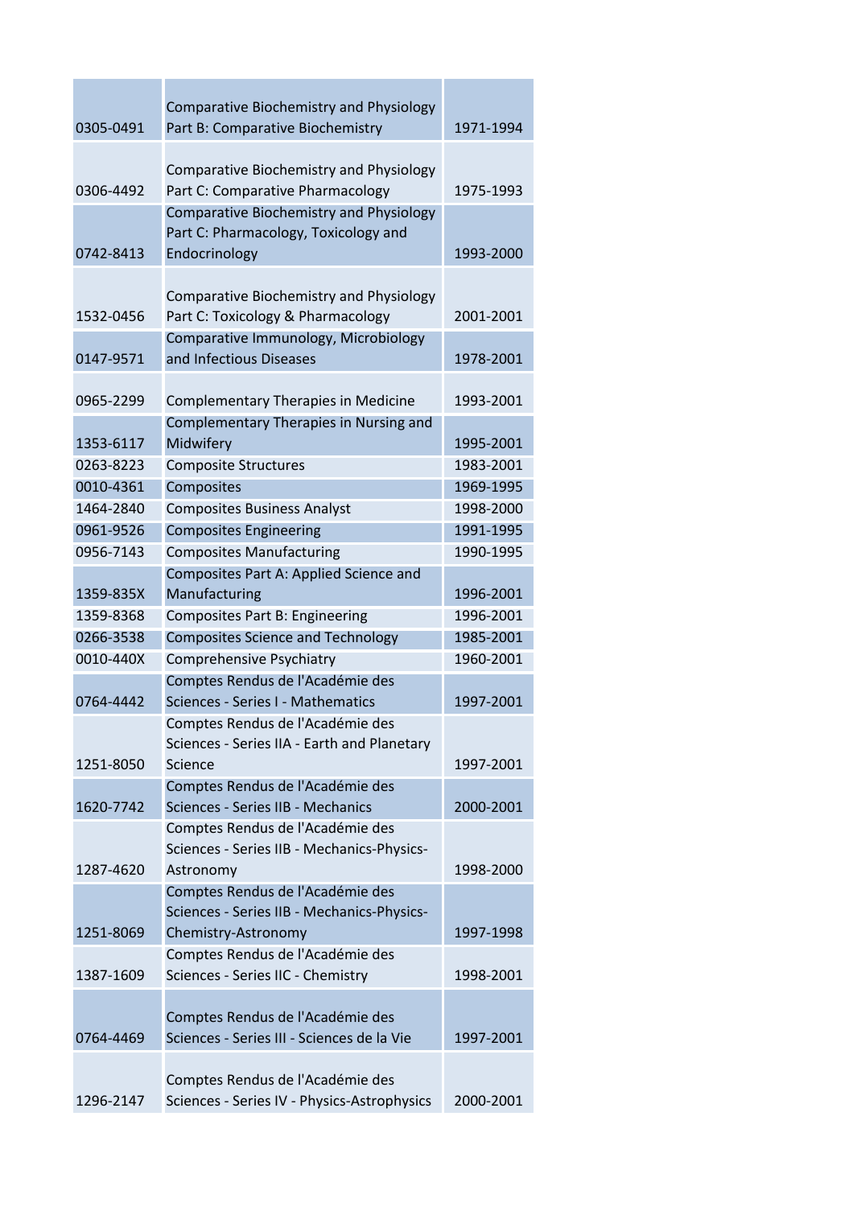| | | |
|---|---|---|
| 0305-0491 | Comparative Biochemistry and Physiology Part B: Comparative Biochemistry | 1971-1994 |
| 0306-4492 | Comparative Biochemistry and Physiology Part C: Comparative Pharmacology | 1975-1993 |
| 0742-8413 | Comparative Biochemistry and Physiology Part C: Pharmacology, Toxicology and Endocrinology | 1993-2000 |
| 1532-0456 | Comparative Biochemistry and Physiology Part C: Toxicology & Pharmacology | 2001-2001 |
| 0147-9571 | Comparative Immunology, Microbiology and Infectious Diseases | 1978-2001 |
| 0965-2299 | Complementary Therapies in Medicine | 1993-2001 |
| 1353-6117 | Complementary Therapies in Nursing and Midwifery | 1995-2001 |
| 0263-8223 | Composite Structures | 1983-2001 |
| 0010-4361 | Composites | 1969-1995 |
| 1464-2840 | Composites Business Analyst | 1998-2000 |
| 0961-9526 | Composites Engineering | 1991-1995 |
| 0956-7143 | Composites Manufacturing | 1990-1995 |
| 1359-835X | Composites Part A: Applied Science and Manufacturing | 1996-2001 |
| 1359-8368 | Composites Part B: Engineering | 1996-2001 |
| 0266-3538 | Composites Science and Technology | 1985-2001 |
| 0010-440X | Comprehensive Psychiatry | 1960-2001 |
| 0764-4442 | Comptes Rendus de l'Académie des Sciences - Series I - Mathematics | 1997-2001 |
| 1251-8050 | Comptes Rendus de l'Académie des Sciences - Series IIA - Earth and Planetary Science | 1997-2001 |
| 1620-7742 | Comptes Rendus de l'Académie des Sciences - Series IIB - Mechanics | 2000-2001 |
| 1287-4620 | Comptes Rendus de l'Académie des Sciences - Series IIB - Mechanics-Physics-Astronomy | 1998-2000 |
| 1251-8069 | Comptes Rendus de l'Académie des Sciences - Series IIB - Mechanics-Physics-Chemistry-Astronomy | 1997-1998 |
| 1387-1609 | Comptes Rendus de l'Académie des Sciences - Series IIC - Chemistry | 1998-2001 |
| 0764-4469 | Comptes Rendus de l'Académie des Sciences - Series III - Sciences de la Vie | 1997-2001 |
| 1296-2147 | Comptes Rendus de l'Académie des Sciences - Series IV - Physics-Astrophysics | 2000-2001 |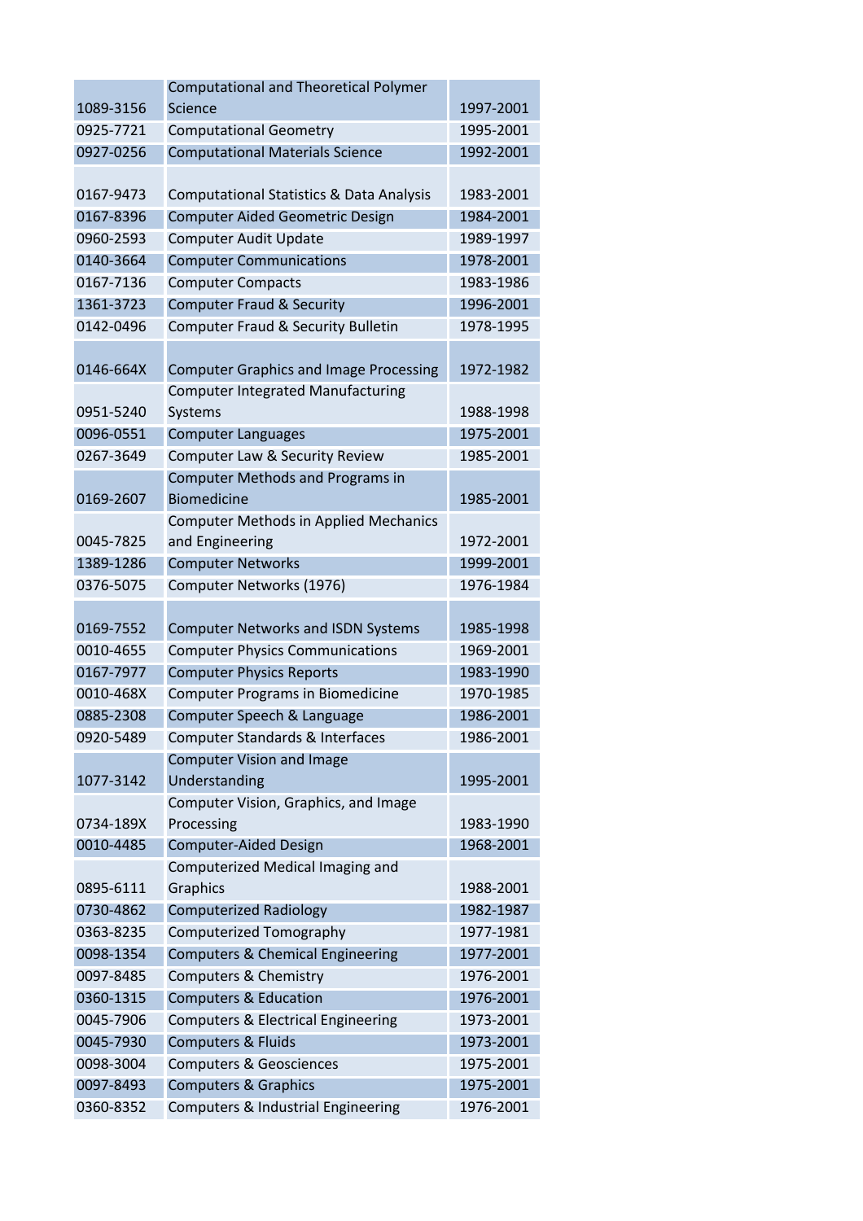| | | |
|---|---|---|
| 1089-3156 | Computational and Theoretical Polymer Science | 1997-2001 |
| 0925-7721 | Computational Geometry | 1995-2001 |
| 0927-0256 | Computational Materials Science | 1992-2001 |
| 0167-9473 | Computational Statistics & Data Analysis | 1983-2001 |
| 0167-8396 | Computer Aided Geometric Design | 1984-2001 |
| 0960-2593 | Computer Audit Update | 1989-1997 |
| 0140-3664 | Computer Communications | 1978-2001 |
| 0167-7136 | Computer Compacts | 1983-1986 |
| 1361-3723 | Computer Fraud & Security | 1996-2001 |
| 0142-0496 | Computer Fraud & Security Bulletin | 1978-1995 |
| 0146-664X | Computer Graphics and Image Processing | 1972-1982 |
| 0951-5240 | Computer Integrated Manufacturing Systems | 1988-1998 |
| 0096-0551 | Computer Languages | 1975-2001 |
| 0267-3649 | Computer Law & Security Review | 1985-2001 |
| 0169-2607 | Computer Methods and Programs in Biomedicine | 1985-2001 |
| 0045-7825 | Computer Methods in Applied Mechanics and Engineering | 1972-2001 |
| 1389-1286 | Computer Networks | 1999-2001 |
| 0376-5075 | Computer Networks (1976) | 1976-1984 |
| 0169-7552 | Computer Networks and ISDN Systems | 1985-1998 |
| 0010-4655 | Computer Physics Communications | 1969-2001 |
| 0167-7977 | Computer Physics Reports | 1983-1990 |
| 0010-468X | Computer Programs in Biomedicine | 1970-1985 |
| 0885-2308 | Computer Speech & Language | 1986-2001 |
| 0920-5489 | Computer Standards & Interfaces | 1986-2001 |
| 1077-3142 | Computer Vision and Image Understanding | 1995-2001 |
| 0734-189X | Computer Vision, Graphics, and Image Processing | 1983-1990 |
| 0010-4485 | Computer-Aided Design | 1968-2001 |
| 0895-6111 | Computerized Medical Imaging and Graphics | 1988-2001 |
| 0730-4862 | Computerized Radiology | 1982-1987 |
| 0363-8235 | Computerized Tomography | 1977-1981 |
| 0098-1354 | Computers & Chemical Engineering | 1977-2001 |
| 0097-8485 | Computers & Chemistry | 1976-2001 |
| 0360-1315 | Computers & Education | 1976-2001 |
| 0045-7906 | Computers & Electrical Engineering | 1973-2001 |
| 0045-7930 | Computers & Fluids | 1973-2001 |
| 0098-3004 | Computers & Geosciences | 1975-2001 |
| 0097-8493 | Computers & Graphics | 1975-2001 |
| 0360-8352 | Computers & Industrial Engineering | 1976-2001 |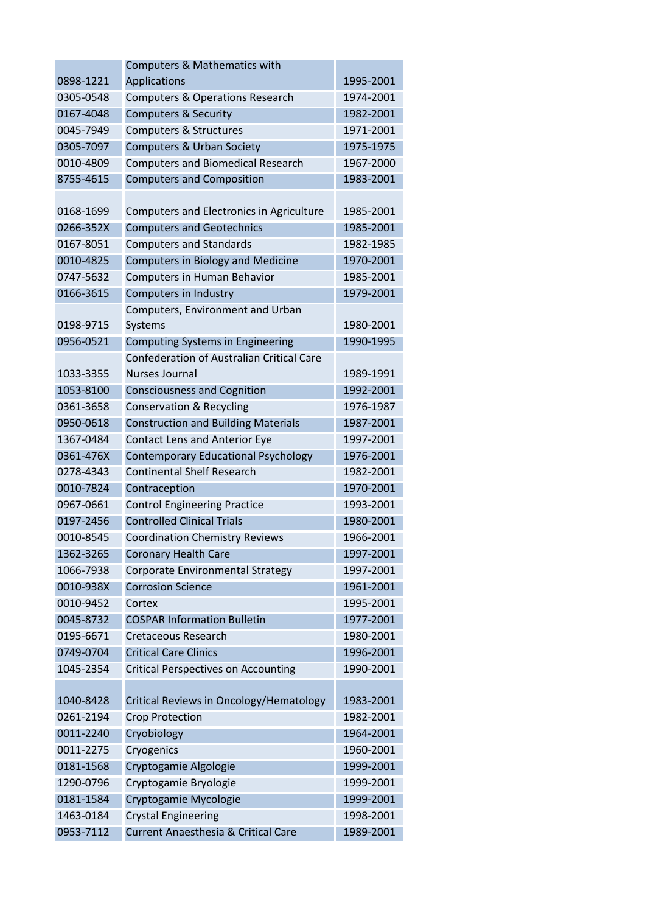| | | |
|---|---|---|
| 0898-1221 | Computers & Mathematics with Applications | 1995-2001 |
| 0305-0548 | Computers & Operations Research | 1974-2001 |
| 0167-4048 | Computers & Security | 1982-2001 |
| 0045-7949 | Computers & Structures | 1971-2001 |
| 0305-7097 | Computers & Urban Society | 1975-1975 |
| 0010-4809 | Computers and Biomedical Research | 1967-2000 |
| 8755-4615 | Computers and Composition | 1983-2001 |
| 0168-1699 | Computers and Electronics in Agriculture | 1985-2001 |
| 0266-352X | Computers and Geotechnics | 1985-2001 |
| 0167-8051 | Computers and Standards | 1982-1985 |
| 0010-4825 | Computers in Biology and Medicine | 1970-2001 |
| 0747-5632 | Computers in Human Behavior | 1985-2001 |
| 0166-3615 | Computers in Industry | 1979-2001 |
| 0198-9715 | Computers, Environment and Urban Systems | 1980-2001 |
| 0956-0521 | Computing Systems in Engineering | 1990-1995 |
| 1033-3355 | Confederation of Australian Critical Care Nurses Journal | 1989-1991 |
| 1053-8100 | Consciousness and Cognition | 1992-2001 |
| 0361-3658 | Conservation & Recycling | 1976-1987 |
| 0950-0618 | Construction and Building Materials | 1987-2001 |
| 1367-0484 | Contact Lens and Anterior Eye | 1997-2001 |
| 0361-476X | Contemporary Educational Psychology | 1976-2001 |
| 0278-4343 | Continental Shelf Research | 1982-2001 |
| 0010-7824 | Contraception | 1970-2001 |
| 0967-0661 | Control Engineering Practice | 1993-2001 |
| 0197-2456 | Controlled Clinical Trials | 1980-2001 |
| 0010-8545 | Coordination Chemistry Reviews | 1966-2001 |
| 1362-3265 | Coronary Health Care | 1997-2001 |
| 1066-7938 | Corporate Environmental Strategy | 1997-2001 |
| 0010-938X | Corrosion Science | 1961-2001 |
| 0010-9452 | Cortex | 1995-2001 |
| 0045-8732 | COSPAR Information Bulletin | 1977-2001 |
| 0195-6671 | Cretaceous Research | 1980-2001 |
| 0749-0704 | Critical Care Clinics | 1996-2001 |
| 1045-2354 | Critical Perspectives on Accounting | 1990-2001 |
| 1040-8428 | Critical Reviews in Oncology/Hematology | 1983-2001 |
| 0261-2194 | Crop Protection | 1982-2001 |
| 0011-2240 | Cryobiology | 1964-2001 |
| 0011-2275 | Cryogenics | 1960-2001 |
| 0181-1568 | Cryptogamie Algologie | 1999-2001 |
| 1290-0796 | Cryptogamie Bryologie | 1999-2001 |
| 0181-1584 | Cryptogamie Mycologie | 1999-2001 |
| 1463-0184 | Crystal Engineering | 1998-2001 |
| 0953-7112 | Current Anaesthesia & Critical Care | 1989-2001 |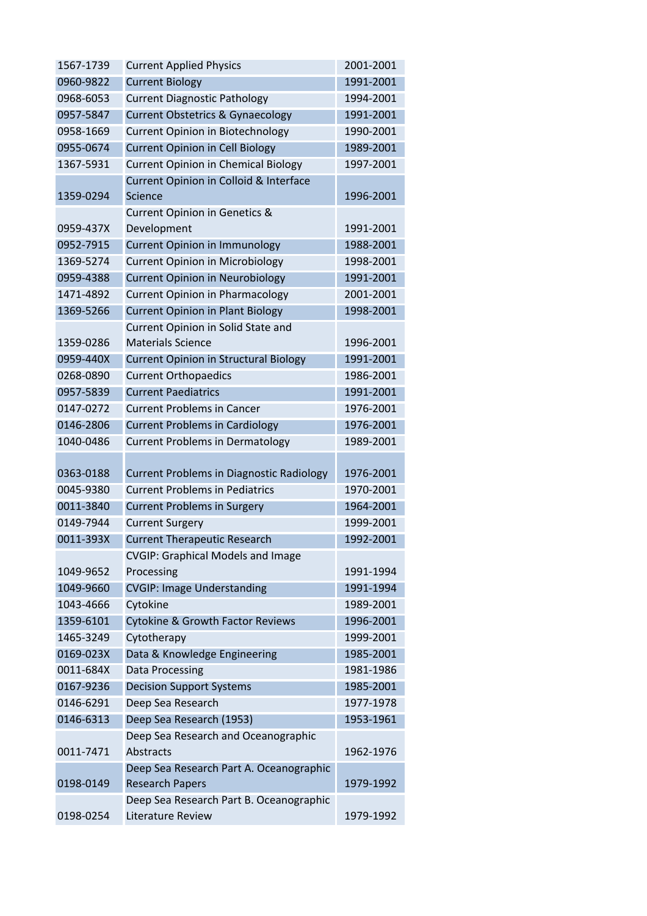| | | |
|---|---|---|
| 1567-1739 | Current Applied Physics | 2001-2001 |
| 0960-9822 | Current Biology | 1991-2001 |
| 0968-6053 | Current Diagnostic Pathology | 1994-2001 |
| 0957-5847 | Current Obstetrics & Gynaecology | 1991-2001 |
| 0958-1669 | Current Opinion in Biotechnology | 1990-2001 |
| 0955-0674 | Current Opinion in Cell Biology | 1989-2001 |
| 1367-5931 | Current Opinion in Chemical Biology | 1997-2001 |
| 1359-0294 | Current Opinion in Colloid & Interface Science | 1996-2001 |
| 0959-437X | Current Opinion in Genetics & Development | 1991-2001 |
| 0952-7915 | Current Opinion in Immunology | 1988-2001 |
| 1369-5274 | Current Opinion in Microbiology | 1998-2001 |
| 0959-4388 | Current Opinion in Neurobiology | 1991-2001 |
| 1471-4892 | Current Opinion in Pharmacology | 2001-2001 |
| 1369-5266 | Current Opinion in Plant Biology | 1998-2001 |
| 1359-0286 | Current Opinion in Solid State and Materials Science | 1996-2001 |
| 0959-440X | Current Opinion in Structural Biology | 1991-2001 |
| 0268-0890 | Current Orthopaedics | 1986-2001 |
| 0957-5839 | Current Paediatrics | 1991-2001 |
| 0147-0272 | Current Problems in Cancer | 1976-2001 |
| 0146-2806 | Current Problems in Cardiology | 1976-2001 |
| 1040-0486 | Current Problems in Dermatology | 1989-2001 |
| 0363-0188 | Current Problems in Diagnostic Radiology | 1976-2001 |
| 0045-9380 | Current Problems in Pediatrics | 1970-2001 |
| 0011-3840 | Current Problems in Surgery | 1964-2001 |
| 0149-7944 | Current Surgery | 1999-2001 |
| 0011-393X | Current Therapeutic Research | 1992-2001 |
| 1049-9652 | CVGIP: Graphical Models and Image Processing | 1991-1994 |
| 1049-9660 | CVGIP: Image Understanding | 1991-1994 |
| 1043-4666 | Cytokine | 1989-2001 |
| 1359-6101 | Cytokine & Growth Factor Reviews | 1996-2001 |
| 1465-3249 | Cytotherapy | 1999-2001 |
| 0169-023X | Data & Knowledge Engineering | 1985-2001 |
| 0011-684X | Data Processing | 1981-1986 |
| 0167-9236 | Decision Support Systems | 1985-2001 |
| 0146-6291 | Deep Sea Research | 1977-1978 |
| 0146-6313 | Deep Sea Research (1953) | 1953-1961 |
| 0011-7471 | Deep Sea Research and Oceanographic Abstracts | 1962-1976 |
| 0198-0149 | Deep Sea Research Part A. Oceanographic Research Papers | 1979-1992 |
| 0198-0254 | Deep Sea Research Part B. Oceanographic Literature Review | 1979-1992 |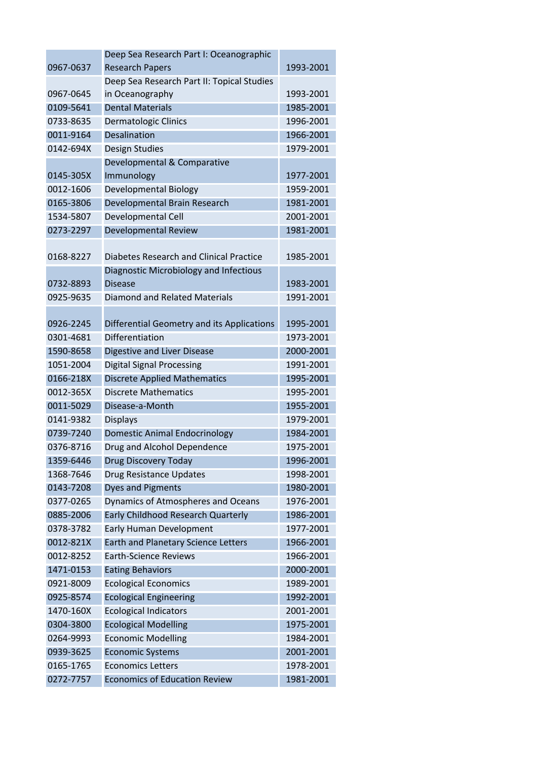| | | |
|---|---|---|
| 0967-0637 | Deep Sea Research Part I: Oceanographic Research Papers | 1993-2001 |
| 0967-0645 | Deep Sea Research Part II: Topical Studies in Oceanography | 1993-2001 |
| 0109-5641 | Dental Materials | 1985-2001 |
| 0733-8635 | Dermatologic Clinics | 1996-2001 |
| 0011-9164 | Desalination | 1966-2001 |
| 0142-694X | Design Studies | 1979-2001 |
| 0145-305X | Developmental & Comparative Immunology | 1977-2001 |
| 0012-1606 | Developmental Biology | 1959-2001 |
| 0165-3806 | Developmental Brain Research | 1981-2001 |
| 1534-5807 | Developmental Cell | 2001-2001 |
| 0273-2297 | Developmental Review | 1981-2001 |
| 0168-8227 | Diabetes Research and Clinical Practice | 1985-2001 |
| 0732-8893 | Diagnostic Microbiology and Infectious Disease | 1983-2001 |
| 0925-9635 | Diamond and Related Materials | 1991-2001 |
| 0926-2245 | Differential Geometry and its Applications | 1995-2001 |
| 0301-4681 | Differentiation | 1973-2001 |
| 1590-8658 | Digestive and Liver Disease | 2000-2001 |
| 1051-2004 | Digital Signal Processing | 1991-2001 |
| 0166-218X | Discrete Applied Mathematics | 1995-2001 |
| 0012-365X | Discrete Mathematics | 1995-2001 |
| 0011-5029 | Disease-a-Month | 1955-2001 |
| 0141-9382 | Displays | 1979-2001 |
| 0739-7240 | Domestic Animal Endocrinology | 1984-2001 |
| 0376-8716 | Drug and Alcohol Dependence | 1975-2001 |
| 1359-6446 | Drug Discovery Today | 1996-2001 |
| 1368-7646 | Drug Resistance Updates | 1998-2001 |
| 0143-7208 | Dyes and Pigments | 1980-2001 |
| 0377-0265 | Dynamics of Atmospheres and Oceans | 1976-2001 |
| 0885-2006 | Early Childhood Research Quarterly | 1986-2001 |
| 0378-3782 | Early Human Development | 1977-2001 |
| 0012-821X | Earth and Planetary Science Letters | 1966-2001 |
| 0012-8252 | Earth-Science Reviews | 1966-2001 |
| 1471-0153 | Eating Behaviors | 2000-2001 |
| 0921-8009 | Ecological Economics | 1989-2001 |
| 0925-8574 | Ecological Engineering | 1992-2001 |
| 1470-160X | Ecological Indicators | 2001-2001 |
| 0304-3800 | Ecological Modelling | 1975-2001 |
| 0264-9993 | Economic Modelling | 1984-2001 |
| 0939-3625 | Economic Systems | 2001-2001 |
| 0165-1765 | Economics Letters | 1978-2001 |
| 0272-7757 | Economics of Education Review | 1981-2001 |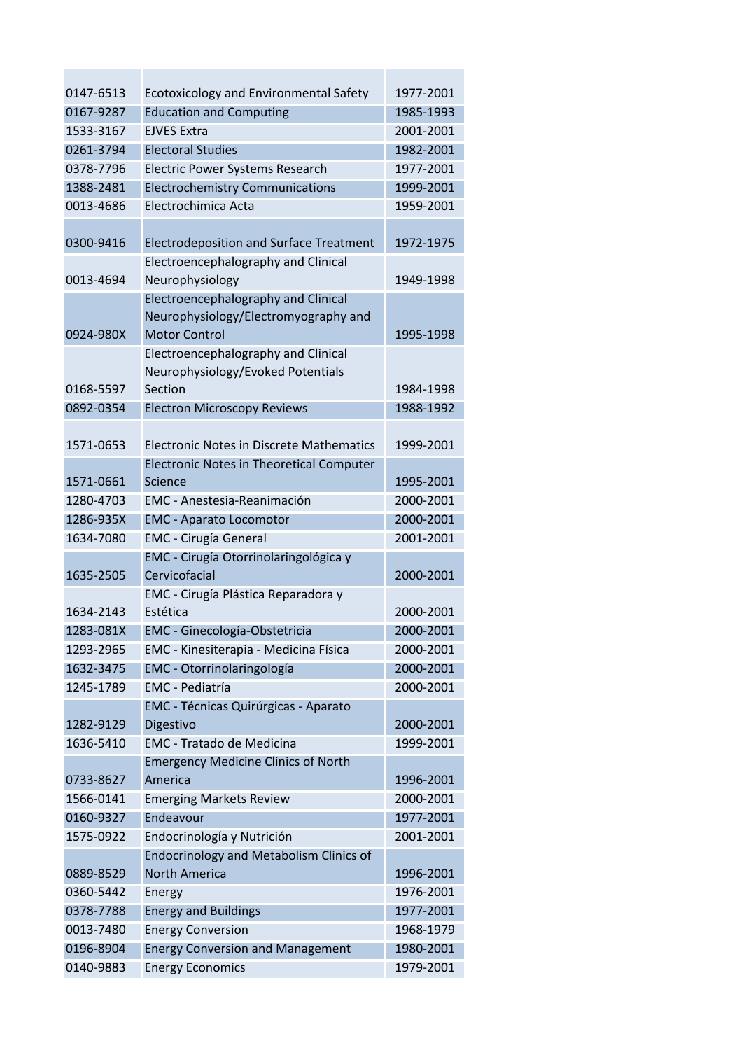| | | |
|---|---|---|
| 0147-6513 | Ecotoxicology and Environmental Safety | 1977-2001 |
| 0167-9287 | Education and Computing | 1985-1993 |
| 1533-3167 | EJVES Extra | 2001-2001 |
| 0261-3794 | Electoral Studies | 1982-2001 |
| 0378-7796 | Electric Power Systems Research | 1977-2001 |
| 1388-2481 | Electrochemistry Communications | 1999-2001 |
| 0013-4686 | Electrochimica Acta | 1959-2001 |
| 0300-9416 | Electrodeposition and Surface Treatment | 1972-1975 |
| 0013-4694 | Electroencephalography and Clinical Neurophysiology | 1949-1998 |
| 0924-980X | Electroencephalography and Clinical Neurophysiology/Electromyography and Motor Control | 1995-1998 |
| 0168-5597 | Electroencephalography and Clinical Neurophysiology/Evoked Potentials Section | 1984-1998 |
| 0892-0354 | Electron Microscopy Reviews | 1988-1992 |
| 1571-0653 | Electronic Notes in Discrete Mathematics | 1999-2001 |
| 1571-0661 | Electronic Notes in Theoretical Computer Science | 1995-2001 |
| 1280-4703 | EMC - Anestesia-Reanimación | 2000-2001 |
| 1286-935X | EMC - Aparato Locomotor | 2000-2001 |
| 1634-7080 | EMC - Cirugía General | 2001-2001 |
| 1635-2505 | EMC - Cirugía Otorrinolaringológica y Cervicofacial | 2000-2001 |
| 1634-2143 | EMC - Cirugía Plástica Reparadora y Estética | 2000-2001 |
| 1283-081X | EMC - Ginecología-Obstetricia | 2000-2001 |
| 1293-2965 | EMC - Kinesiterapia - Medicina Física | 2000-2001 |
| 1632-3475 | EMC - Otorrinolaringología | 2000-2001 |
| 1245-1789 | EMC - Pediatría | 2000-2001 |
| 1282-9129 | EMC - Técnicas Quirúrgicas - Aparato Digestivo | 2000-2001 |
| 1636-5410 | EMC - Tratado de Medicina | 1999-2001 |
| 0733-8627 | Emergency Medicine Clinics of North America | 1996-2001 |
| 1566-0141 | Emerging Markets Review | 2000-2001 |
| 0160-9327 | Endeavour | 1977-2001 |
| 1575-0922 | Endocrinología y Nutrición | 2001-2001 |
| 0889-8529 | Endocrinology and Metabolism Clinics of North America | 1996-2001 |
| 0360-5442 | Energy | 1976-2001 |
| 0378-7788 | Energy and Buildings | 1977-2001 |
| 0013-7480 | Energy Conversion | 1968-1979 |
| 0196-8904 | Energy Conversion and Management | 1980-2001 |
| 0140-9883 | Energy Economics | 1979-2001 |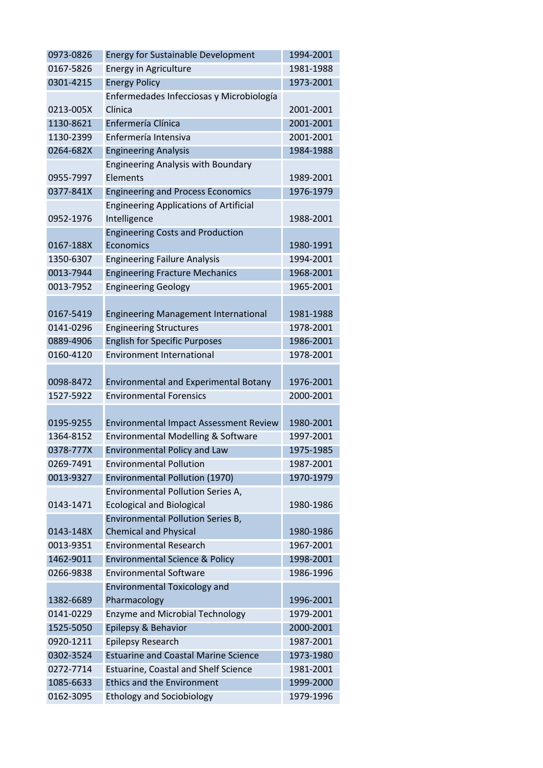| 0973-0826 | Energy for Sustainable Development | 1994-2001 |
|---|---|---|
| 0167-5826 | Energy in Agriculture | 1981-1988 |
| 0301-4215 | Energy Policy | 1973-2001 |
| 0213-005X | Enfermedades Infecciosas y Microbiología Clínica | 2001-2001 |
| 1130-8621 | Enfermería Clínica | 2001-2001 |
| 1130-2399 | Enfermería Intensiva | 2001-2001 |
| 0264-682X | Engineering Analysis | 1984-1988 |
| 0955-7997 | Engineering Analysis with Boundary Elements | 1989-2001 |
| 0377-841X | Engineering and Process Economics | 1976-1979 |
| 0952-1976 | Engineering Applications of Artificial Intelligence | 1988-2001 |
| 0167-188X | Engineering Costs and Production Economics | 1980-1991 |
| 1350-6307 | Engineering Failure Analysis | 1994-2001 |
| 0013-7944 | Engineering Fracture Mechanics | 1968-2001 |
| 0013-7952 | Engineering Geology | 1965-2001 |
| 0167-5419 | Engineering Management International | 1981-1988 |
| 0141-0296 | Engineering Structures | 1978-2001 |
| 0889-4906 | English for Specific Purposes | 1986-2001 |
| 0160-4120 | Environment International | 1978-2001 |
| 0098-8472 | Environmental and Experimental Botany | 1976-2001 |
| 1527-5922 | Environmental Forensics | 2000-2001 |
| 0195-9255 | Environmental Impact Assessment Review | 1980-2001 |
| 1364-8152 | Environmental Modelling & Software | 1997-2001 |
| 0378-777X | Environmental Policy and Law | 1975-1985 |
| 0269-7491 | Environmental Pollution | 1987-2001 |
| 0013-9327 | Environmental Pollution (1970) | 1970-1979 |
| 0143-1471 | Environmental Pollution Series A, Ecological and Biological | 1980-1986 |
| 0143-148X | Environmental Pollution Series B, Chemical and Physical | 1980-1986 |
| 0013-9351 | Environmental Research | 1967-2001 |
| 1462-9011 | Environmental Science & Policy | 1998-2001 |
| 0266-9838 | Environmental Software | 1986-1996 |
| 1382-6689 | Environmental Toxicology and Pharmacology | 1996-2001 |
| 0141-0229 | Enzyme and Microbial Technology | 1979-2001 |
| 1525-5050 | Epilepsy & Behavior | 2000-2001 |
| 0920-1211 | Epilepsy Research | 1987-2001 |
| 0302-3524 | Estuarine and Coastal Marine Science | 1973-1980 |
| 0272-7714 | Estuarine, Coastal and Shelf Science | 1981-2001 |
| 1085-6633 | Ethics and the Environment | 1999-2000 |
| 0162-3095 | Ethology and Sociobiology | 1979-1996 |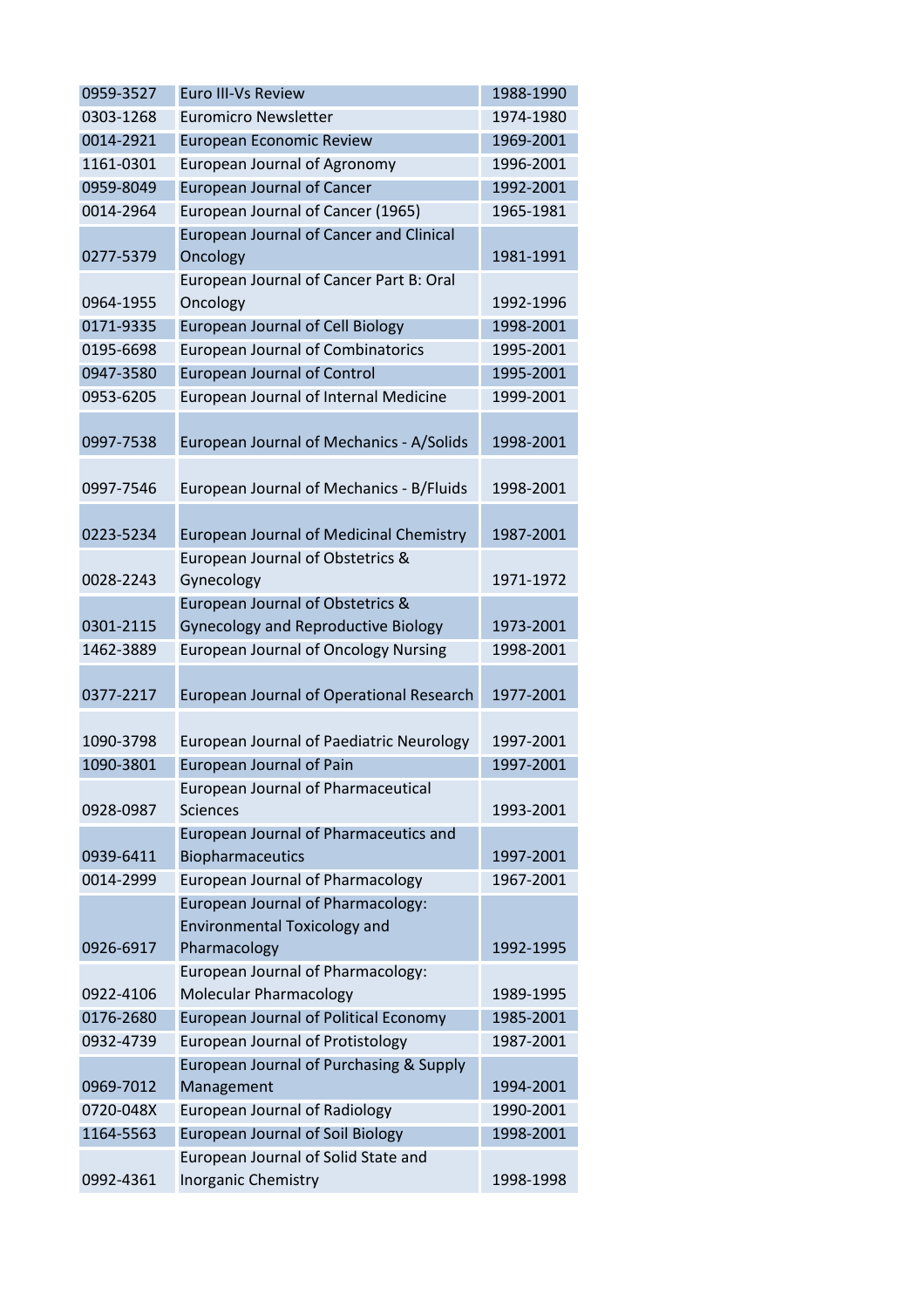| | | |
|---|---|---|
| 0959-3527 | Euro III-Vs Review | 1988-1990 |
| 0303-1268 | Euromicro Newsletter | 1974-1980 |
| 0014-2921 | European Economic Review | 1969-2001 |
| 1161-0301 | European Journal of Agronomy | 1996-2001 |
| 0959-8049 | European Journal of Cancer | 1992-2001 |
| 0014-2964 | European Journal of Cancer (1965) | 1965-1981 |
| 0277-5379 | European Journal of Cancer and Clinical Oncology | 1981-1991 |
| 0964-1955 | European Journal of Cancer Part B: Oral Oncology | 1992-1996 |
| 0171-9335 | European Journal of Cell Biology | 1998-2001 |
| 0195-6698 | European Journal of Combinatorics | 1995-2001 |
| 0947-3580 | European Journal of Control | 1995-2001 |
| 0953-6205 | European Journal of Internal Medicine | 1999-2001 |
| 0997-7538 | European Journal of Mechanics - A/Solids | 1998-2001 |
| 0997-7546 | European Journal of Mechanics - B/Fluids | 1998-2001 |
| 0223-5234 | European Journal of Medicinal Chemistry | 1987-2001 |
| 0028-2243 | European Journal of Obstetrics & Gynecology | 1971-1972 |
| 0301-2115 | European Journal of Obstetrics & Gynecology and Reproductive Biology | 1973-2001 |
| 1462-3889 | European Journal of Oncology Nursing | 1998-2001 |
| 0377-2217 | European Journal of Operational Research | 1977-2001 |
| 1090-3798 | European Journal of Paediatric Neurology | 1997-2001 |
| 1090-3801 | European Journal of Pain | 1997-2001 |
| 0928-0987 | European Journal of Pharmaceutical Sciences | 1993-2001 |
| 0939-6411 | European Journal of Pharmaceutics and Biopharmaceutics | 1997-2001 |
| 0014-2999 | European Journal of Pharmacology | 1967-2001 |
| 0926-6917 | European Journal of Pharmacology: Environmental Toxicology and Pharmacology | 1992-1995 |
| 0922-4106 | European Journal of Pharmacology: Molecular Pharmacology | 1989-1995 |
| 0176-2680 | European Journal of Political Economy | 1985-2001 |
| 0932-4739 | European Journal of Protistology | 1987-2001 |
| 0969-7012 | European Journal of Purchasing & Supply Management | 1994-2001 |
| 0720-048X | European Journal of Radiology | 1990-2001 |
| 1164-5563 | European Journal of Soil Biology | 1998-2001 |
| 0992-4361 | European Journal of Solid State and Inorganic Chemistry | 1998-1998 |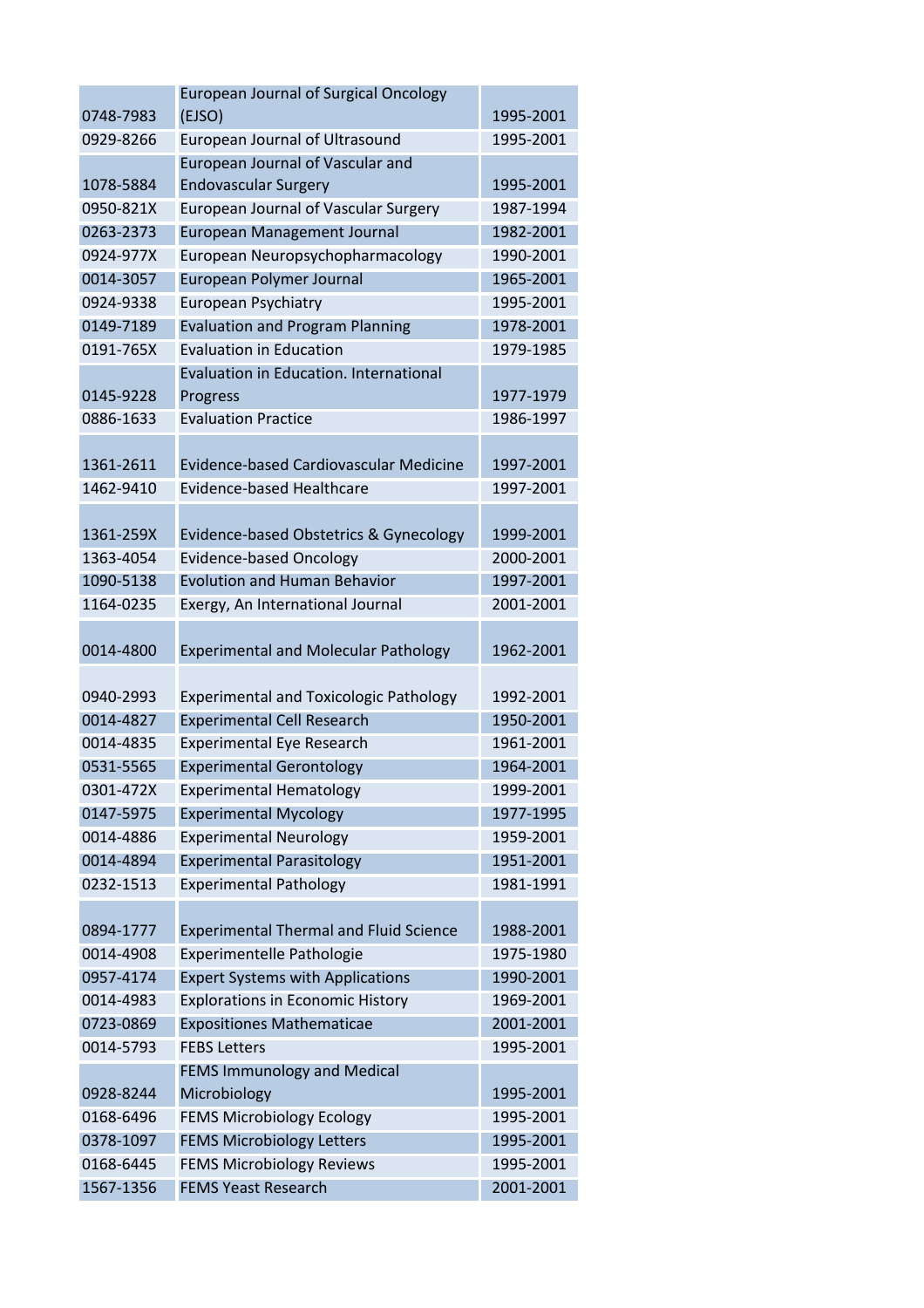| | | |
|---|---|---|
| 0748-7983 | European Journal of Surgical Oncology (EJSO) | 1995-2001 |
| 0929-8266 | European Journal of Ultrasound | 1995-2001 |
| 1078-5884 | European Journal of Vascular and Endovascular Surgery | 1995-2001 |
| 0950-821X | European Journal of Vascular Surgery | 1987-1994 |
| 0263-2373 | European Management Journal | 1982-2001 |
| 0924-977X | European Neuropsychopharmacology | 1990-2001 |
| 0014-3057 | European Polymer Journal | 1965-2001 |
| 0924-9338 | European Psychiatry | 1995-2001 |
| 0149-7189 | Evaluation and Program Planning | 1978-2001 |
| 0191-765X | Evaluation in Education | 1979-1985 |
| 0145-9228 | Evaluation in Education. International Progress | 1977-1979 |
| 0886-1633 | Evaluation Practice | 1986-1997 |
| 1361-2611 | Evidence-based Cardiovascular Medicine | 1997-2001 |
| 1462-9410 | Evidence-based Healthcare | 1997-2001 |
| 1361-259X | Evidence-based Obstetrics & Gynecology | 1999-2001 |
| 1363-4054 | Evidence-based Oncology | 2000-2001 |
| 1090-5138 | Evolution and Human Behavior | 1997-2001 |
| 1164-0235 | Exergy, An International Journal | 2001-2001 |
| 0014-4800 | Experimental and Molecular Pathology | 1962-2001 |
| 0940-2993 | Experimental and Toxicologic Pathology | 1992-2001 |
| 0014-4827 | Experimental Cell Research | 1950-2001 |
| 0014-4835 | Experimental Eye Research | 1961-2001 |
| 0531-5565 | Experimental Gerontology | 1964-2001 |
| 0301-472X | Experimental Hematology | 1999-2001 |
| 0147-5975 | Experimental Mycology | 1977-1995 |
| 0014-4886 | Experimental Neurology | 1959-2001 |
| 0014-4894 | Experimental Parasitology | 1951-2001 |
| 0232-1513 | Experimental Pathology | 1981-1991 |
| 0894-1777 | Experimental Thermal and Fluid Science | 1988-2001 |
| 0014-4908 | Experimentelle Pathologie | 1975-1980 |
| 0957-4174 | Expert Systems with Applications | 1990-2001 |
| 0014-4983 | Explorations in Economic History | 1969-2001 |
| 0723-0869 | Expositiones Mathematicae | 2001-2001 |
| 0014-5793 | FEBS Letters | 1995-2001 |
| 0928-8244 | FEMS Immunology and Medical Microbiology | 1995-2001 |
| 0168-6496 | FEMS Microbiology Ecology | 1995-2001 |
| 0378-1097 | FEMS Microbiology Letters | 1995-2001 |
| 0168-6445 | FEMS Microbiology Reviews | 1995-2001 |
| 1567-1356 | FEMS Yeast Research | 2001-2001 |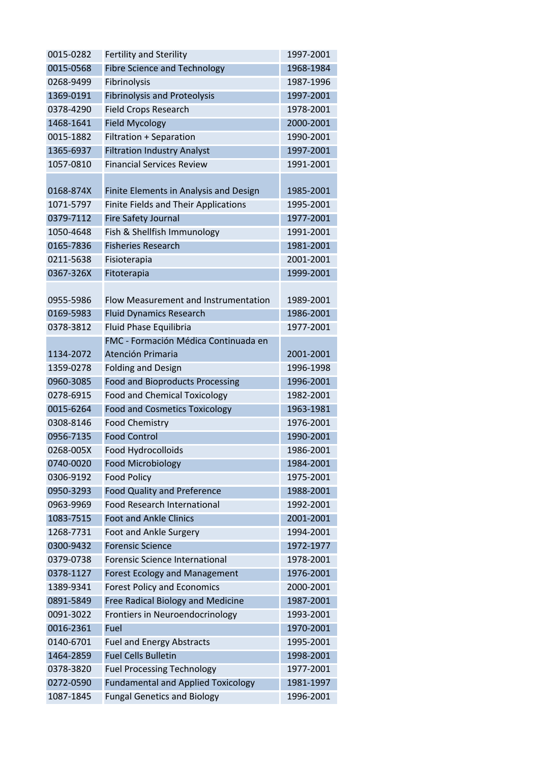| | | |
|---|---|---|
| 0015-0282 | Fertility and Sterility | 1997-2001 |
| 0015-0568 | Fibre Science and Technology | 1968-1984 |
| 0268-9499 | Fibrinolysis | 1987-1996 |
| 1369-0191 | Fibrinolysis and Proteolysis | 1997-2001 |
| 0378-4290 | Field Crops Research | 1978-2001 |
| 1468-1641 | Field Mycology | 2000-2001 |
| 0015-1882 | Filtration + Separation | 1990-2001 |
| 1365-6937 | Filtration Industry Analyst | 1997-2001 |
| 1057-0810 | Financial Services Review | 1991-2001 |
| 0168-874X | Finite Elements in Analysis and Design | 1985-2001 |
| 1071-5797 | Finite Fields and Their Applications | 1995-2001 |
| 0379-7112 | Fire Safety Journal | 1977-2001 |
| 1050-4648 | Fish & Shellfish Immunology | 1991-2001 |
| 0165-7836 | Fisheries Research | 1981-2001 |
| 0211-5638 | Fisioterapia | 2001-2001 |
| 0367-326X | Fitoterapia | 1999-2001 |
| 0955-5986 | Flow Measurement and Instrumentation | 1989-2001 |
| 0169-5983 | Fluid Dynamics Research | 1986-2001 |
| 0378-3812 | Fluid Phase Equilibria | 1977-2001 |
| 1134-2072 | FMC - Formación Médica Continuada en Atención Primaria | 2001-2001 |
| 1359-0278 | Folding and Design | 1996-1998 |
| 0960-3085 | Food and Bioproducts Processing | 1996-2001 |
| 0278-6915 | Food and Chemical Toxicology | 1982-2001 |
| 0015-6264 | Food and Cosmetics Toxicology | 1963-1981 |
| 0308-8146 | Food Chemistry | 1976-2001 |
| 0956-7135 | Food Control | 1990-2001 |
| 0268-005X | Food Hydrocolloids | 1986-2001 |
| 0740-0020 | Food Microbiology | 1984-2001 |
| 0306-9192 | Food Policy | 1975-2001 |
| 0950-3293 | Food Quality and Preference | 1988-2001 |
| 0963-9969 | Food Research International | 1992-2001 |
| 1083-7515 | Foot and Ankle Clinics | 2001-2001 |
| 1268-7731 | Foot and Ankle Surgery | 1994-2001 |
| 0300-9432 | Forensic Science | 1972-1977 |
| 0379-0738 | Forensic Science International | 1978-2001 |
| 0378-1127 | Forest Ecology and Management | 1976-2001 |
| 1389-9341 | Forest Policy and Economics | 2000-2001 |
| 0891-5849 | Free Radical Biology and Medicine | 1987-2001 |
| 0091-3022 | Frontiers in Neuroendocrinology | 1993-2001 |
| 0016-2361 | Fuel | 1970-2001 |
| 0140-6701 | Fuel and Energy Abstracts | 1995-2001 |
| 1464-2859 | Fuel Cells Bulletin | 1998-2001 |
| 0378-3820 | Fuel Processing Technology | 1977-2001 |
| 0272-0590 | Fundamental and Applied Toxicology | 1981-1997 |
| 1087-1845 | Fungal Genetics and Biology | 1996-2001 |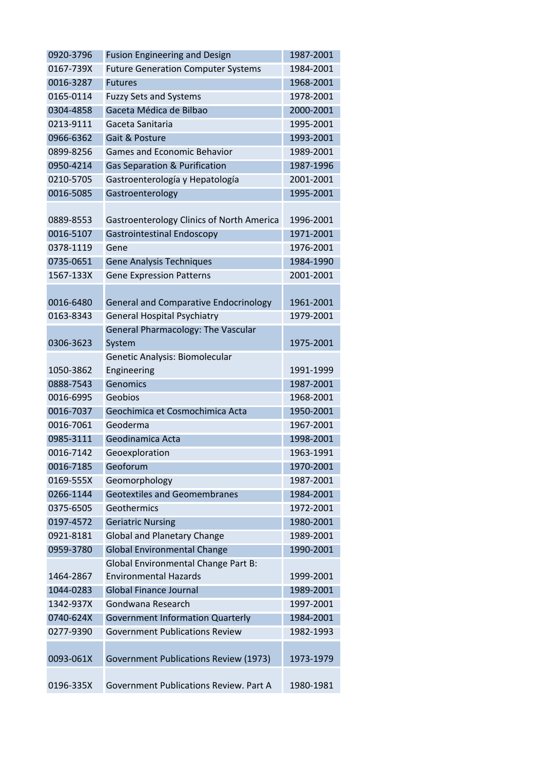| | | |
|---|---|---|
| 0920-3796 | Fusion Engineering and Design | 1987-2001 |
| 0167-739X | Future Generation Computer Systems | 1984-2001 |
| 0016-3287 | Futures | 1968-2001 |
| 0165-0114 | Fuzzy Sets and Systems | 1978-2001 |
| 0304-4858 | Gaceta Médica de Bilbao | 2000-2001 |
| 0213-9111 | Gaceta Sanitaria | 1995-2001 |
| 0966-6362 | Gait & Posture | 1993-2001 |
| 0899-8256 | Games and Economic Behavior | 1989-2001 |
| 0950-4214 | Gas Separation & Purification | 1987-1996 |
| 0210-5705 | Gastroenterología y Hepatología | 2001-2001 |
| 0016-5085 | Gastroenterology | 1995-2001 |
| 0889-8553 | Gastroenterology Clinics of North America | 1996-2001 |
| 0016-5107 | Gastrointestinal Endoscopy | 1971-2001 |
| 0378-1119 | Gene | 1976-2001 |
| 0735-0651 | Gene Analysis Techniques | 1984-1990 |
| 1567-133X | Gene Expression Patterns | 2001-2001 |
| 0016-6480 | General and Comparative Endocrinology | 1961-2001 |
| 0163-8343 | General Hospital Psychiatry | 1979-2001 |
| 0306-3623 | General Pharmacology: The Vascular System | 1975-2001 |
| 1050-3862 | Genetic Analysis: Biomolecular Engineering | 1991-1999 |
| 0888-7543 | Genomics | 1987-2001 |
| 0016-6995 | Geobios | 1968-2001 |
| 0016-7037 | Geochimica et Cosmochimica Acta | 1950-2001 |
| 0016-7061 | Geoderma | 1967-2001 |
| 0985-3111 | Geodinamica Acta | 1998-2001 |
| 0016-7142 | Geoexploration | 1963-1991 |
| 0016-7185 | Geoforum | 1970-2001 |
| 0169-555X | Geomorphology | 1987-2001 |
| 0266-1144 | Geotextiles and Geomembranes | 1984-2001 |
| 0375-6505 | Geothermics | 1972-2001 |
| 0197-4572 | Geriatric Nursing | 1980-2001 |
| 0921-8181 | Global and Planetary Change | 1989-2001 |
| 0959-3780 | Global Environmental Change | 1990-2001 |
| 1464-2867 | Global Environmental Change Part B: Environmental Hazards | 1999-2001 |
| 1044-0283 | Global Finance Journal | 1989-2001 |
| 1342-937X | Gondwana Research | 1997-2001 |
| 0740-624X | Government Information Quarterly | 1984-2001 |
| 0277-9390 | Government Publications Review | 1982-1993 |
| 0093-061X | Government Publications Review (1973) | 1973-1979 |
| 0196-335X | Government Publications Review. Part A | 1980-1981 |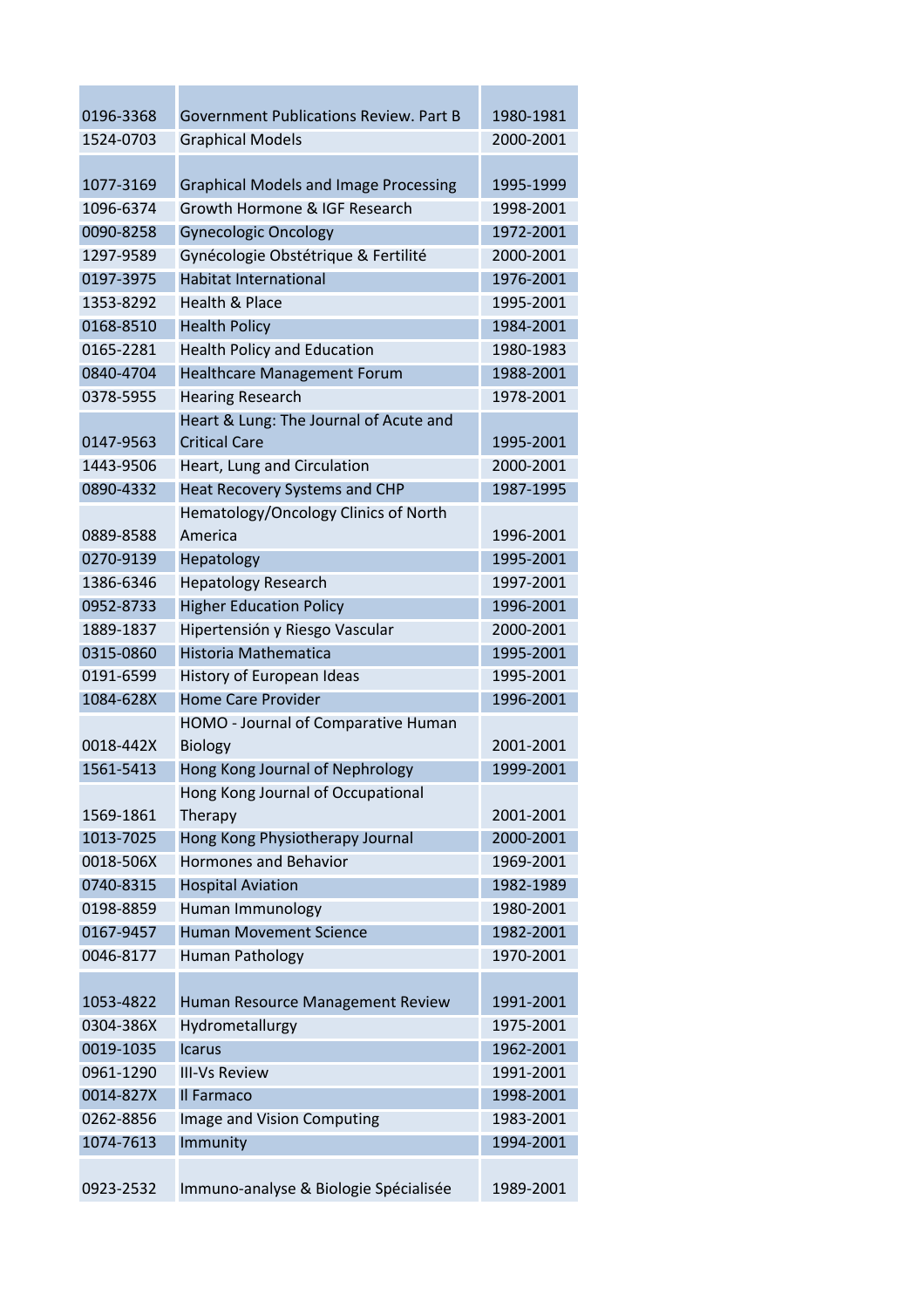| | | |
|---|---|---|
| 0196-3368 | Government Publications Review. Part B | 1980-1981 |
| 1524-0703 | Graphical Models | 2000-2001 |
| 1077-3169 | Graphical Models and Image Processing | 1995-1999 |
| 1096-6374 | Growth Hormone & IGF Research | 1998-2001 |
| 0090-8258 | Gynecologic Oncology | 1972-2001 |
| 1297-9589 | Gynécologie Obstétrique & Fertilité | 2000-2001 |
| 0197-3975 | Habitat International | 1976-2001 |
| 1353-8292 | Health & Place | 1995-2001 |
| 0168-8510 | Health Policy | 1984-2001 |
| 0165-2281 | Health Policy and Education | 1980-1983 |
| 0840-4704 | Healthcare Management Forum | 1988-2001 |
| 0378-5955 | Hearing Research | 1978-2001 |
| 0147-9563 | Heart & Lung: The Journal of Acute and Critical Care | 1995-2001 |
| 1443-9506 | Heart, Lung and Circulation | 2000-2001 |
| 0890-4332 | Heat Recovery Systems and CHP | 1987-1995 |
| 0889-8588 | Hematology/Oncology Clinics of North America | 1996-2001 |
| 0270-9139 | Hepatology | 1995-2001 |
| 1386-6346 | Hepatology Research | 1997-2001 |
| 0952-8733 | Higher Education Policy | 1996-2001 |
| 1889-1837 | Hipertensión y Riesgo Vascular | 2000-2001 |
| 0315-0860 | Historia Mathematica | 1995-2001 |
| 0191-6599 | History of European Ideas | 1995-2001 |
| 1084-628X | Home Care Provider | 1996-2001 |
| 0018-442X | HOMO - Journal of Comparative Human Biology | 2001-2001 |
| 1561-5413 | Hong Kong Journal of Nephrology | 1999-2001 |
| 1569-1861 | Hong Kong Journal of Occupational Therapy | 2001-2001 |
| 1013-7025 | Hong Kong Physiotherapy Journal | 2000-2001 |
| 0018-506X | Hormones and Behavior | 1969-2001 |
| 0740-8315 | Hospital Aviation | 1982-1989 |
| 0198-8859 | Human Immunology | 1980-2001 |
| 0167-9457 | Human Movement Science | 1982-2001 |
| 0046-8177 | Human Pathology | 1970-2001 |
| 1053-4822 | Human Resource Management Review | 1991-2001 |
| 0304-386X | Hydrometallurgy | 1975-2001 |
| 0019-1035 | Icarus | 1962-2001 |
| 0961-1290 | III-Vs Review | 1991-2001 |
| 0014-827X | Il Farmaco | 1998-2001 |
| 0262-8856 | Image and Vision Computing | 1983-2001 |
| 1074-7613 | Immunity | 1994-2001 |
| 0923-2532 | Immuno-analyse & Biologie Spécialisée | 1989-2001 |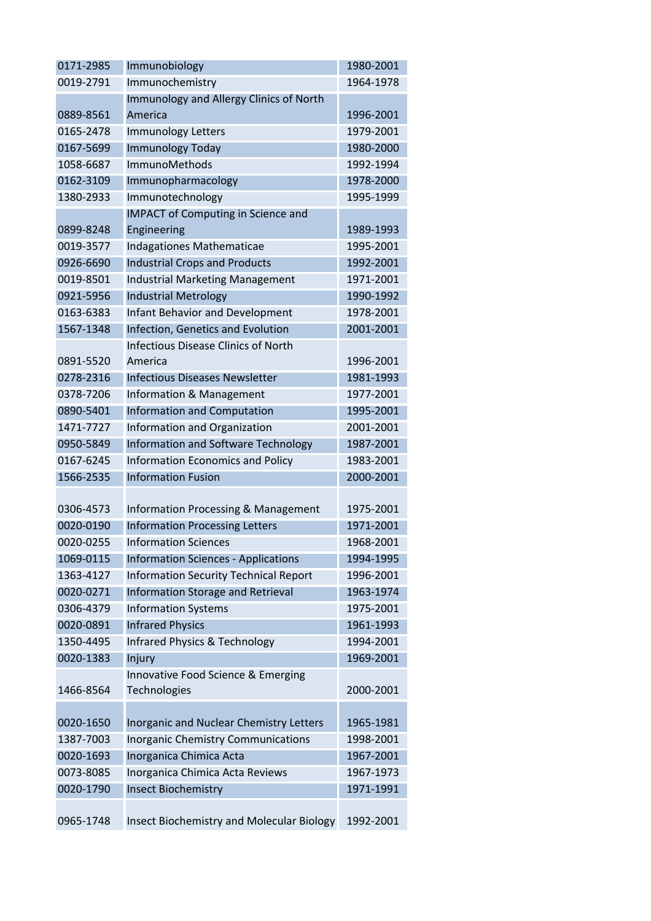| 0171-2985 | Immunobiology | 1980-2001 |
|---|---|---|
| 0019-2791 | Immunochemistry | 1964-1978 |
| 0889-8561 | Immunology and Allergy Clinics of North America | 1996-2001 |
| 0165-2478 | Immunology Letters | 1979-2001 |
| 0167-5699 | Immunology Today | 1980-2000 |
| 1058-6687 | ImmunoMethods | 1992-1994 |
| 0162-3109 | Immunopharmacology | 1978-2000 |
| 1380-2933 | Immunotechnology | 1995-1999 |
| 0899-8248 | IMPACT of Computing in Science and Engineering | 1989-1993 |
| 0019-3577 | Indagationes Mathematicae | 1995-2001 |
| 0926-6690 | Industrial Crops and Products | 1992-2001 |
| 0019-8501 | Industrial Marketing Management | 1971-2001 |
| 0921-5956 | Industrial Metrology | 1990-1992 |
| 0163-6383 | Infant Behavior and Development | 1978-2001 |
| 1567-1348 | Infection, Genetics and Evolution | 2001-2001 |
| 0891-5520 | Infectious Disease Clinics of North America | 1996-2001 |
| 0278-2316 | Infectious Diseases Newsletter | 1981-1993 |
| 0378-7206 | Information & Management | 1977-2001 |
| 0890-5401 | Information and Computation | 1995-2001 |
| 1471-7727 | Information and Organization | 2001-2001 |
| 0950-5849 | Information and Software Technology | 1987-2001 |
| 0167-6245 | Information Economics and Policy | 1983-2001 |
| 1566-2535 | Information Fusion | 2000-2001 |
| 0306-4573 | Information Processing & Management | 1975-2001 |
| 0020-0190 | Information Processing Letters | 1971-2001 |
| 0020-0255 | Information Sciences | 1968-2001 |
| 1069-0115 | Information Sciences - Applications | 1994-1995 |
| 1363-4127 | Information Security Technical Report | 1996-2001 |
| 0020-0271 | Information Storage and Retrieval | 1963-1974 |
| 0306-4379 | Information Systems | 1975-2001 |
| 0020-0891 | Infrared Physics | 1961-1993 |
| 1350-4495 | Infrared Physics & Technology | 1994-2001 |
| 0020-1383 | Injury | 1969-2001 |
| 1466-8564 | Innovative Food Science & Emerging Technologies | 2000-2001 |
| 0020-1650 | Inorganic and Nuclear Chemistry Letters | 1965-1981 |
| 1387-7003 | Inorganic Chemistry Communications | 1998-2001 |
| 0020-1693 | Inorganica Chimica Acta | 1967-2001 |
| 0073-8085 | Inorganica Chimica Acta Reviews | 1967-1973 |
| 0020-1790 | Insect Biochemistry | 1971-1991 |
| 0965-1748 | Insect Biochemistry and Molecular Biology | 1992-2001 |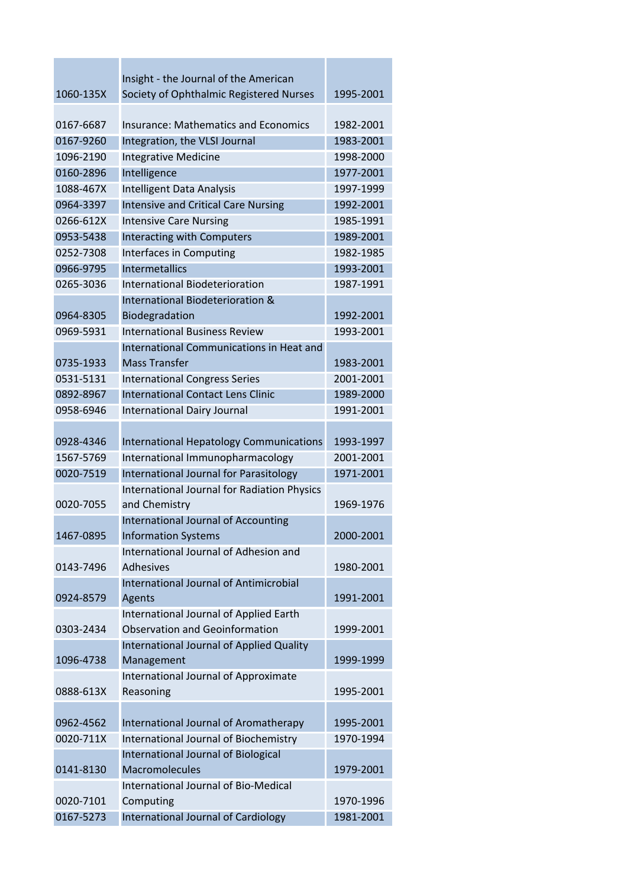| | | |
|---|---|---|
| 1060-135X | Insight - the Journal of the American Society of Ophthalmic Registered Nurses | 1995-2001 |
| 0167-6687 | Insurance: Mathematics and Economics | 1982-2001 |
| 0167-9260 | Integration, the VLSI Journal | 1983-2001 |
| 1096-2190 | Integrative Medicine | 1998-2000 |
| 0160-2896 | Intelligence | 1977-2001 |
| 1088-467X | Intelligent Data Analysis | 1997-1999 |
| 0964-3397 | Intensive and Critical Care Nursing | 1992-2001 |
| 0266-612X | Intensive Care Nursing | 1985-1991 |
| 0953-5438 | Interacting with Computers | 1989-2001 |
| 0252-7308 | Interfaces in Computing | 1982-1985 |
| 0966-9795 | Intermetallics | 1993-2001 |
| 0265-3036 | International Biodeterioration | 1987-1991 |
| 0964-8305 | International Biodeterioration & Biodegradation | 1992-2001 |
| 0969-5931 | International Business Review | 1993-2001 |
| 0735-1933 | International Communications in Heat and Mass Transfer | 1983-2001 |
| 0531-5131 | International Congress Series | 2001-2001 |
| 0892-8967 | International Contact Lens Clinic | 1989-2000 |
| 0958-6946 | International Dairy Journal | 1991-2001 |
| 0928-4346 | International Hepatology Communications | 1993-1997 |
| 1567-5769 | International Immunopharmacology | 2001-2001 |
| 0020-7519 | International Journal for Parasitology | 1971-2001 |
| 0020-7055 | International Journal for Radiation Physics and Chemistry | 1969-1976 |
| 1467-0895 | International Journal of Accounting Information Systems | 2000-2001 |
| 0143-7496 | International Journal of Adhesion and Adhesives | 1980-2001 |
| 0924-8579 | International Journal of Antimicrobial Agents | 1991-2001 |
| 0303-2434 | International Journal of Applied Earth Observation and Geoinformation | 1999-2001 |
| 1096-4738 | International Journal of Applied Quality Management | 1999-1999 |
| 0888-613X | International Journal of Approximate Reasoning | 1995-2001 |
| 0962-4562 | International Journal of Aromatherapy | 1995-2001 |
| 0020-711X | International Journal of Biochemistry | 1970-1994 |
| 0141-8130 | International Journal of Biological Macromolecules | 1979-2001 |
| 0020-7101 | International Journal of Bio-Medical Computing | 1970-1996 |
| 0167-5273 | International Journal of Cardiology | 1981-2001 |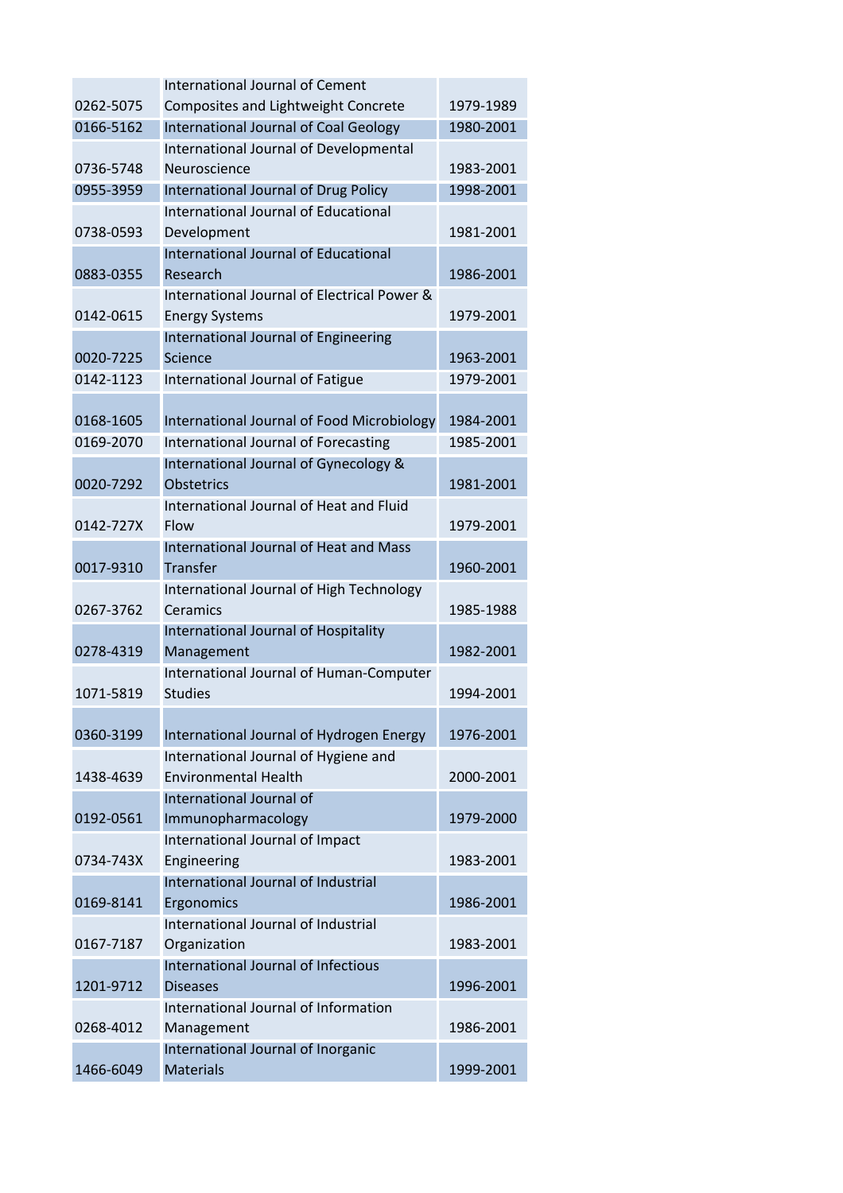| | | |
|---|---|---|
| 0262-5075 | International Journal of Cement Composites and Lightweight Concrete | 1979-1989 |
| 0166-5162 | International Journal of Coal Geology | 1980-2001 |
| 0736-5748 | International Journal of Developmental Neuroscience | 1983-2001 |
| 0955-3959 | International Journal of Drug Policy | 1998-2001 |
| 0738-0593 | International Journal of Educational Development | 1981-2001 |
| 0883-0355 | International Journal of Educational Research | 1986-2001 |
| 0142-0615 | International Journal of Electrical Power & Energy Systems | 1979-2001 |
| 0020-7225 | International Journal of Engineering Science | 1963-2001 |
| 0142-1123 | International Journal of Fatigue | 1979-2001 |
| 0168-1605 | International Journal of Food Microbiology | 1984-2001 |
| 0169-2070 | International Journal of Forecasting | 1985-2001 |
| 0020-7292 | International Journal of Gynecology & Obstetrics | 1981-2001 |
| 0142-727X | International Journal of Heat and Fluid Flow | 1979-2001 |
| 0017-9310 | International Journal of Heat and Mass Transfer | 1960-2001 |
| 0267-3762 | International Journal of High Technology Ceramics | 1985-1988 |
| 0278-4319 | International Journal of Hospitality Management | 1982-2001 |
| 1071-5819 | International Journal of Human-Computer Studies | 1994-2001 |
| 0360-3199 | International Journal of Hydrogen Energy | 1976-2001 |
| 1438-4639 | International Journal of Hygiene and Environmental Health | 2000-2001 |
| 0192-0561 | International Journal of Immunopharmacology | 1979-2000 |
| 0734-743X | International Journal of Impact Engineering | 1983-2001 |
| 0169-8141 | International Journal of Industrial Ergonomics | 1986-2001 |
| 0167-7187 | International Journal of Industrial Organization | 1983-2001 |
| 1201-9712 | International Journal of Infectious Diseases | 1996-2001 |
| 0268-4012 | International Journal of Information Management | 1986-2001 |
| 1466-6049 | International Journal of Inorganic Materials | 1999-2001 |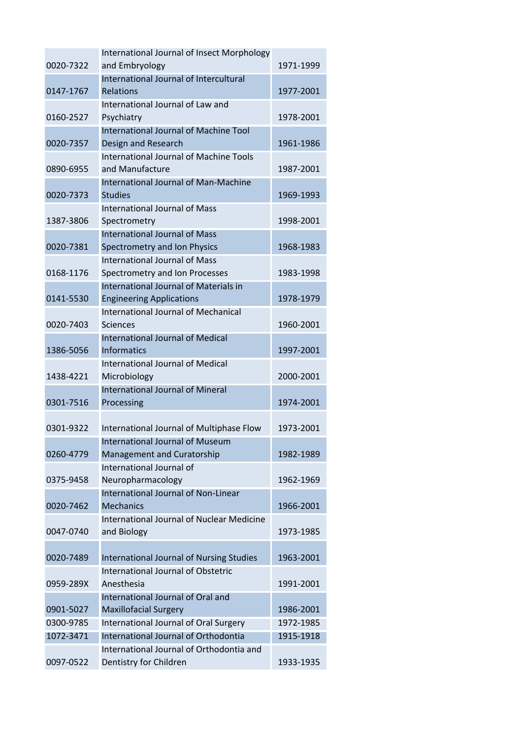| | | |
|---|---|---|
| 0020-7322 | International Journal of Insect Morphology and Embryology | 1971-1999 |
| 0147-1767 | International Journal of Intercultural Relations | 1977-2001 |
| 0160-2527 | International Journal of Law and Psychiatry | 1978-2001 |
| 0020-7357 | International Journal of Machine Tool Design and Research | 1961-1986 |
| 0890-6955 | International Journal of Machine Tools and Manufacture | 1987-2001 |
| 0020-7373 | International Journal of Man-Machine Studies | 1969-1993 |
| 1387-3806 | International Journal of Mass Spectrometry | 1998-2001 |
| 0020-7381 | International Journal of Mass Spectrometry and Ion Physics | 1968-1983 |
| 0168-1176 | International Journal of Mass Spectrometry and Ion Processes | 1983-1998 |
| 0141-5530 | International Journal of Materials in Engineering Applications | 1978-1979 |
| 0020-7403 | International Journal of Mechanical Sciences | 1960-2001 |
| 1386-5056 | International Journal of Medical Informatics | 1997-2001 |
| 1438-4221 | International Journal of Medical Microbiology | 2000-2001 |
| 0301-7516 | International Journal of Mineral Processing | 1974-2001 |
| 0301-9322 | International Journal of Multiphase Flow | 1973-2001 |
| 0260-4779 | International Journal of Museum Management and Curatorship | 1982-1989 |
| 0375-9458 | International Journal of Neuropharmacology | 1962-1969 |
| 0020-7462 | International Journal of Non-Linear Mechanics | 1966-2001 |
| 0047-0740 | International Journal of Nuclear Medicine and Biology | 1973-1985 |
| 0020-7489 | International Journal of Nursing Studies | 1963-2001 |
| 0959-289X | International Journal of Obstetric Anesthesia | 1991-2001 |
| 0901-5027 | International Journal of Oral and Maxillofacial Surgery | 1986-2001 |
| 0300-9785 | International Journal of Oral Surgery | 1972-1985 |
| 1072-3471 | International Journal of Orthodontia | 1915-1918 |
| 0097-0522 | International Journal of Orthodontia and Dentistry for Children | 1933-1935 |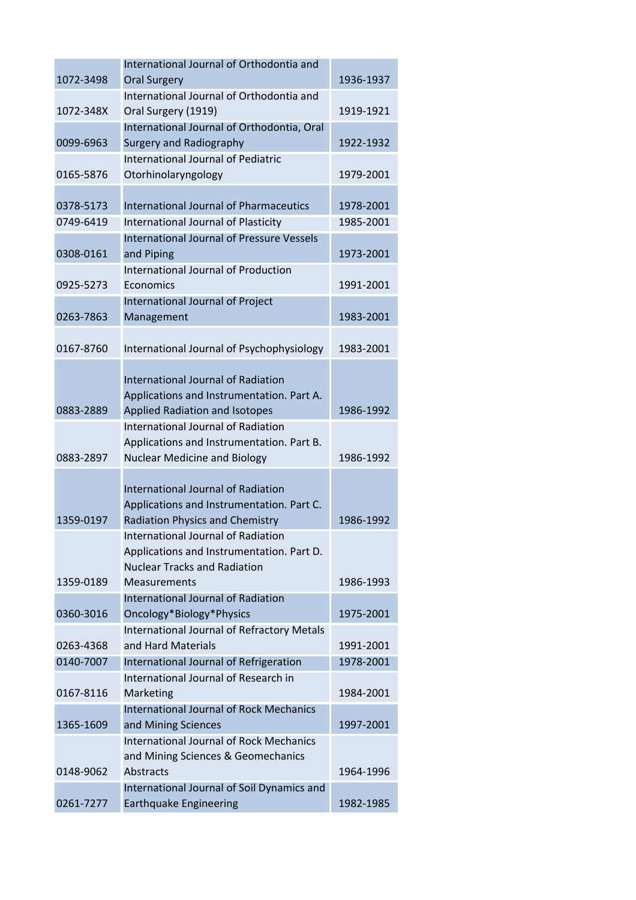| | | |
|---|---|---|
| 1072-3498 | International Journal of Orthodontia and Oral Surgery | 1936-1937 |
| 1072-348X | International Journal of Orthodontia and Oral Surgery (1919) | 1919-1921 |
| 0099-6963 | International Journal of Orthodontia, Oral Surgery and Radiography | 1922-1932 |
| 0165-5876 | International Journal of Pediatric Otorhinolaryngology | 1979-2001 |
| 0378-5173 | International Journal of Pharmaceutics | 1978-2001 |
| 0749-6419 | International Journal of Plasticity | 1985-2001 |
| 0308-0161 | International Journal of Pressure Vessels and Piping | 1973-2001 |
| 0925-5273 | International Journal of Production Economics | 1991-2001 |
| 0263-7863 | International Journal of Project Management | 1983-2001 |
| 0167-8760 | International Journal of Psychophysiology | 1983-2001 |
| 0883-2889 | International Journal of Radiation Applications and Instrumentation. Part A. Applied Radiation and Isotopes | 1986-1992 |
| 0883-2897 | International Journal of Radiation Applications and Instrumentation. Part B. Nuclear Medicine and Biology | 1986-1992 |
| 1359-0197 | International Journal of Radiation Applications and Instrumentation. Part C. Radiation Physics and Chemistry | 1986-1992 |
| 1359-0189 | International Journal of Radiation Applications and Instrumentation. Part D. Nuclear Tracks and Radiation Measurements | 1986-1993 |
| 0360-3016 | International Journal of Radiation Oncology*Biology*Physics | 1975-2001 |
| 0263-4368 | International Journal of Refractory Metals and Hard Materials | 1991-2001 |
| 0140-7007 | International Journal of Refrigeration | 1978-2001 |
| 0167-8116 | International Journal of Research in Marketing | 1984-2001 |
| 1365-1609 | International Journal of Rock Mechanics and Mining Sciences | 1997-2001 |
| 0148-9062 | International Journal of Rock Mechanics and Mining Sciences & Geomechanics Abstracts | 1964-1996 |
| 0261-7277 | International Journal of Soil Dynamics and Earthquake Engineering | 1982-1985 |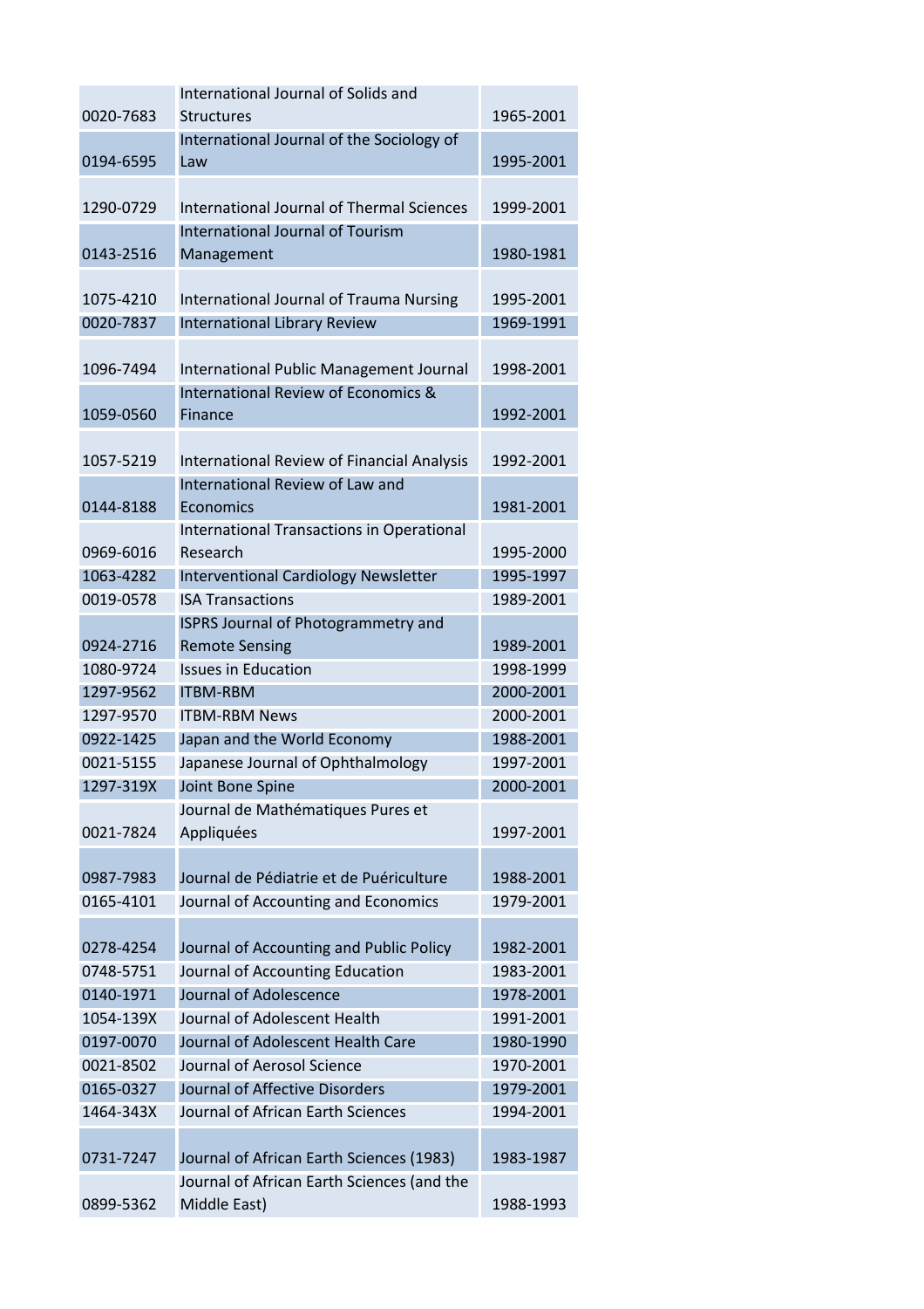| | | |
|---|---|---|
| 0020-7683 | International Journal of Solids and Structures | 1965-2001 |
| 0194-6595 | International Journal of the Sociology of Law | 1995-2001 |
| 1290-0729 | International Journal of Thermal Sciences | 1999-2001 |
| 0143-2516 | International Journal of Tourism Management | 1980-1981 |
| 1075-4210 | International Journal of Trauma Nursing | 1995-2001 |
| 0020-7837 | International Library Review | 1969-1991 |
| 1096-7494 | International Public Management Journal | 1998-2001 |
| 1059-0560 | International Review of Economics & Finance | 1992-2001 |
| 1057-5219 | International Review of Financial Analysis | 1992-2001 |
| 0144-8188 | International Review of Law and Economics | 1981-2001 |
| 0969-6016 | International Transactions in Operational Research | 1995-2000 |
| 1063-4282 | Interventional Cardiology Newsletter | 1995-1997 |
| 0019-0578 | ISA Transactions | 1989-2001 |
| 0924-2716 | ISPRS Journal of Photogrammetry and Remote Sensing | 1989-2001 |
| 1080-9724 | Issues in Education | 1998-1999 |
| 1297-9562 | ITBM-RBM | 2000-2001 |
| 1297-9570 | ITBM-RBM News | 2000-2001 |
| 0922-1425 | Japan and the World Economy | 1988-2001 |
| 0021-5155 | Japanese Journal of Ophthalmology | 1997-2001 |
| 1297-319X | Joint Bone Spine | 2000-2001 |
| 0021-7824 | Journal de Mathématiques Pures et Appliquées | 1997-2001 |
| 0987-7983 | Journal de Pédiatrie et de Puériculture | 1988-2001 |
| 0165-4101 | Journal of Accounting and Economics | 1979-2001 |
| 0278-4254 | Journal of Accounting and Public Policy | 1982-2001 |
| 0748-5751 | Journal of Accounting Education | 1983-2001 |
| 0140-1971 | Journal of Adolescence | 1978-2001 |
| 1054-139X | Journal of Adolescent Health | 1991-2001 |
| 0197-0070 | Journal of Adolescent Health Care | 1980-1990 |
| 0021-8502 | Journal of Aerosol Science | 1970-2001 |
| 0165-0327 | Journal of Affective Disorders | 1979-2001 |
| 1464-343X | Journal of African Earth Sciences | 1994-2001 |
| 0731-7247 | Journal of African Earth Sciences (1983) | 1983-1987 |
| 0899-5362 | Journal of African Earth Sciences (and the Middle East) | 1988-1993 |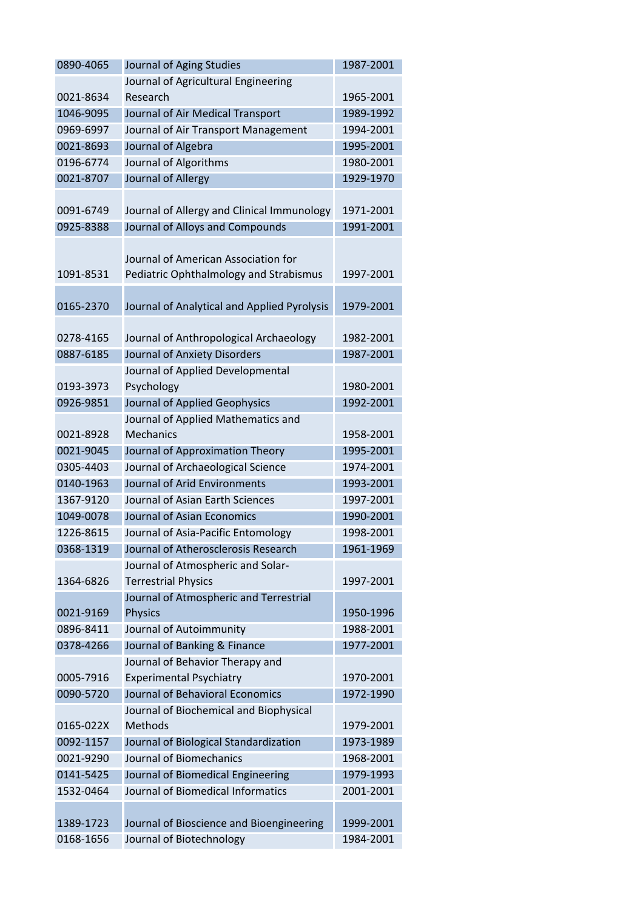| | | |
|---|---|---|
| 0890-4065 | Journal of Aging Studies | 1987-2001 |
| 0021-8634 | Journal of Agricultural Engineering Research | 1965-2001 |
| 1046-9095 | Journal of Air Medical Transport | 1989-1992 |
| 0969-6997 | Journal of Air Transport Management | 1994-2001 |
| 0021-8693 | Journal of Algebra | 1995-2001 |
| 0196-6774 | Journal of Algorithms | 1980-2001 |
| 0021-8707 | Journal of Allergy | 1929-1970 |
| 0091-6749 | Journal of Allergy and Clinical Immunology | 1971-2001 |
| 0925-8388 | Journal of Alloys and Compounds | 1991-2001 |
| 1091-8531 | Journal of American Association for Pediatric Ophthalmology and Strabismus | 1997-2001 |
| 0165-2370 | Journal of Analytical and Applied Pyrolysis | 1979-2001 |
| 0278-4165 | Journal of Anthropological Archaeology | 1982-2001 |
| 0887-6185 | Journal of Anxiety Disorders | 1987-2001 |
| 0193-3973 | Journal of Applied Developmental Psychology | 1980-2001 |
| 0926-9851 | Journal of Applied Geophysics | 1992-2001 |
| 0021-8928 | Journal of Applied Mathematics and Mechanics | 1958-2001 |
| 0021-9045 | Journal of Approximation Theory | 1995-2001 |
| 0305-4403 | Journal of Archaeological Science | 1974-2001 |
| 0140-1963 | Journal of Arid Environments | 1993-2001 |
| 1367-9120 | Journal of Asian Earth Sciences | 1997-2001 |
| 1049-0078 | Journal of Asian Economics | 1990-2001 |
| 1226-8615 | Journal of Asia-Pacific Entomology | 1998-2001 |
| 0368-1319 | Journal of Atherosclerosis Research | 1961-1969 |
| 1364-6826 | Journal of Atmospheric and Solar-Terrestrial Physics | 1997-2001 |
| 0021-9169 | Journal of Atmospheric and Terrestrial Physics | 1950-1996 |
| 0896-8411 | Journal of Autoimmunity | 1988-2001 |
| 0378-4266 | Journal of Banking & Finance | 1977-2001 |
| 0005-7916 | Journal of Behavior Therapy and Experimental Psychiatry | 1970-2001 |
| 0090-5720 | Journal of Behavioral Economics | 1972-1990 |
| 0165-022X | Journal of Biochemical and Biophysical Methods | 1979-2001 |
| 0092-1157 | Journal of Biological Standardization | 1973-1989 |
| 0021-9290 | Journal of Biomechanics | 1968-2001 |
| 0141-5425 | Journal of Biomedical Engineering | 1979-1993 |
| 1532-0464 | Journal of Biomedical Informatics | 2001-2001 |
| 1389-1723 | Journal of Bioscience and Bioengineering | 1999-2001 |
| 0168-1656 | Journal of Biotechnology | 1984-2001 |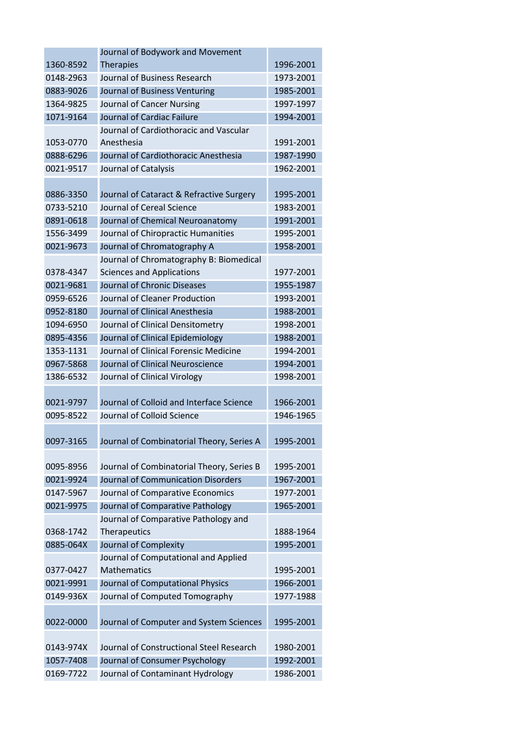| | | |
|---|---|---|
| 1360-8592 | Journal of Bodywork and Movement Therapies | 1996-2001 |
| 0148-2963 | Journal of Business Research | 1973-2001 |
| 0883-9026 | Journal of Business Venturing | 1985-2001 |
| 1364-9825 | Journal of Cancer Nursing | 1997-1997 |
| 1071-9164 | Journal of Cardiac Failure | 1994-2001 |
| 1053-0770 | Journal of Cardiothoracic and Vascular Anesthesia | 1991-2001 |
| 0888-6296 | Journal of Cardiothoracic Anesthesia | 1987-1990 |
| 0021-9517 | Journal of Catalysis | 1962-2001 |
| 0886-3350 | Journal of Cataract & Refractive Surgery | 1995-2001 |
| 0733-5210 | Journal of Cereal Science | 1983-2001 |
| 0891-0618 | Journal of Chemical Neuroanatomy | 1991-2001 |
| 1556-3499 | Journal of Chiropractic Humanities | 1995-2001 |
| 0021-9673 | Journal of Chromatography A | 1958-2001 |
| 0378-4347 | Journal of Chromatography B: Biomedical Sciences and Applications | 1977-2001 |
| 0021-9681 | Journal of Chronic Diseases | 1955-1987 |
| 0959-6526 | Journal of Cleaner Production | 1993-2001 |
| 0952-8180 | Journal of Clinical Anesthesia | 1988-2001 |
| 1094-6950 | Journal of Clinical Densitometry | 1998-2001 |
| 0895-4356 | Journal of Clinical Epidemiology | 1988-2001 |
| 1353-1131 | Journal of Clinical Forensic Medicine | 1994-2001 |
| 0967-5868 | Journal of Clinical Neuroscience | 1994-2001 |
| 1386-6532 | Journal of Clinical Virology | 1998-2001 |
| 0021-9797 | Journal of Colloid and Interface Science | 1966-2001 |
| 0095-8522 | Journal of Colloid Science | 1946-1965 |
| 0097-3165 | Journal of Combinatorial Theory, Series A | 1995-2001 |
| 0095-8956 | Journal of Combinatorial Theory, Series B | 1995-2001 |
| 0021-9924 | Journal of Communication Disorders | 1967-2001 |
| 0147-5967 | Journal of Comparative Economics | 1977-2001 |
| 0021-9975 | Journal of Comparative Pathology | 1965-2001 |
| 0368-1742 | Journal of Comparative Pathology and Therapeutics | 1888-1964 |
| 0885-064X | Journal of Complexity | 1995-2001 |
| 0377-0427 | Journal of Computational and Applied Mathematics | 1995-2001 |
| 0021-9991 | Journal of Computational Physics | 1966-2001 |
| 0149-936X | Journal of Computed Tomography | 1977-1988 |
| 0022-0000 | Journal of Computer and System Sciences | 1995-2001 |
| 0143-974X | Journal of Constructional Steel Research | 1980-2001 |
| 1057-7408 | Journal of Consumer Psychology | 1992-2001 |
| 0169-7722 | Journal of Contaminant Hydrology | 1986-2001 |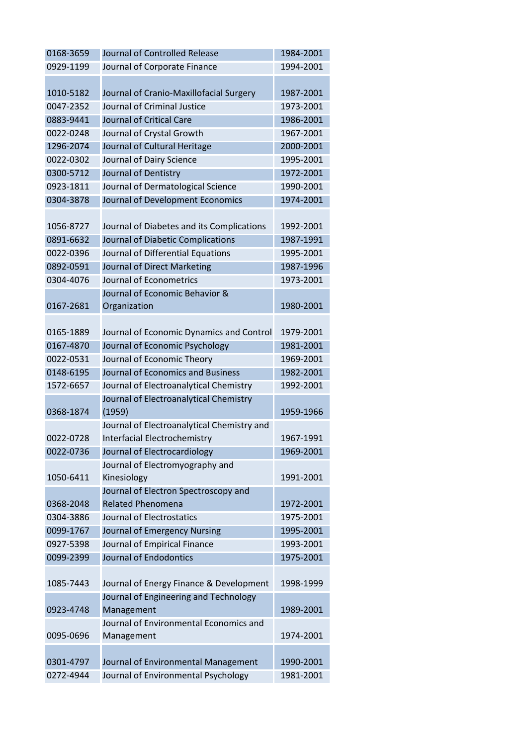| | | |
|---|---|---|
| 0168-3659 | Journal of Controlled Release | 1984-2001 |
| 0929-1199 | Journal of Corporate Finance | 1994-2001 |
| 1010-5182 | Journal of Cranio-Maxillofacial Surgery | 1987-2001 |
| 0047-2352 | Journal of Criminal Justice | 1973-2001 |
| 0883-9441 | Journal of Critical Care | 1986-2001 |
| 0022-0248 | Journal of Crystal Growth | 1967-2001 |
| 1296-2074 | Journal of Cultural Heritage | 2000-2001 |
| 0022-0302 | Journal of Dairy Science | 1995-2001 |
| 0300-5712 | Journal of Dentistry | 1972-2001 |
| 0923-1811 | Journal of Dermatological Science | 1990-2001 |
| 0304-3878 | Journal of Development Economics | 1974-2001 |
| 1056-8727 | Journal of Diabetes and its Complications | 1992-2001 |
| 0891-6632 | Journal of Diabetic Complications | 1987-1991 |
| 0022-0396 | Journal of Differential Equations | 1995-2001 |
| 0892-0591 | Journal of Direct Marketing | 1987-1996 |
| 0304-4076 | Journal of Econometrics | 1973-2001 |
| 0167-2681 | Journal of Economic Behavior & Organization | 1980-2001 |
| 0165-1889 | Journal of Economic Dynamics and Control | 1979-2001 |
| 0167-4870 | Journal of Economic Psychology | 1981-2001 |
| 0022-0531 | Journal of Economic Theory | 1969-2001 |
| 0148-6195 | Journal of Economics and Business | 1982-2001 |
| 1572-6657 | Journal of Electroanalytical Chemistry | 1992-2001 |
| 0368-1874 | Journal of Electroanalytical Chemistry (1959) | 1959-1966 |
| 0022-0728 | Journal of Electroanalytical Chemistry and Interfacial Electrochemistry | 1967-1991 |
| 0022-0736 | Journal of Electrocardiology | 1969-2001 |
| 1050-6411 | Journal of Electromyography and Kinesiology | 1991-2001 |
| 0368-2048 | Journal of Electron Spectroscopy and Related Phenomena | 1972-2001 |
| 0304-3886 | Journal of Electrostatics | 1975-2001 |
| 0099-1767 | Journal of Emergency Nursing | 1995-2001 |
| 0927-5398 | Journal of Empirical Finance | 1993-2001 |
| 0099-2399 | Journal of Endodontics | 1975-2001 |
| 1085-7443 | Journal of Energy Finance & Development | 1998-1999 |
| 0923-4748 | Journal of Engineering and Technology Management | 1989-2001 |
| 0095-0696 | Journal of Environmental Economics and Management | 1974-2001 |
| 0301-4797 | Journal of Environmental Management | 1990-2001 |
| 0272-4944 | Journal of Environmental Psychology | 1981-2001 |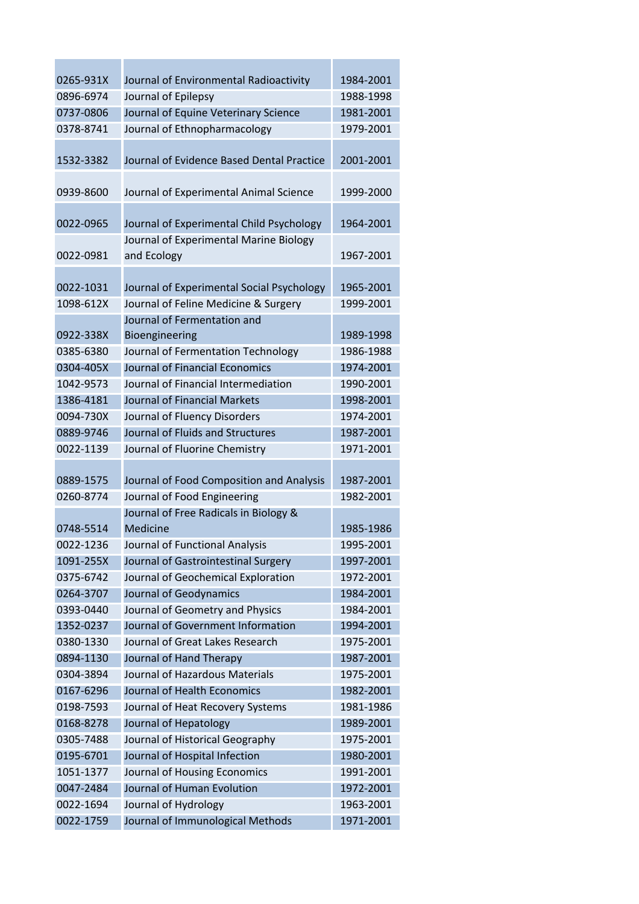| | | |
|---|---|---|
| 0265-931X | Journal of Environmental Radioactivity | 1984-2001 |
| 0896-6974 | Journal of Epilepsy | 1988-1998 |
| 0737-0806 | Journal of Equine Veterinary Science | 1981-2001 |
| 0378-8741 | Journal of Ethnopharmacology | 1979-2001 |
| 1532-3382 | Journal of Evidence Based Dental Practice | 2001-2001 |
| 0939-8600 | Journal of Experimental Animal Science | 1999-2000 |
| 0022-0965 | Journal of Experimental Child Psychology | 1964-2001 |
| 0022-0981 | Journal of Experimental Marine Biology and Ecology | 1967-2001 |
| 0022-1031 | Journal of Experimental Social Psychology | 1965-2001 |
| 1098-612X | Journal of Feline Medicine & Surgery | 1999-2001 |
| 0922-338X | Journal of Fermentation and Bioengineering | 1989-1998 |
| 0385-6380 | Journal of Fermentation Technology | 1986-1988 |
| 0304-405X | Journal of Financial Economics | 1974-2001 |
| 1042-9573 | Journal of Financial Intermediation | 1990-2001 |
| 1386-4181 | Journal of Financial Markets | 1998-2001 |
| 0094-730X | Journal of Fluency Disorders | 1974-2001 |
| 0889-9746 | Journal of Fluids and Structures | 1987-2001 |
| 0022-1139 | Journal of Fluorine Chemistry | 1971-2001 |
| 0889-1575 | Journal of Food Composition and Analysis | 1987-2001 |
| 0260-8774 | Journal of Food Engineering | 1982-2001 |
| 0748-5514 | Journal of Free Radicals in Biology & Medicine | 1985-1986 |
| 0022-1236 | Journal of Functional Analysis | 1995-2001 |
| 1091-255X | Journal of Gastrointestinal Surgery | 1997-2001 |
| 0375-6742 | Journal of Geochemical Exploration | 1972-2001 |
| 0264-3707 | Journal of Geodynamics | 1984-2001 |
| 0393-0440 | Journal of Geometry and Physics | 1984-2001 |
| 1352-0237 | Journal of Government Information | 1994-2001 |
| 0380-1330 | Journal of Great Lakes Research | 1975-2001 |
| 0894-1130 | Journal of Hand Therapy | 1987-2001 |
| 0304-3894 | Journal of Hazardous Materials | 1975-2001 |
| 0167-6296 | Journal of Health Economics | 1982-2001 |
| 0198-7593 | Journal of Heat Recovery Systems | 1981-1986 |
| 0168-8278 | Journal of Hepatology | 1989-2001 |
| 0305-7488 | Journal of Historical Geography | 1975-2001 |
| 0195-6701 | Journal of Hospital Infection | 1980-2001 |
| 1051-1377 | Journal of Housing Economics | 1991-2001 |
| 0047-2484 | Journal of Human Evolution | 1972-2001 |
| 0022-1694 | Journal of Hydrology | 1963-2001 |
| 0022-1759 | Journal of Immunological Methods | 1971-2001 |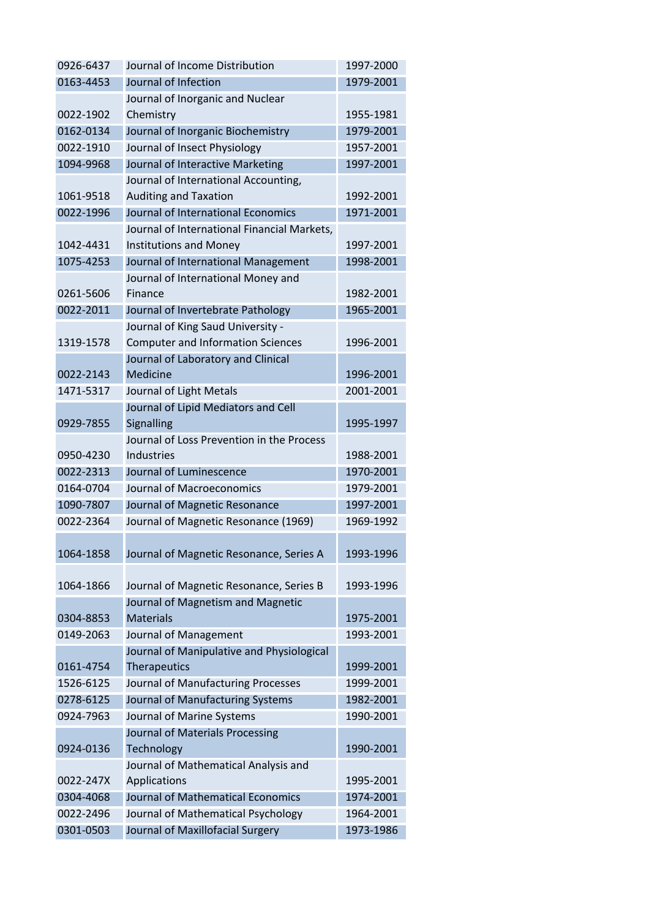| | | |
|---|---|---|
| 0926-6437 | Journal of Income Distribution | 1997-2000 |
| 0163-4453 | Journal of Infection | 1979-2001 |
| 0022-1902 | Journal of Inorganic and Nuclear Chemistry | 1955-1981 |
| 0162-0134 | Journal of Inorganic Biochemistry | 1979-2001 |
| 0022-1910 | Journal of Insect Physiology | 1957-2001 |
| 1094-9968 | Journal of Interactive Marketing | 1997-2001 |
| 1061-9518 | Journal of International Accounting, Auditing and Taxation | 1992-2001 |
| 0022-1996 | Journal of International Economics | 1971-2001 |
| 1042-4431 | Journal of International Financial Markets, Institutions and Money | 1997-2001 |
| 1075-4253 | Journal of International Management | 1998-2001 |
| 0261-5606 | Journal of International Money and Finance | 1982-2001 |
| 0022-2011 | Journal of Invertebrate Pathology | 1965-2001 |
| 1319-1578 | Journal of King Saud University - Computer and Information Sciences | 1996-2001 |
| 0022-2143 | Journal of Laboratory and Clinical Medicine | 1996-2001 |
| 1471-5317 | Journal of Light Metals | 2001-2001 |
| 0929-7855 | Journal of Lipid Mediators and Cell Signalling | 1995-1997 |
| 0950-4230 | Journal of Loss Prevention in the Process Industries | 1988-2001 |
| 0022-2313 | Journal of Luminescence | 1970-2001 |
| 0164-0704 | Journal of Macroeconomics | 1979-2001 |
| 1090-7807 | Journal of Magnetic Resonance | 1997-2001 |
| 0022-2364 | Journal of Magnetic Resonance (1969) | 1969-1992 |
| 1064-1858 | Journal of Magnetic Resonance, Series A | 1993-1996 |
| 1064-1866 | Journal of Magnetic Resonance, Series B | 1993-1996 |
| 0304-8853 | Journal of Magnetism and Magnetic Materials | 1975-2001 |
| 0149-2063 | Journal of Management | 1993-2001 |
| 0161-4754 | Journal of Manipulative and Physiological Therapeutics | 1999-2001 |
| 1526-6125 | Journal of Manufacturing Processes | 1999-2001 |
| 0278-6125 | Journal of Manufacturing Systems | 1982-2001 |
| 0924-7963 | Journal of Marine Systems | 1990-2001 |
| 0924-0136 | Journal of Materials Processing Technology | 1990-2001 |
| 0022-247X | Journal of Mathematical Analysis and Applications | 1995-2001 |
| 0304-4068 | Journal of Mathematical Economics | 1974-2001 |
| 0022-2496 | Journal of Mathematical Psychology | 1964-2001 |
| 0301-0503 | Journal of Maxillofacial Surgery | 1973-1986 |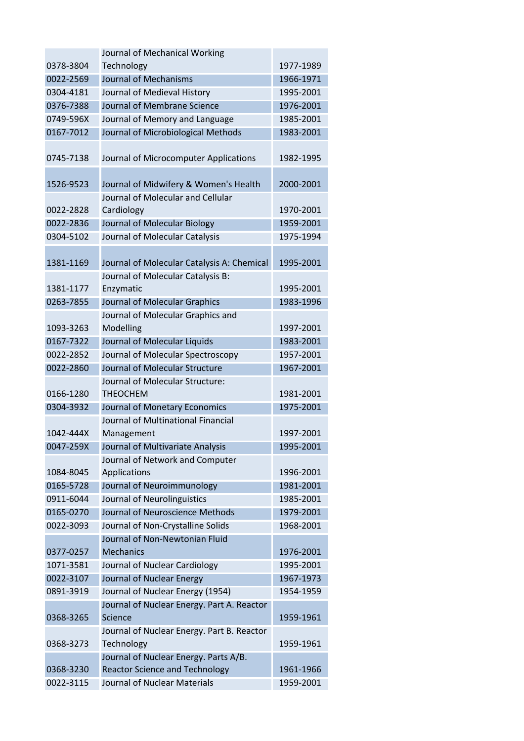| | | |
|---|---|---|
| 0378-3804 | Journal of Mechanical Working Technology | 1977-1989 |
| 0022-2569 | Journal of Mechanisms | 1966-1971 |
| 0304-4181 | Journal of Medieval History | 1995-2001 |
| 0376-7388 | Journal of Membrane Science | 1976-2001 |
| 0749-596X | Journal of Memory and Language | 1985-2001 |
| 0167-7012 | Journal of Microbiological Methods | 1983-2001 |
| 0745-7138 | Journal of Microcomputer Applications | 1982-1995 |
| 1526-9523 | Journal of Midwifery & Women's Health | 2000-2001 |
| 0022-2828 | Journal of Molecular and Cellular Cardiology | 1970-2001 |
| 0022-2836 | Journal of Molecular Biology | 1959-2001 |
| 0304-5102 | Journal of Molecular Catalysis | 1975-1994 |
| 1381-1169 | Journal of Molecular Catalysis A: Chemical | 1995-2001 |
| 1381-1177 | Journal of Molecular Catalysis B: Enzymatic | 1995-2001 |
| 0263-7855 | Journal of Molecular Graphics | 1983-1996 |
| 1093-3263 | Journal of Molecular Graphics and Modelling | 1997-2001 |
| 0167-7322 | Journal of Molecular Liquids | 1983-2001 |
| 0022-2852 | Journal of Molecular Spectroscopy | 1957-2001 |
| 0022-2860 | Journal of Molecular Structure | 1967-2001 |
| 0166-1280 | Journal of Molecular Structure: THEOCHEM | 1981-2001 |
| 0304-3932 | Journal of Monetary Economics | 1975-2001 |
| 1042-444X | Journal of Multinational Financial Management | 1997-2001 |
| 0047-259X | Journal of Multivariate Analysis | 1995-2001 |
| 1084-8045 | Journal of Network and Computer Applications | 1996-2001 |
| 0165-5728 | Journal of Neuroimmunology | 1981-2001 |
| 0911-6044 | Journal of Neurolinguistics | 1985-2001 |
| 0165-0270 | Journal of Neuroscience Methods | 1979-2001 |
| 0022-3093 | Journal of Non-Crystalline Solids | 1968-2001 |
| 0377-0257 | Journal of Non-Newtonian Fluid Mechanics | 1976-2001 |
| 1071-3581 | Journal of Nuclear Cardiology | 1995-2001 |
| 0022-3107 | Journal of Nuclear Energy | 1967-1973 |
| 0891-3919 | Journal of Nuclear Energy (1954) | 1954-1959 |
| 0368-3265 | Journal of Nuclear Energy. Part A. Reactor Science | 1959-1961 |
| 0368-3273 | Journal of Nuclear Energy. Part B. Reactor Technology | 1959-1961 |
| 0368-3230 | Journal of Nuclear Energy. Parts A/B. Reactor Science and Technology | 1961-1966 |
| 0022-3115 | Journal of Nuclear Materials | 1959-2001 |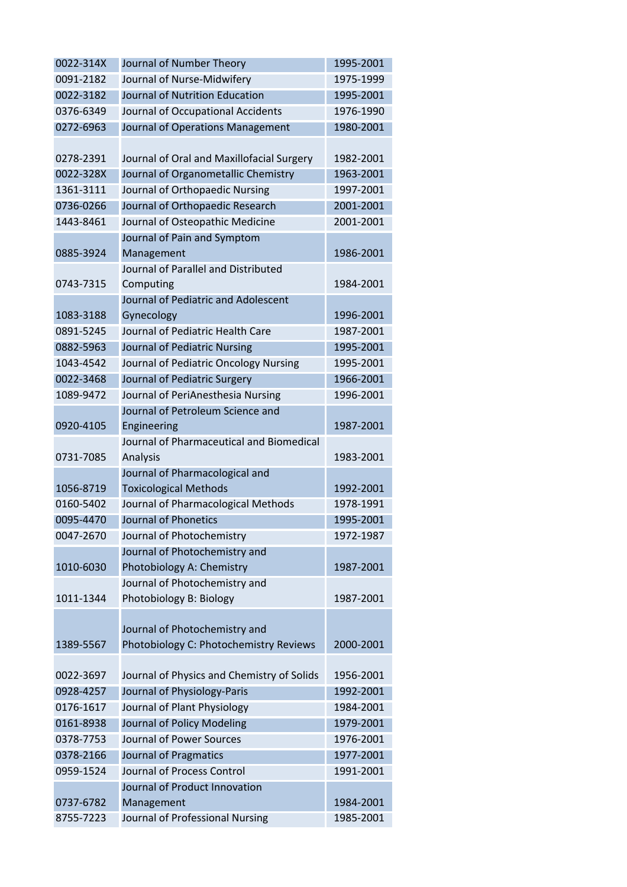| | | |
|---|---|---|
| 0022-314X | Journal of Number Theory | 1995-2001 |
| 0091-2182 | Journal of Nurse-Midwifery | 1975-1999 |
| 0022-3182 | Journal of Nutrition Education | 1995-2001 |
| 0376-6349 | Journal of Occupational Accidents | 1976-1990 |
| 0272-6963 | Journal of Operations Management | 1980-2001 |
| 0278-2391 | Journal of Oral and Maxillofacial Surgery | 1982-2001 |
| 0022-328X | Journal of Organometallic Chemistry | 1963-2001 |
| 1361-3111 | Journal of Orthopaedic Nursing | 1997-2001 |
| 0736-0266 | Journal of Orthopaedic Research | 2001-2001 |
| 1443-8461 | Journal of Osteopathic Medicine | 2001-2001 |
| 0885-3924 | Journal of Pain and Symptom Management | 1986-2001 |
| 0743-7315 | Journal of Parallel and Distributed Computing | 1984-2001 |
| 1083-3188 | Journal of Pediatric and Adolescent Gynecology | 1996-2001 |
| 0891-5245 | Journal of Pediatric Health Care | 1987-2001 |
| 0882-5963 | Journal of Pediatric Nursing | 1995-2001 |
| 1043-4542 | Journal of Pediatric Oncology Nursing | 1995-2001 |
| 0022-3468 | Journal of Pediatric Surgery | 1966-2001 |
| 1089-9472 | Journal of PeriAnesthesia Nursing | 1996-2001 |
| 0920-4105 | Journal of Petroleum Science and Engineering | 1987-2001 |
| 0731-7085 | Journal of Pharmaceutical and Biomedical Analysis | 1983-2001 |
| 1056-8719 | Journal of Pharmacological and Toxicological Methods | 1992-2001 |
| 0160-5402 | Journal of Pharmacological Methods | 1978-1991 |
| 0095-4470 | Journal of Phonetics | 1995-2001 |
| 0047-2670 | Journal of Photochemistry | 1972-1987 |
| 1010-6030 | Journal of Photochemistry and Photobiology A: Chemistry | 1987-2001 |
| 1011-1344 | Journal of Photochemistry and Photobiology B: Biology | 1987-2001 |
| 1389-5567 | Journal of Photochemistry and Photobiology C: Photochemistry Reviews | 2000-2001 |
| 0022-3697 | Journal of Physics and Chemistry of Solids | 1956-2001 |
| 0928-4257 | Journal of Physiology-Paris | 1992-2001 |
| 0176-1617 | Journal of Plant Physiology | 1984-2001 |
| 0161-8938 | Journal of Policy Modeling | 1979-2001 |
| 0378-7753 | Journal of Power Sources | 1976-2001 |
| 0378-2166 | Journal of Pragmatics | 1977-2001 |
| 0959-1524 | Journal of Process Control | 1991-2001 |
| 0737-6782 | Journal of Product Innovation Management | 1984-2001 |
| 8755-7223 | Journal of Professional Nursing | 1985-2001 |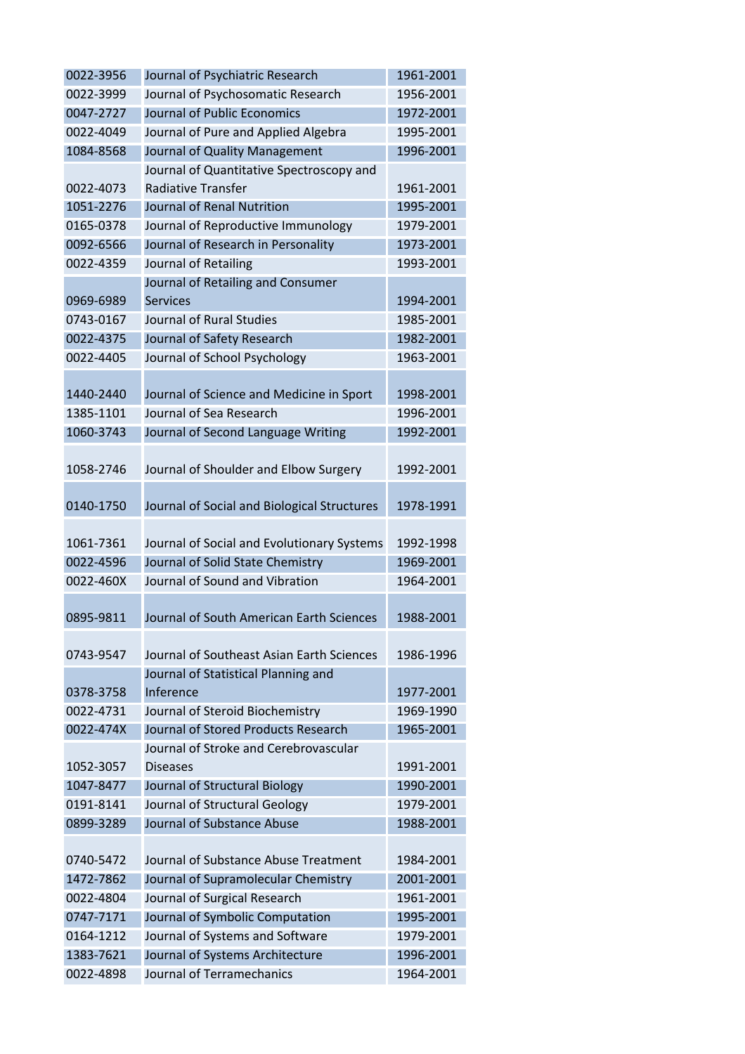| | | |
|---|---|---|
| 0022-3956 | Journal of Psychiatric Research | 1961-2001 |
| 0022-3999 | Journal of Psychosomatic Research | 1956-2001 |
| 0047-2727 | Journal of Public Economics | 1972-2001 |
| 0022-4049 | Journal of Pure and Applied Algebra | 1995-2001 |
| 1084-8568 | Journal of Quality Management | 1996-2001 |
| 0022-4073 | Journal of Quantitative Spectroscopy and Radiative Transfer | 1961-2001 |
| 1051-2276 | Journal of Renal Nutrition | 1995-2001 |
| 0165-0378 | Journal of Reproductive Immunology | 1979-2001 |
| 0092-6566 | Journal of Research in Personality | 1973-2001 |
| 0022-4359 | Journal of Retailing | 1993-2001 |
| 0969-6989 | Journal of Retailing and Consumer Services | 1994-2001 |
| 0743-0167 | Journal of Rural Studies | 1985-2001 |
| 0022-4375 | Journal of Safety Research | 1982-2001 |
| 0022-4405 | Journal of School Psychology | 1963-2001 |
| 1440-2440 | Journal of Science and Medicine in Sport | 1998-2001 |
| 1385-1101 | Journal of Sea Research | 1996-2001 |
| 1060-3743 | Journal of Second Language Writing | 1992-2001 |
| 1058-2746 | Journal of Shoulder and Elbow Surgery | 1992-2001 |
| 0140-1750 | Journal of Social and Biological Structures | 1978-1991 |
| 1061-7361 | Journal of Social and Evolutionary Systems | 1992-1998 |
| 0022-4596 | Journal of Solid State Chemistry | 1969-2001 |
| 0022-460X | Journal of Sound and Vibration | 1964-2001 |
| 0895-9811 | Journal of South American Earth Sciences | 1988-2001 |
| 0743-9547 | Journal of Southeast Asian Earth Sciences | 1986-1996 |
| 0378-3758 | Journal of Statistical Planning and Inference | 1977-2001 |
| 0022-4731 | Journal of Steroid Biochemistry | 1969-1990 |
| 0022-474X | Journal of Stored Products Research | 1965-2001 |
| 1052-3057 | Journal of Stroke and Cerebrovascular Diseases | 1991-2001 |
| 1047-8477 | Journal of Structural Biology | 1990-2001 |
| 0191-8141 | Journal of Structural Geology | 1979-2001 |
| 0899-3289 | Journal of Substance Abuse | 1988-2001 |
| 0740-5472 | Journal of Substance Abuse Treatment | 1984-2001 |
| 1472-7862 | Journal of Supramolecular Chemistry | 2001-2001 |
| 0022-4804 | Journal of Surgical Research | 1961-2001 |
| 0747-7171 | Journal of Symbolic Computation | 1995-2001 |
| 0164-1212 | Journal of Systems and Software | 1979-2001 |
| 1383-7621 | Journal of Systems Architecture | 1996-2001 |
| 0022-4898 | Journal of Terramechanics | 1964-2001 |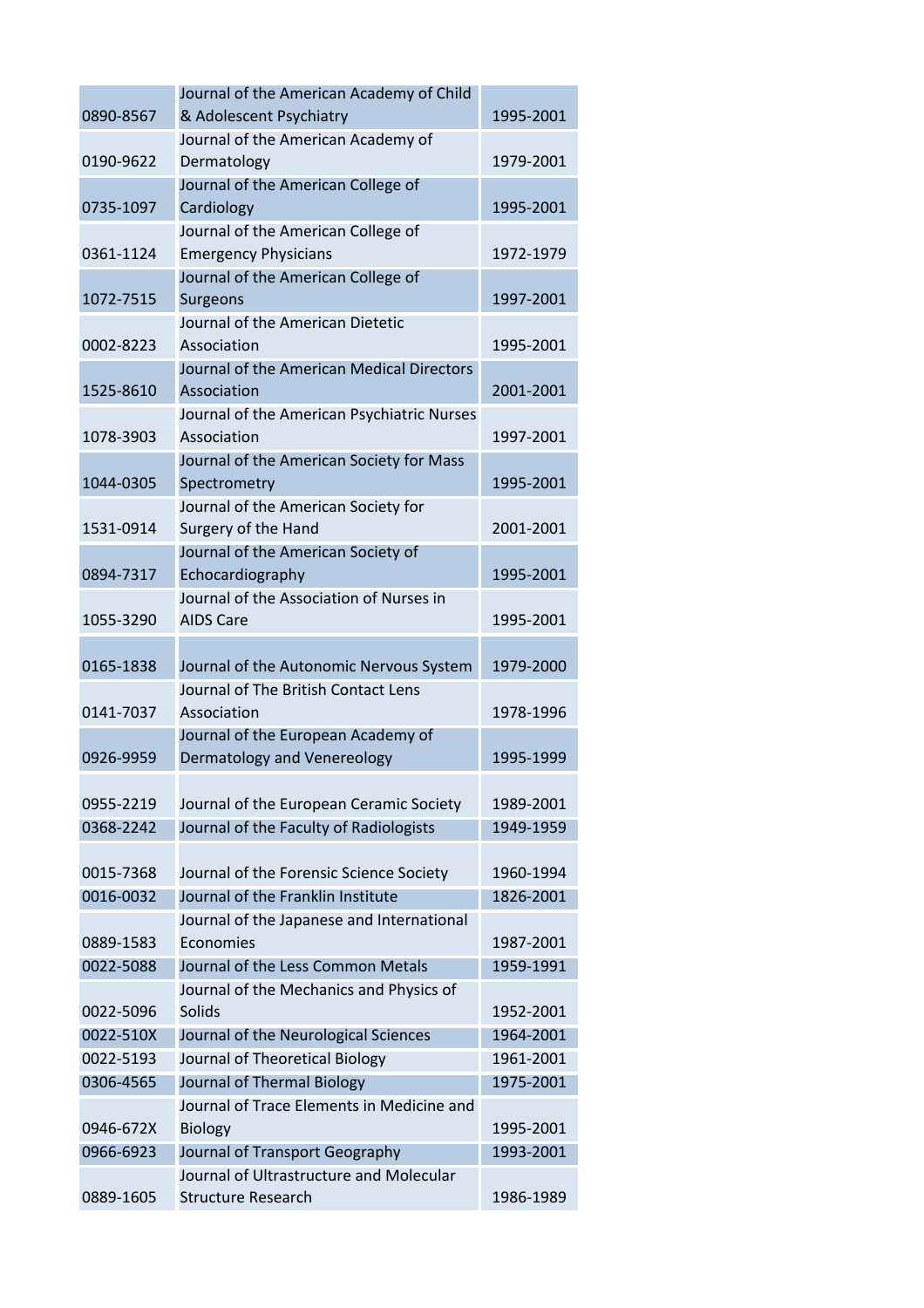| | | |
|---|---|---|
| 0890-8567 | Journal of the American Academy of Child & Adolescent Psychiatry | 1995-2001 |
| 0190-9622 | Journal of the American Academy of Dermatology | 1979-2001 |
| 0735-1097 | Journal of the American College of Cardiology | 1995-2001 |
| 0361-1124 | Journal of the American College of Emergency Physicians | 1972-1979 |
| 1072-7515 | Journal of the American College of Surgeons | 1997-2001 |
| 0002-8223 | Journal of the American Dietetic Association | 1995-2001 |
| 1525-8610 | Journal of the American Medical Directors Association | 2001-2001 |
| 1078-3903 | Journal of the American Psychiatric Nurses Association | 1997-2001 |
| 1044-0305 | Journal of the American Society for Mass Spectrometry | 1995-2001 |
| 1531-0914 | Journal of the American Society for Surgery of the Hand | 2001-2001 |
| 0894-7317 | Journal of the American Society of Echocardiography | 1995-2001 |
| 1055-3290 | Journal of the Association of Nurses in AIDS Care | 1995-2001 |
| 0165-1838 | Journal of the Autonomic Nervous System | 1979-2000 |
| 0141-7037 | Journal of The British Contact Lens Association | 1978-1996 |
| 0926-9959 | Journal of the European Academy of Dermatology and Venereology | 1995-1999 |
| 0955-2219 | Journal of the European Ceramic Society | 1989-2001 |
| 0368-2242 | Journal of the Faculty of Radiologists | 1949-1959 |
| 0015-7368 | Journal of the Forensic Science Society | 1960-1994 |
| 0016-0032 | Journal of the Franklin Institute | 1826-2001 |
| 0889-1583 | Journal of the Japanese and International Economies | 1987-2001 |
| 0022-5088 | Journal of the Less Common Metals | 1959-1991 |
| 0022-5096 | Journal of the Mechanics and Physics of Solids | 1952-2001 |
| 0022-510X | Journal of the Neurological Sciences | 1964-2001 |
| 0022-5193 | Journal of Theoretical Biology | 1961-2001 |
| 0306-4565 | Journal of Thermal Biology | 1975-2001 |
| 0946-672X | Journal of Trace Elements in Medicine and Biology | 1995-2001 |
| 0966-6923 | Journal of Transport Geography | 1993-2001 |
| 0889-1605 | Journal of Ultrastructure and Molecular Structure Research | 1986-1989 |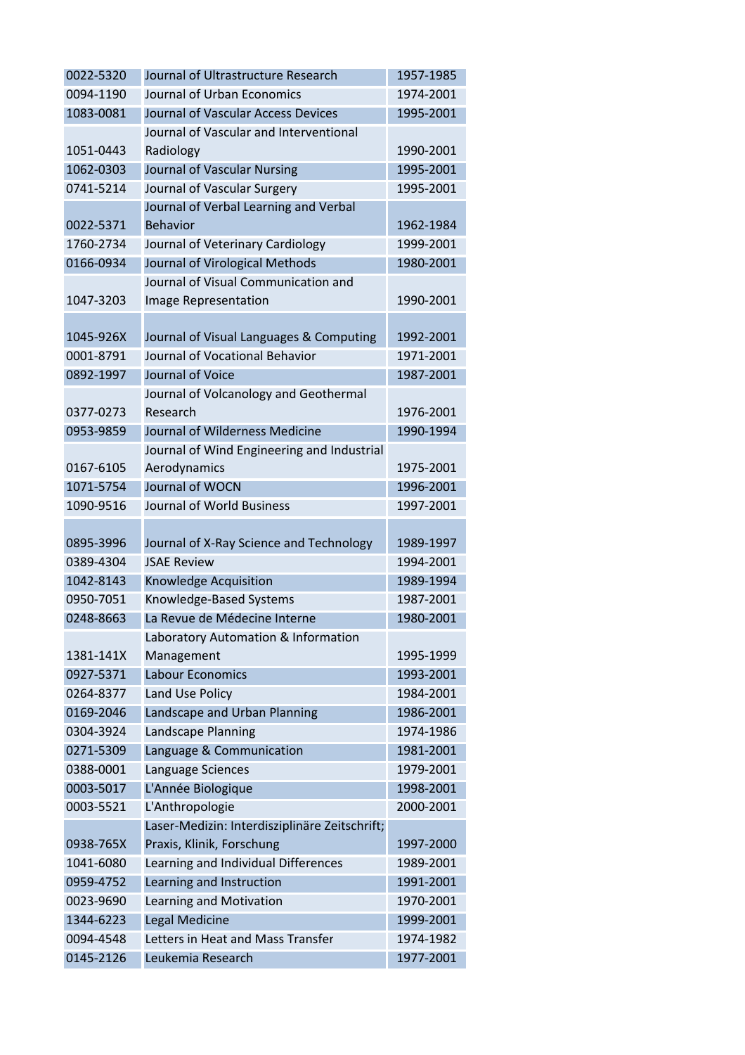| | | |
|---|---|---|
| 0022-5320 | Journal of Ultrastructure Research | 1957-1985 |
| 0094-1190 | Journal of Urban Economics | 1974-2001 |
| 1083-0081 | Journal of Vascular Access Devices | 1995-2001 |
| 1051-0443 | Journal of Vascular and Interventional Radiology | 1990-2001 |
| 1062-0303 | Journal of Vascular Nursing | 1995-2001 |
| 0741-5214 | Journal of Vascular Surgery | 1995-2001 |
| 0022-5371 | Journal of Verbal Learning and Verbal Behavior | 1962-1984 |
| 1760-2734 | Journal of Veterinary Cardiology | 1999-2001 |
| 0166-0934 | Journal of Virological Methods | 1980-2001 |
| 1047-3203 | Journal of Visual Communication and Image Representation | 1990-2001 |
| 1045-926X | Journal of Visual Languages & Computing | 1992-2001 |
| 0001-8791 | Journal of Vocational Behavior | 1971-2001 |
| 0892-1997 | Journal of Voice | 1987-2001 |
| 0377-0273 | Journal of Volcanology and Geothermal Research | 1976-2001 |
| 0953-9859 | Journal of Wilderness Medicine | 1990-1994 |
| 0167-6105 | Journal of Wind Engineering and Industrial Aerodynamics | 1975-2001 |
| 1071-5754 | Journal of WOCN | 1996-2001 |
| 1090-9516 | Journal of World Business | 1997-2001 |
| 0895-3996 | Journal of X-Ray Science and Technology | 1989-1997 |
| 0389-4304 | JSAE Review | 1994-2001 |
| 1042-8143 | Knowledge Acquisition | 1989-1994 |
| 0950-7051 | Knowledge-Based Systems | 1987-2001 |
| 0248-8663 | La Revue de Médecine Interne | 1980-2001 |
| 1381-141X | Laboratory Automation & Information Management | 1995-1999 |
| 0927-5371 | Labour Economics | 1993-2001 |
| 0264-8377 | Land Use Policy | 1984-2001 |
| 0169-2046 | Landscape and Urban Planning | 1986-2001 |
| 0304-3924 | Landscape Planning | 1974-1986 |
| 0271-5309 | Language & Communication | 1981-2001 |
| 0388-0001 | Language Sciences | 1979-2001 |
| 0003-5017 | L'Année Biologique | 1998-2001 |
| 0003-5521 | L'Anthropologie | 2000-2001 |
| 0938-765X | Laser-Medizin: Interdisziplinäre Zeitschrift; Praxis, Klinik, Forschung | 1997-2000 |
| 1041-6080 | Learning and Individual Differences | 1989-2001 |
| 0959-4752 | Learning and Instruction | 1991-2001 |
| 0023-9690 | Learning and Motivation | 1970-2001 |
| 1344-6223 | Legal Medicine | 1999-2001 |
| 0094-4548 | Letters in Heat and Mass Transfer | 1974-1982 |
| 0145-2126 | Leukemia Research | 1977-2001 |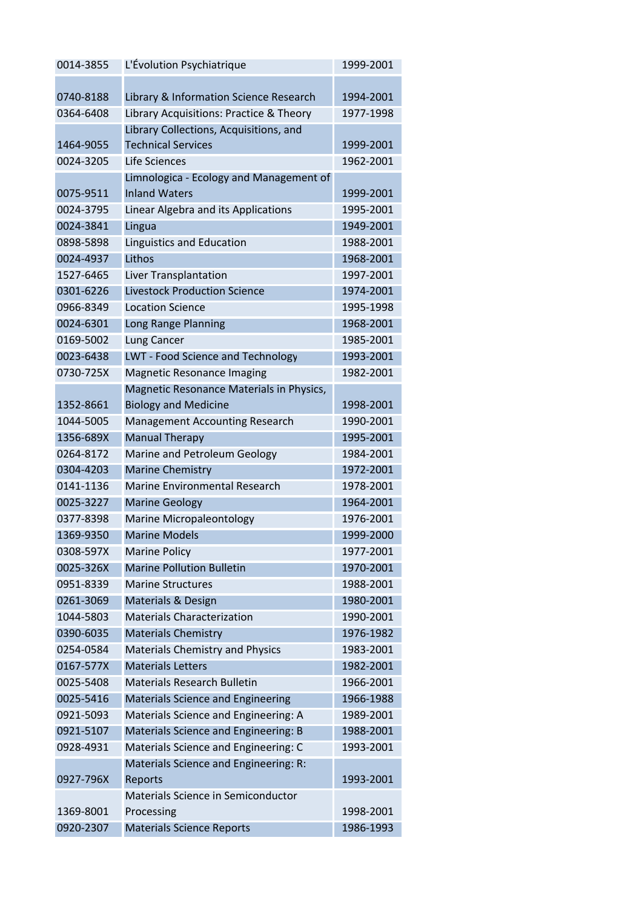| | | |
|---|---|---|
| 0014-3855 | L'Évolution Psychiatrique | 1999-2001 |
| 0740-8188 | Library & Information Science Research | 1994-2001 |
| 0364-6408 | Library Acquisitions: Practice & Theory | 1977-1998 |
| 1464-9055 | Library Collections, Acquisitions, and Technical Services | 1999-2001 |
| 0024-3205 | Life Sciences | 1962-2001 |
| 0075-9511 | Limnologica - Ecology and Management of Inland Waters | 1999-2001 |
| 0024-3795 | Linear Algebra and its Applications | 1995-2001 |
| 0024-3841 | Lingua | 1949-2001 |
| 0898-5898 | Linguistics and Education | 1988-2001 |
| 0024-4937 | Lithos | 1968-2001 |
| 1527-6465 | Liver Transplantation | 1997-2001 |
| 0301-6226 | Livestock Production Science | 1974-2001 |
| 0966-8349 | Location Science | 1995-1998 |
| 0024-6301 | Long Range Planning | 1968-2001 |
| 0169-5002 | Lung Cancer | 1985-2001 |
| 0023-6438 | LWT - Food Science and Technology | 1993-2001 |
| 0730-725X | Magnetic Resonance Imaging | 1982-2001 |
| 1352-8661 | Magnetic Resonance Materials in Physics, Biology and Medicine | 1998-2001 |
| 1044-5005 | Management Accounting Research | 1990-2001 |
| 1356-689X | Manual Therapy | 1995-2001 |
| 0264-8172 | Marine and Petroleum Geology | 1984-2001 |
| 0304-4203 | Marine Chemistry | 1972-2001 |
| 0141-1136 | Marine Environmental Research | 1978-2001 |
| 0025-3227 | Marine Geology | 1964-2001 |
| 0377-8398 | Marine Micropaleontology | 1976-2001 |
| 1369-9350 | Marine Models | 1999-2000 |
| 0308-597X | Marine Policy | 1977-2001 |
| 0025-326X | Marine Pollution Bulletin | 1970-2001 |
| 0951-8339 | Marine Structures | 1988-2001 |
| 0261-3069 | Materials & Design | 1980-2001 |
| 1044-5803 | Materials Characterization | 1990-2001 |
| 0390-6035 | Materials Chemistry | 1976-1982 |
| 0254-0584 | Materials Chemistry and Physics | 1983-2001 |
| 0167-577X | Materials Letters | 1982-2001 |
| 0025-5408 | Materials Research Bulletin | 1966-2001 |
| 0025-5416 | Materials Science and Engineering | 1966-1988 |
| 0921-5093 | Materials Science and Engineering: A | 1989-2001 |
| 0921-5107 | Materials Science and Engineering: B | 1988-2001 |
| 0928-4931 | Materials Science and Engineering: C | 1993-2001 |
| 0927-796X | Materials Science and Engineering: R: Reports | 1993-2001 |
| 1369-8001 | Materials Science in Semiconductor Processing | 1998-2001 |
| 0920-2307 | Materials Science Reports | 1986-1993 |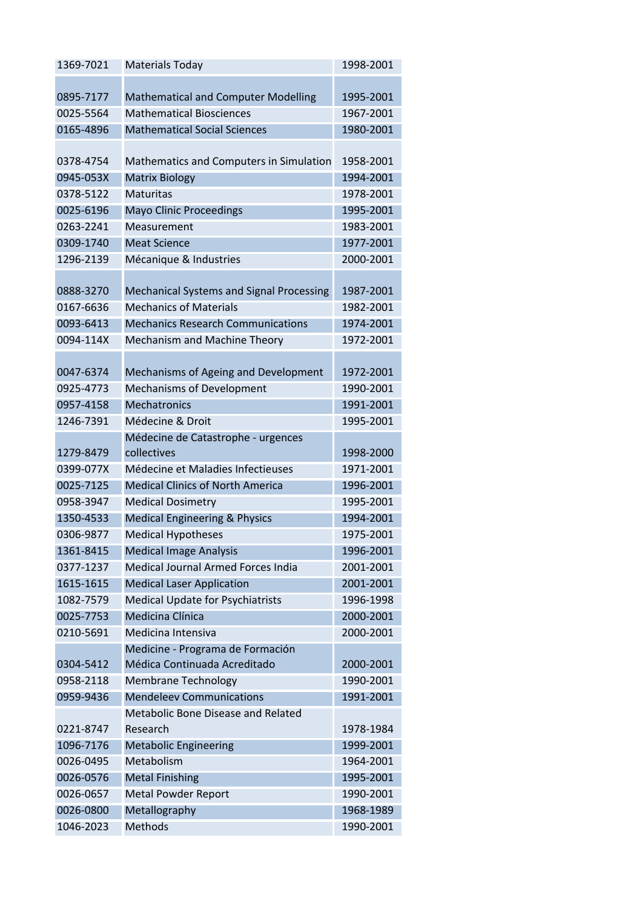| 1369-7021 | Materials Today | 1998-2001 |
|---|---|---|
| 0895-7177 | Mathematical and Computer Modelling | 1995-2001 |
| 0025-5564 | Mathematical Biosciences | 1967-2001 |
| 0165-4896 | Mathematical Social Sciences | 1980-2001 |
| 0378-4754 | Mathematics and Computers in Simulation | 1958-2001 |
| 0945-053X | Matrix Biology | 1994-2001 |
| 0378-5122 | Maturitas | 1978-2001 |
| 0025-6196 | Mayo Clinic Proceedings | 1995-2001 |
| 0263-2241 | Measurement | 1983-2001 |
| 0309-1740 | Meat Science | 1977-2001 |
| 1296-2139 | Mécanique & Industries | 2000-2001 |
| 0888-3270 | Mechanical Systems and Signal Processing | 1987-2001 |
| 0167-6636 | Mechanics of Materials | 1982-2001 |
| 0093-6413 | Mechanics Research Communications | 1974-2001 |
| 0094-114X | Mechanism and Machine Theory | 1972-2001 |
| 0047-6374 | Mechanisms of Ageing and Development | 1972-2001 |
| 0925-4773 | Mechanisms of Development | 1990-2001 |
| 0957-4158 | Mechatronics | 1991-2001 |
| 1246-7391 | Médecine & Droit | 1995-2001 |
| 1279-8479 | Médecine de Catastrophe - urgences collectives | 1998-2000 |
| 0399-077X | Médecine et Maladies Infectieuses | 1971-2001 |
| 0025-7125 | Medical Clinics of North America | 1996-2001 |
| 0958-3947 | Medical Dosimetry | 1995-2001 |
| 1350-4533 | Medical Engineering & Physics | 1994-2001 |
| 0306-9877 | Medical Hypotheses | 1975-2001 |
| 1361-8415 | Medical Image Analysis | 1996-2001 |
| 0377-1237 | Medical Journal Armed Forces India | 2001-2001 |
| 1615-1615 | Medical Laser Application | 2001-2001 |
| 1082-7579 | Medical Update for Psychiatrists | 1996-1998 |
| 0025-7753 | Medicina Clínica | 2000-2001 |
| 0210-5691 | Medicina Intensiva | 2000-2001 |
| 0304-5412 | Medicine - Programa de Formación Médica Continuada Acreditado | 2000-2001 |
| 0958-2118 | Membrane Technology | 1990-2001 |
| 0959-9436 | Mendeleev Communications | 1991-2001 |
| 0221-8747 | Metabolic Bone Disease and Related Research | 1978-1984 |
| 1096-7176 | Metabolic Engineering | 1999-2001 |
| 0026-0495 | Metabolism | 1964-2001 |
| 0026-0576 | Metal Finishing | 1995-2001 |
| 0026-0657 | Metal Powder Report | 1990-2001 |
| 0026-0800 | Metallography | 1968-1989 |
| 1046-2023 | Methods | 1990-2001 |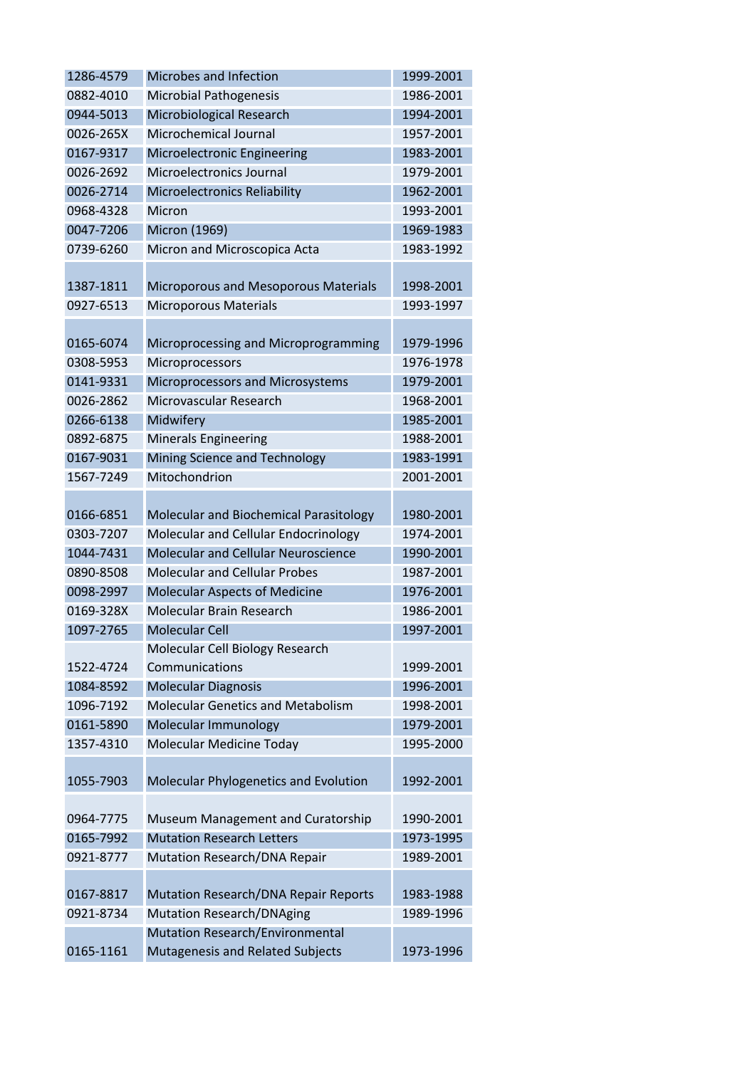| | | |
|---|---|---|
| 1286-4579 | Microbes and Infection | 1999-2001 |
| 0882-4010 | Microbial Pathogenesis | 1986-2001 |
| 0944-5013 | Microbiological Research | 1994-2001 |
| 0026-265X | Microchemical Journal | 1957-2001 |
| 0167-9317 | Microelectronic Engineering | 1983-2001 |
| 0026-2692 | Microelectronics Journal | 1979-2001 |
| 0026-2714 | Microelectronics Reliability | 1962-2001 |
| 0968-4328 | Micron | 1993-2001 |
| 0047-7206 | Micron (1969) | 1969-1983 |
| 0739-6260 | Micron and Microscopica Acta | 1983-1992 |
| 1387-1811 | Microporous and Mesoporous Materials | 1998-2001 |
| 0927-6513 | Microporous Materials | 1993-1997 |
| 0165-6074 | Microprocessing and Microprogramming | 1979-1996 |
| 0308-5953 | Microprocessors | 1976-1978 |
| 0141-9331 | Microprocessors and Microsystems | 1979-2001 |
| 0026-2862 | Microvascular Research | 1968-2001 |
| 0266-6138 | Midwifery | 1985-2001 |
| 0892-6875 | Minerals Engineering | 1988-2001 |
| 0167-9031 | Mining Science and Technology | 1983-1991 |
| 1567-7249 | Mitochondrion | 2001-2001 |
| 0166-6851 | Molecular and Biochemical Parasitology | 1980-2001 |
| 0303-7207 | Molecular and Cellular Endocrinology | 1974-2001 |
| 1044-7431 | Molecular and Cellular Neuroscience | 1990-2001 |
| 0890-8508 | Molecular and Cellular Probes | 1987-2001 |
| 0098-2997 | Molecular Aspects of Medicine | 1976-2001 |
| 0169-328X | Molecular Brain Research | 1986-2001 |
| 1097-2765 | Molecular Cell | 1997-2001 |
| 1522-4724 | Molecular Cell Biology Research Communications | 1999-2001 |
| 1084-8592 | Molecular Diagnosis | 1996-2001 |
| 1096-7192 | Molecular Genetics and Metabolism | 1998-2001 |
| 0161-5890 | Molecular Immunology | 1979-2001 |
| 1357-4310 | Molecular Medicine Today | 1995-2000 |
| 1055-7903 | Molecular Phylogenetics and Evolution | 1992-2001 |
| 0964-7775 | Museum Management and Curatorship | 1990-2001 |
| 0165-7992 | Mutation Research Letters | 1973-1995 |
| 0921-8777 | Mutation Research/DNA Repair | 1989-2001 |
| 0167-8817 | Mutation Research/DNA Repair Reports | 1983-1988 |
| 0921-8734 | Mutation Research/DNAging | 1989-1996 |
| 0165-1161 | Mutation Research/Environmental Mutagenesis and Related Subjects | 1973-1996 |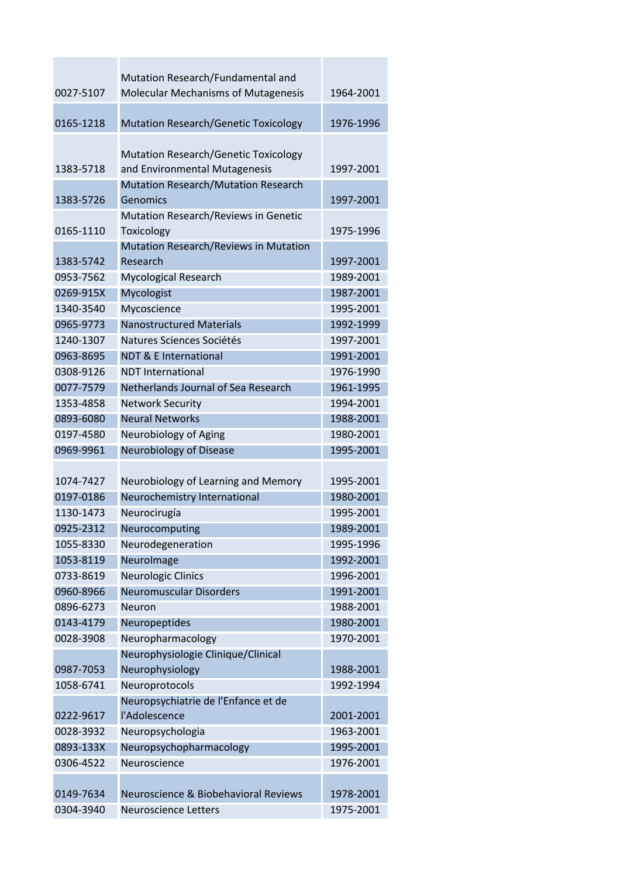| | | |
|---|---|---|
| 0027-5107 | Mutation Research/Fundamental and Molecular Mechanisms of Mutagenesis | 1964-2001 |
| 0165-1218 | Mutation Research/Genetic Toxicology | 1976-1996 |
| 1383-5718 | Mutation Research/Genetic Toxicology and Environmental Mutagenesis | 1997-2001 |
| 1383-5726 | Mutation Research/Mutation Research Genomics | 1997-2001 |
| 0165-1110 | Mutation Research/Reviews in Genetic Toxicology | 1975-1996 |
| 1383-5742 | Mutation Research/Reviews in Mutation Research | 1997-2001 |
| 0953-7562 | Mycological Research | 1989-2001 |
| 0269-915X | Mycologist | 1987-2001 |
| 1340-3540 | Mycoscience | 1995-2001 |
| 0965-9773 | Nanostructured Materials | 1992-1999 |
| 1240-1307 | Natures Sciences Sociétés | 1997-2001 |
| 0963-8695 | NDT & E International | 1991-2001 |
| 0308-9126 | NDT International | 1976-1990 |
| 0077-7579 | Netherlands Journal of Sea Research | 1961-1995 |
| 1353-4858 | Network Security | 1994-2001 |
| 0893-6080 | Neural Networks | 1988-2001 |
| 0197-4580 | Neurobiology of Aging | 1980-2001 |
| 0969-9961 | Neurobiology of Disease | 1995-2001 |
| 1074-7427 | Neurobiology of Learning and Memory | 1995-2001 |
| 0197-0186 | Neurochemistry International | 1980-2001 |
| 1130-1473 | Neurocirugía | 1995-2001 |
| 0925-2312 | Neurocomputing | 1989-2001 |
| 1055-8330 | Neurodegeneration | 1995-1996 |
| 1053-8119 | NeuroImage | 1992-2001 |
| 0733-8619 | Neurologic Clinics | 1996-2001 |
| 0960-8966 | Neuromuscular Disorders | 1991-2001 |
| 0896-6273 | Neuron | 1988-2001 |
| 0143-4179 | Neuropeptides | 1980-2001 |
| 0028-3908 | Neuropharmacology | 1970-2001 |
| 0987-7053 | Neurophysiologie Clinique/Clinical Neurophysiology | 1988-2001 |
| 1058-6741 | Neuroprotocols | 1992-1994 |
| 0222-9617 | Neuropsychiatrie de l'Enfance et de l'Adolescence | 2001-2001 |
| 0028-3932 | Neuropsychologia | 1963-2001 |
| 0893-133X | Neuropsychopharmacology | 1995-2001 |
| 0306-4522 | Neuroscience | 1976-2001 |
| 0149-7634 | Neuroscience & Biobehavioral Reviews | 1978-2001 |
| 0304-3940 | Neuroscience Letters | 1975-2001 |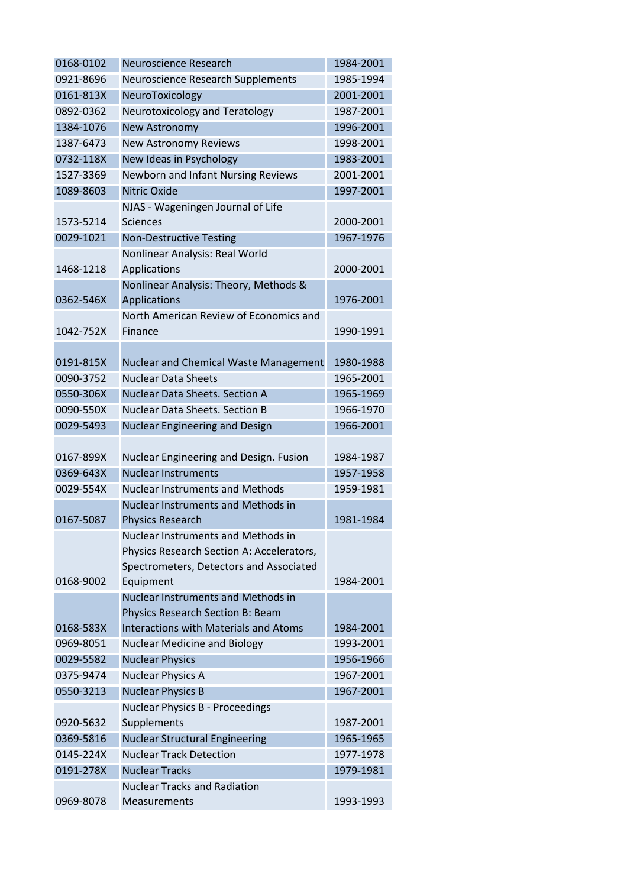| | | |
|---|---|---|
| 0168-0102 | Neuroscience Research | 1984-2001 |
| 0921-8696 | Neuroscience Research Supplements | 1985-1994 |
| 0161-813X | NeuroToxicology | 2001-2001 |
| 0892-0362 | Neurotoxicology and Teratology | 1987-2001 |
| 1384-1076 | New Astronomy | 1996-2001 |
| 1387-6473 | New Astronomy Reviews | 1998-2001 |
| 0732-118X | New Ideas in Psychology | 1983-2001 |
| 1527-3369 | Newborn and Infant Nursing Reviews | 2001-2001 |
| 1089-8603 | Nitric Oxide | 1997-2001 |
| 1573-5214 | NJAS - Wageningen Journal of Life Sciences | 2000-2001 |
| 0029-1021 | Non-Destructive Testing | 1967-1976 |
| 1468-1218 | Nonlinear Analysis: Real World Applications | 2000-2001 |
| 0362-546X | Nonlinear Analysis: Theory, Methods & Applications | 1976-2001 |
| 1042-752X | North American Review of Economics and Finance | 1990-1991 |
| 0191-815X | Nuclear and Chemical Waste Management | 1980-1988 |
| 0090-3752 | Nuclear Data Sheets | 1965-2001 |
| 0550-306X | Nuclear Data Sheets. Section A | 1965-1969 |
| 0090-550X | Nuclear Data Sheets. Section B | 1966-1970 |
| 0029-5493 | Nuclear Engineering and Design | 1966-2001 |
| 0167-899X | Nuclear Engineering and Design. Fusion | 1984-1987 |
| 0369-643X | Nuclear Instruments | 1957-1958 |
| 0029-554X | Nuclear Instruments and Methods | 1959-1981 |
| 0167-5087 | Nuclear Instruments and Methods in Physics Research | 1981-1984 |
| 0168-9002 | Nuclear Instruments and Methods in Physics Research Section A: Accelerators, Spectrometers, Detectors and Associated Equipment | 1984-2001 |
| 0168-583X | Nuclear Instruments and Methods in Physics Research Section B: Beam Interactions with Materials and Atoms | 1984-2001 |
| 0969-8051 | Nuclear Medicine and Biology | 1993-2001 |
| 0029-5582 | Nuclear Physics | 1956-1966 |
| 0375-9474 | Nuclear Physics A | 1967-2001 |
| 0550-3213 | Nuclear Physics B | 1967-2001 |
| 0920-5632 | Nuclear Physics B - Proceedings Supplements | 1987-2001 |
| 0369-5816 | Nuclear Structural Engineering | 1965-1965 |
| 0145-224X | Nuclear Track Detection | 1977-1978 |
| 0191-278X | Nuclear Tracks | 1979-1981 |
| 0969-8078 | Nuclear Tracks and Radiation Measurements | 1993-1993 |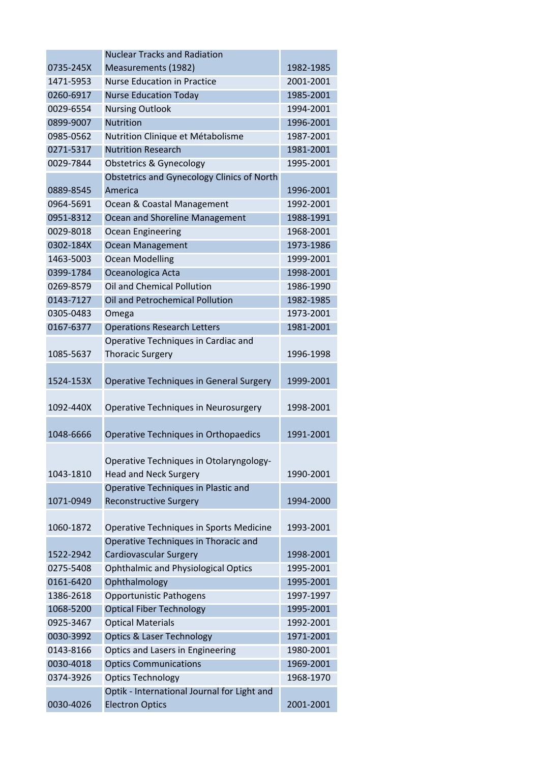| | | |
|---|---|---|
| 0735-245X | Nuclear Tracks and Radiation Measurements (1982) | 1982-1985 |
| 1471-5953 | Nurse Education in Practice | 2001-2001 |
| 0260-6917 | Nurse Education Today | 1985-2001 |
| 0029-6554 | Nursing Outlook | 1994-2001 |
| 0899-9007 | Nutrition | 1996-2001 |
| 0985-0562 | Nutrition Clinique et Métabolisme | 1987-2001 |
| 0271-5317 | Nutrition Research | 1981-2001 |
| 0029-7844 | Obstetrics & Gynecology | 1995-2001 |
| 0889-8545 | Obstetrics and Gynecology Clinics of North America | 1996-2001 |
| 0964-5691 | Ocean & Coastal Management | 1992-2001 |
| 0951-8312 | Ocean and Shoreline Management | 1988-1991 |
| 0029-8018 | Ocean Engineering | 1968-2001 |
| 0302-184X | Ocean Management | 1973-1986 |
| 1463-5003 | Ocean Modelling | 1999-2001 |
| 0399-1784 | Oceanologica Acta | 1998-2001 |
| 0269-8579 | Oil and Chemical Pollution | 1986-1990 |
| 0143-7127 | Oil and Petrochemical Pollution | 1982-1985 |
| 0305-0483 | Omega | 1973-2001 |
| 0167-6377 | Operations Research Letters | 1981-2001 |
| 1085-5637 | Operative Techniques in Cardiac and Thoracic Surgery | 1996-1998 |
| 1524-153X | Operative Techniques in General Surgery | 1999-2001 |
| 1092-440X | Operative Techniques in Neurosurgery | 1998-2001 |
| 1048-6666 | Operative Techniques in Orthopaedics | 1991-2001 |
| 1043-1810 | Operative Techniques in Otolaryngology-Head and Neck Surgery | 1990-2001 |
| 1071-0949 | Operative Techniques in Plastic and Reconstructive Surgery | 1994-2000 |
| 1060-1872 | Operative Techniques in Sports Medicine | 1993-2001 |
| 1522-2942 | Operative Techniques in Thoracic and Cardiovascular Surgery | 1998-2001 |
| 0275-5408 | Ophthalmic and Physiological Optics | 1995-2001 |
| 0161-6420 | Ophthalmology | 1995-2001 |
| 1386-2618 | Opportunistic Pathogens | 1997-1997 |
| 1068-5200 | Optical Fiber Technology | 1995-2001 |
| 0925-3467 | Optical Materials | 1992-2001 |
| 0030-3992 | Optics & Laser Technology | 1971-2001 |
| 0143-8166 | Optics and Lasers in Engineering | 1980-2001 |
| 0030-4018 | Optics Communications | 1969-2001 |
| 0374-3926 | Optics Technology | 1968-1970 |
| 0030-4026 | Optik - International Journal for Light and Electron Optics | 2001-2001 |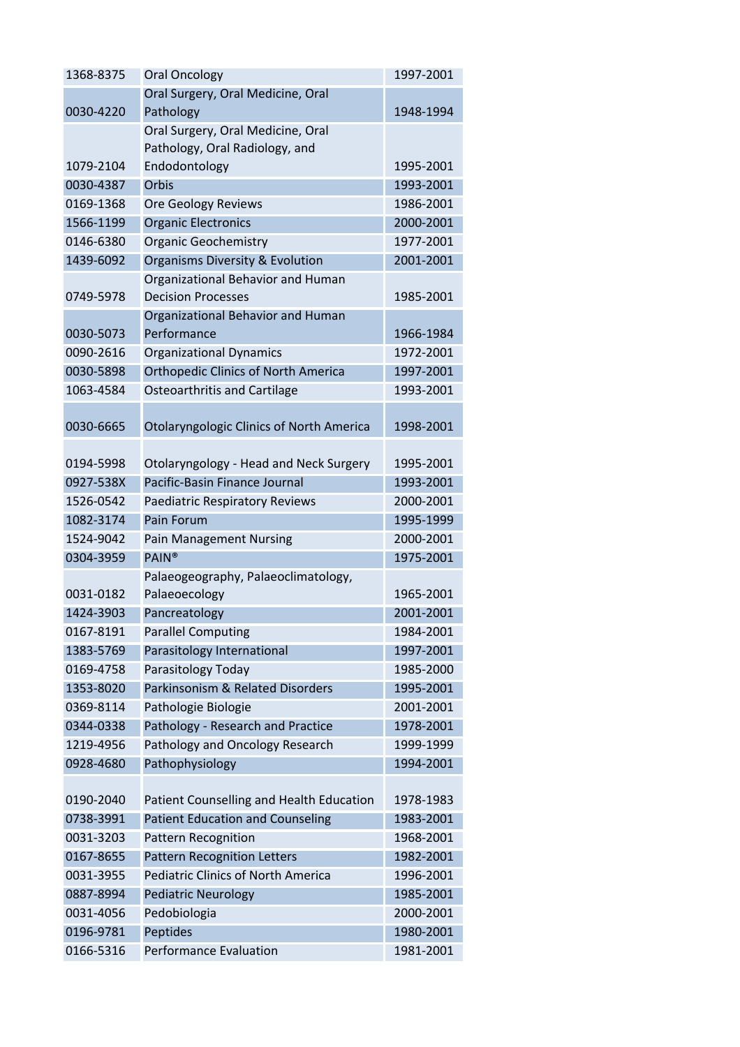| | | |
|---|---|---|
| 1368-8375 | Oral Oncology | 1997-2001 |
| 0030-4220 | Oral Surgery, Oral Medicine, Oral Pathology | 1948-1994 |
| 1079-2104 | Oral Surgery, Oral Medicine, Oral Pathology, Oral Radiology, and Endodontology | 1995-2001 |
| 0030-4387 | Orbis | 1993-2001 |
| 0169-1368 | Ore Geology Reviews | 1986-2001 |
| 1566-1199 | Organic Electronics | 2000-2001 |
| 0146-6380 | Organic Geochemistry | 1977-2001 |
| 1439-6092 | Organisms Diversity & Evolution | 2001-2001 |
| 0749-5978 | Organizational Behavior and Human Decision Processes | 1985-2001 |
| 0030-5073 | Organizational Behavior and Human Performance | 1966-1984 |
| 0090-2616 | Organizational Dynamics | 1972-2001 |
| 0030-5898 | Orthopedic Clinics of North America | 1997-2001 |
| 1063-4584 | Osteoarthritis and Cartilage | 1993-2001 |
| 0030-6665 | Otolaryngologic Clinics of North America | 1998-2001 |
| 0194-5998 | Otolaryngology - Head and Neck Surgery | 1995-2001 |
| 0927-538X | Pacific-Basin Finance Journal | 1993-2001 |
| 1526-0542 | Paediatric Respiratory Reviews | 2000-2001 |
| 1082-3174 | Pain Forum | 1995-1999 |
| 1524-9042 | Pain Management Nursing | 2000-2001 |
| 0304-3959 | PAIN® | 1975-2001 |
| 0031-0182 | Palaeogeography, Palaeoclimatology, Palaeoecology | 1965-2001 |
| 1424-3903 | Pancreatology | 2001-2001 |
| 0167-8191 | Parallel Computing | 1984-2001 |
| 1383-5769 | Parasitology International | 1997-2001 |
| 0169-4758 | Parasitology Today | 1985-2000 |
| 1353-8020 | Parkinsonism & Related Disorders | 1995-2001 |
| 0369-8114 | Pathologie Biologie | 2001-2001 |
| 0344-0338 | Pathology - Research and Practice | 1978-2001 |
| 1219-4956 | Pathology and Oncology Research | 1999-1999 |
| 0928-4680 | Pathophysiology | 1994-2001 |
| 0190-2040 | Patient Counselling and Health Education | 1978-1983 |
| 0738-3991 | Patient Education and Counseling | 1983-2001 |
| 0031-3203 | Pattern Recognition | 1968-2001 |
| 0167-8655 | Pattern Recognition Letters | 1982-2001 |
| 0031-3955 | Pediatric Clinics of North America | 1996-2001 |
| 0887-8994 | Pediatric Neurology | 1985-2001 |
| 0031-4056 | Pedobiologia | 2000-2001 |
| 0196-9781 | Peptides | 1980-2001 |
| 0166-5316 | Performance Evaluation | 1981-2001 |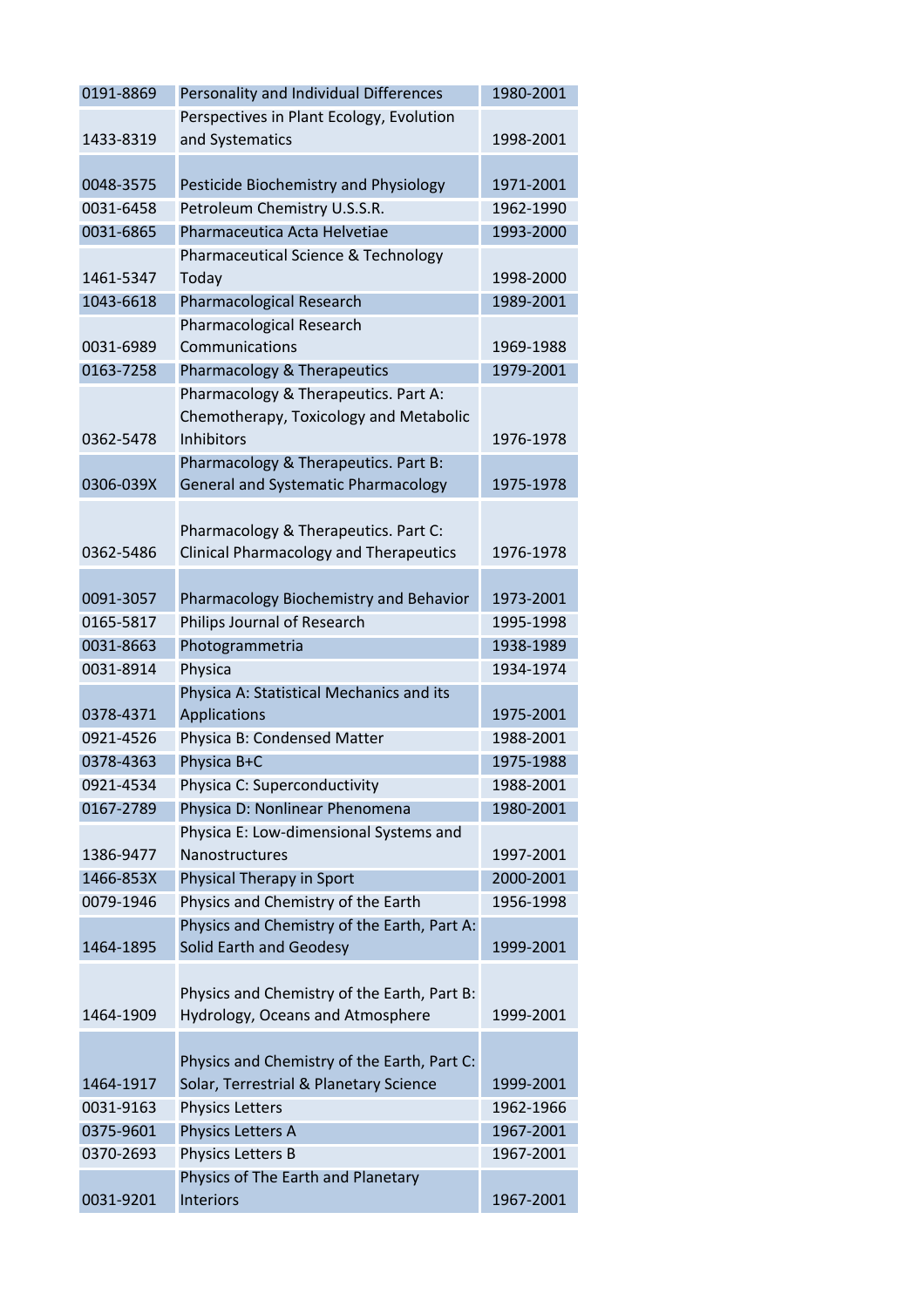| 0191-8869 | Personality and Individual Differences | 1980-2001 |
|---|---|---|
| 1433-8319 | Perspectives in Plant Ecology, Evolution and Systematics | 1998-2001 |
| 0048-3575 | Pesticide Biochemistry and Physiology | 1971-2001 |
| 0031-6458 | Petroleum Chemistry U.S.S.R. | 1962-1990 |
| 0031-6865 | Pharmaceutica Acta Helvetiae | 1993-2000 |
| 1461-5347 | Pharmaceutical Science & Technology Today | 1998-2000 |
| 1043-6618 | Pharmacological Research | 1989-2001 |
| 0031-6989 | Pharmacological Research Communications | 1969-1988 |
| 0163-7258 | Pharmacology & Therapeutics | 1979-2001 |
| 0362-5478 | Pharmacology & Therapeutics. Part A: Chemotherapy, Toxicology and Metabolic Inhibitors | 1976-1978 |
| 0306-039X | Pharmacology & Therapeutics. Part B: General and Systematic Pharmacology | 1975-1978 |
| 0362-5486 | Pharmacology & Therapeutics. Part C: Clinical Pharmacology and Therapeutics | 1976-1978 |
| 0091-3057 | Pharmacology Biochemistry and Behavior | 1973-2001 |
| 0165-5817 | Philips Journal of Research | 1995-1998 |
| 0031-8663 | Photogrammetria | 1938-1989 |
| 0031-8914 | Physica | 1934-1974 |
| 0378-4371 | Physica A: Statistical Mechanics and its Applications | 1975-2001 |
| 0921-4526 | Physica B: Condensed Matter | 1988-2001 |
| 0378-4363 | Physica B+C | 1975-1988 |
| 0921-4534 | Physica C: Superconductivity | 1988-2001 |
| 0167-2789 | Physica D: Nonlinear Phenomena | 1980-2001 |
| 1386-9477 | Physica E: Low-dimensional Systems and Nanostructures | 1997-2001 |
| 1466-853X | Physical Therapy in Sport | 2000-2001 |
| 0079-1946 | Physics and Chemistry of the Earth | 1956-1998 |
| 1464-1895 | Physics and Chemistry of the Earth, Part A: Solid Earth and Geodesy | 1999-2001 |
| 1464-1909 | Physics and Chemistry of the Earth, Part B: Hydrology, Oceans and Atmosphere | 1999-2001 |
| 1464-1917 | Physics and Chemistry of the Earth, Part C: Solar, Terrestrial & Planetary Science | 1999-2001 |
| 0031-9163 | Physics Letters | 1962-1966 |
| 0375-9601 | Physics Letters A | 1967-2001 |
| 0370-2693 | Physics Letters B | 1967-2001 |
| 0031-9201 | Physics of The Earth and Planetary Interiors | 1967-2001 |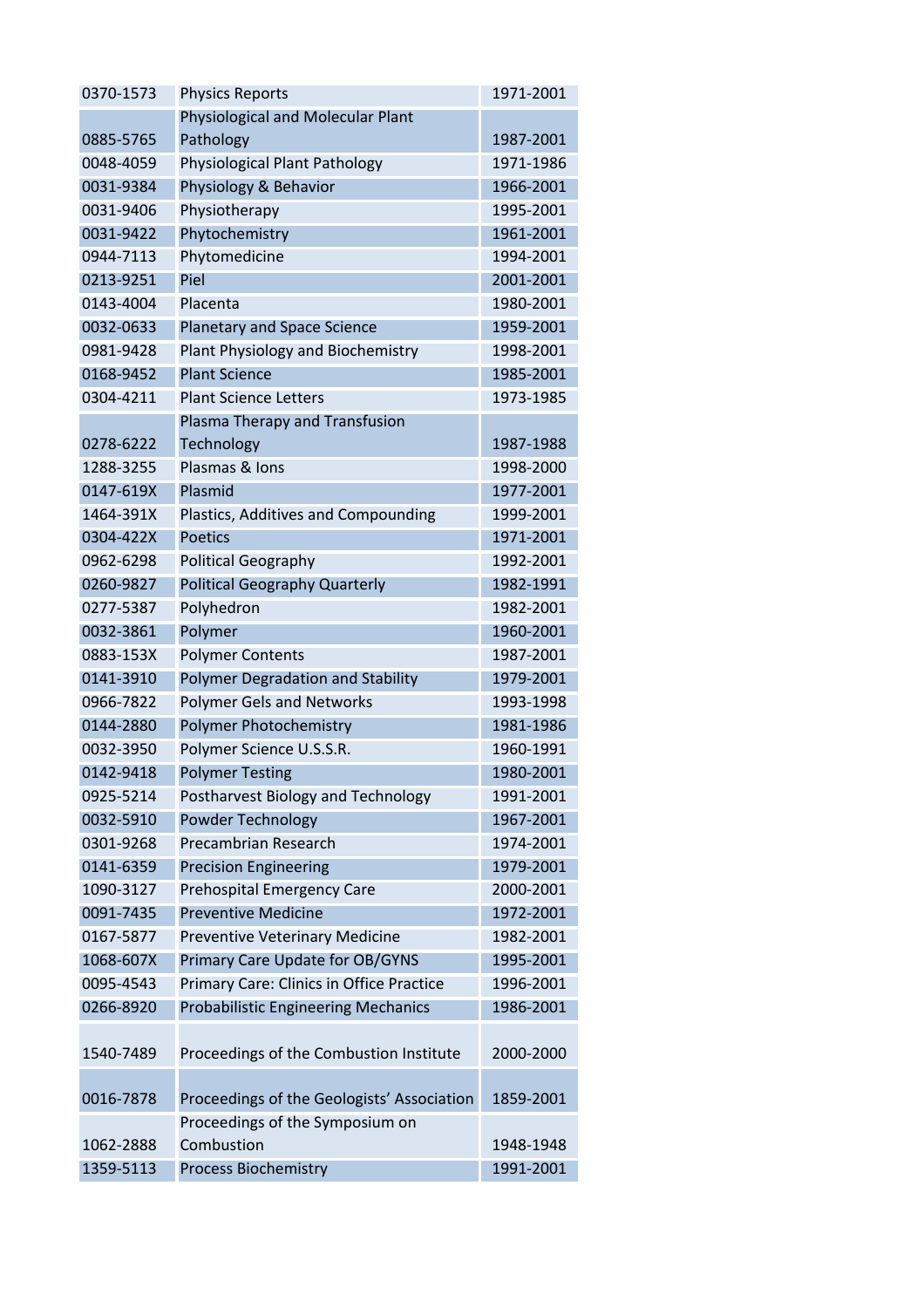| | | |
|---|---|---|
| 0370-1573 | Physics Reports | 1971-2001 |
| 0885-5765 | Physiological and Molecular Plant Pathology | 1987-2001 |
| 0048-4059 | Physiological Plant Pathology | 1971-1986 |
| 0031-9384 | Physiology & Behavior | 1966-2001 |
| 0031-9406 | Physiotherapy | 1995-2001 |
| 0031-9422 | Phytochemistry | 1961-2001 |
| 0944-7113 | Phytomedicine | 1994-2001 |
| 0213-9251 | Piel | 2001-2001 |
| 0143-4004 | Placenta | 1980-2001 |
| 0032-0633 | Planetary and Space Science | 1959-2001 |
| 0981-9428 | Plant Physiology and Biochemistry | 1998-2001 |
| 0168-9452 | Plant Science | 1985-2001 |
| 0304-4211 | Plant Science Letters | 1973-1985 |
| 0278-6222 | Plasma Therapy and Transfusion Technology | 1987-1988 |
| 1288-3255 | Plasmas & Ions | 1998-2000 |
| 0147-619X | Plasmid | 1977-2001 |
| 1464-391X | Plastics, Additives and Compounding | 1999-2001 |
| 0304-422X | Poetics | 1971-2001 |
| 0962-6298 | Political Geography | 1992-2001 |
| 0260-9827 | Political Geography Quarterly | 1982-1991 |
| 0277-5387 | Polyhedron | 1982-2001 |
| 0032-3861 | Polymer | 1960-2001 |
| 0883-153X | Polymer Contents | 1987-2001 |
| 0141-3910 | Polymer Degradation and Stability | 1979-2001 |
| 0966-7822 | Polymer Gels and Networks | 1993-1998 |
| 0144-2880 | Polymer Photochemistry | 1981-1986 |
| 0032-3950 | Polymer Science U.S.S.R. | 1960-1991 |
| 0142-9418 | Polymer Testing | 1980-2001 |
| 0925-5214 | Postharvest Biology and Technology | 1991-2001 |
| 0032-5910 | Powder Technology | 1967-2001 |
| 0301-9268 | Precambrian Research | 1974-2001 |
| 0141-6359 | Precision Engineering | 1979-2001 |
| 1090-3127 | Prehospital Emergency Care | 2000-2001 |
| 0091-7435 | Preventive Medicine | 1972-2001 |
| 0167-5877 | Preventive Veterinary Medicine | 1982-2001 |
| 1068-607X | Primary Care Update for OB/GYNS | 1995-2001 |
| 0095-4543 | Primary Care: Clinics in Office Practice | 1996-2001 |
| 0266-8920 | Probabilistic Engineering Mechanics | 1986-2001 |
| 1540-7489 | Proceedings of the Combustion Institute | 2000-2000 |
| 0016-7878 | Proceedings of the Geologists' Association | 1859-2001 |
| 1062-2888 | Proceedings of the Symposium on Combustion | 1948-1948 |
| 1359-5113 | Process Biochemistry | 1991-2001 |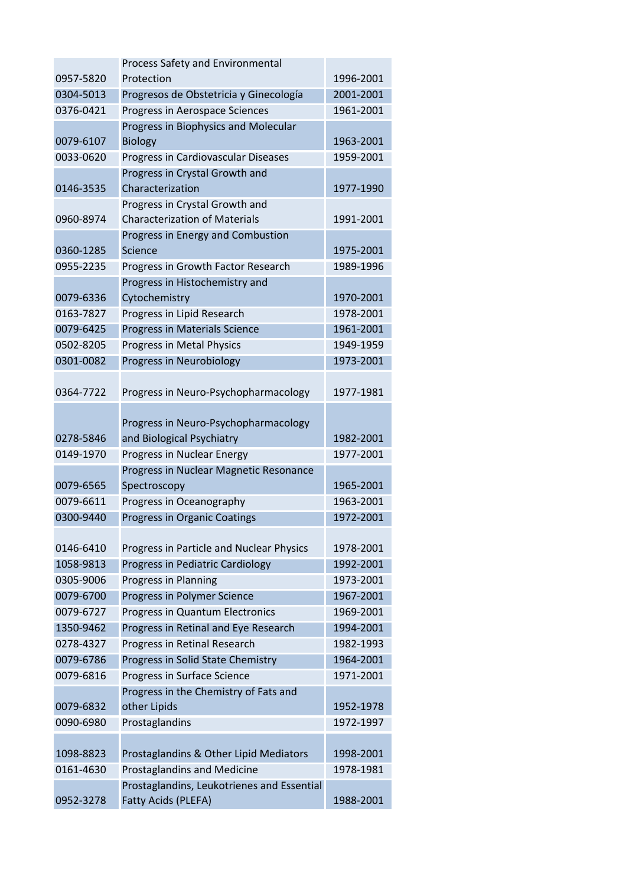| | | |
|---|---|---|
| 0957-5820 | Process Safety and Environmental Protection | 1996-2001 |
| 0304-5013 | Progresos de Obstetricia y Ginecología | 2001-2001 |
| 0376-0421 | Progress in Aerospace Sciences | 1961-2001 |
| 0079-6107 | Progress in Biophysics and Molecular Biology | 1963-2001 |
| 0033-0620 | Progress in Cardiovascular Diseases | 1959-2001 |
| 0146-3535 | Progress in Crystal Growth and Characterization | 1977-1990 |
| 0960-8974 | Progress in Crystal Growth and Characterization of Materials | 1991-2001 |
| 0360-1285 | Progress in Energy and Combustion Science | 1975-2001 |
| 0955-2235 | Progress in Growth Factor Research | 1989-1996 |
| 0079-6336 | Progress in Histochemistry and Cytochemistry | 1970-2001 |
| 0163-7827 | Progress in Lipid Research | 1978-2001 |
| 0079-6425 | Progress in Materials Science | 1961-2001 |
| 0502-8205 | Progress in Metal Physics | 1949-1959 |
| 0301-0082 | Progress in Neurobiology | 1973-2001 |
| 0364-7722 | Progress in Neuro-Psychopharmacology | 1977-1981 |
| 0278-5846 | Progress in Neuro-Psychopharmacology and Biological Psychiatry | 1982-2001 |
| 0149-1970 | Progress in Nuclear Energy | 1977-2001 |
| 0079-6565 | Progress in Nuclear Magnetic Resonance Spectroscopy | 1965-2001 |
| 0079-6611 | Progress in Oceanography | 1963-2001 |
| 0300-9440 | Progress in Organic Coatings | 1972-2001 |
| 0146-6410 | Progress in Particle and Nuclear Physics | 1978-2001 |
| 1058-9813 | Progress in Pediatric Cardiology | 1992-2001 |
| 0305-9006 | Progress in Planning | 1973-2001 |
| 0079-6700 | Progress in Polymer Science | 1967-2001 |
| 0079-6727 | Progress in Quantum Electronics | 1969-2001 |
| 1350-9462 | Progress in Retinal and Eye Research | 1994-2001 |
| 0278-4327 | Progress in Retinal Research | 1982-1993 |
| 0079-6786 | Progress in Solid State Chemistry | 1964-2001 |
| 0079-6816 | Progress in Surface Science | 1971-2001 |
| 0079-6832 | Progress in the Chemistry of Fats and other Lipids | 1952-1978 |
| 0090-6980 | Prostaglandins | 1972-1997 |
| 1098-8823 | Prostaglandins & Other Lipid Mediators | 1998-2001 |
| 0161-4630 | Prostaglandins and Medicine | 1978-1981 |
| 0952-3278 | Prostaglandins, Leukotrienes and Essential Fatty Acids (PLEFA) | 1988-2001 |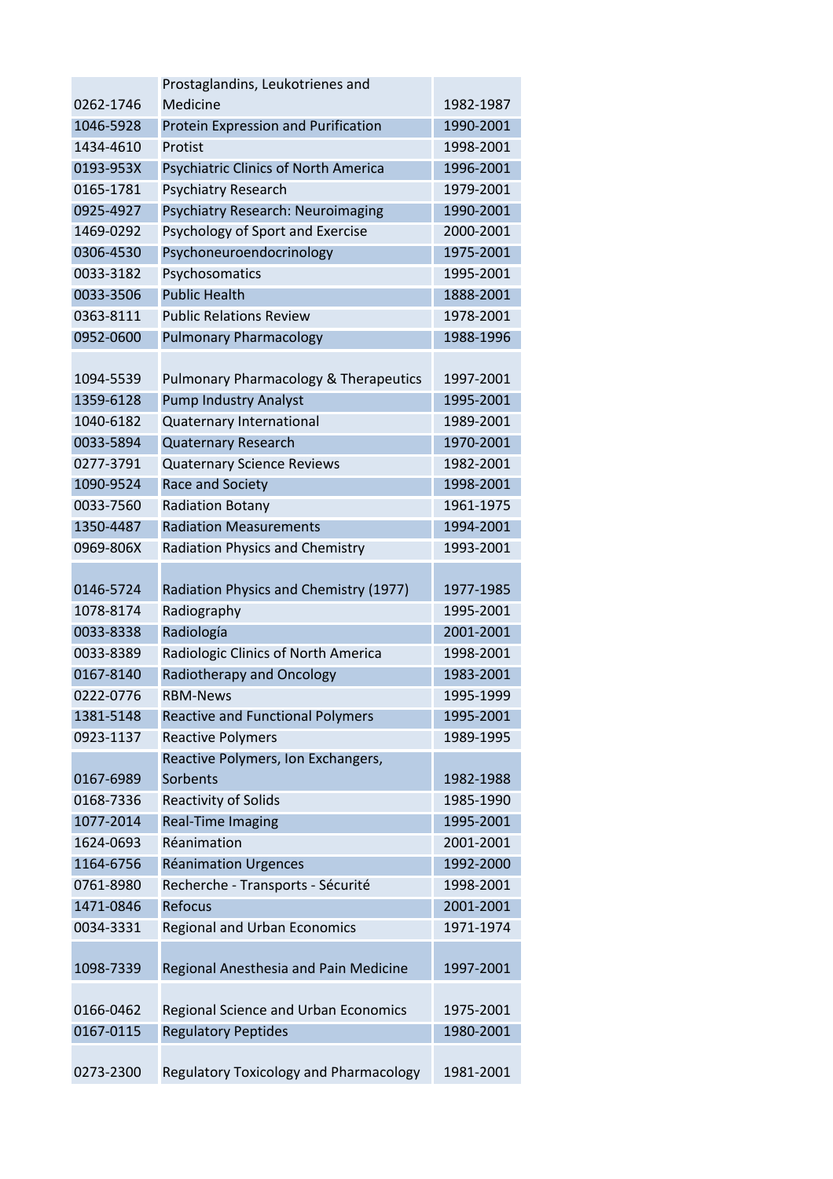| | | |
|---|---|---|
| 0262-1746 | Prostaglandins, Leukotrienes and Medicine | 1982-1987 |
| 1046-5928 | Protein Expression and Purification | 1990-2001 |
| 1434-4610 | Protist | 1998-2001 |
| 0193-953X | Psychiatric Clinics of North America | 1996-2001 |
| 0165-1781 | Psychiatry Research | 1979-2001 |
| 0925-4927 | Psychiatry Research: Neuroimaging | 1990-2001 |
| 1469-0292 | Psychology of Sport and Exercise | 2000-2001 |
| 0306-4530 | Psychoneuroendocrinology | 1975-2001 |
| 0033-3182 | Psychosomatics | 1995-2001 |
| 0033-3506 | Public Health | 1888-2001 |
| 0363-8111 | Public Relations Review | 1978-2001 |
| 0952-0600 | Pulmonary Pharmacology | 1988-1996 |
| 1094-5539 | Pulmonary Pharmacology & Therapeutics | 1997-2001 |
| 1359-6128 | Pump Industry Analyst | 1995-2001 |
| 1040-6182 | Quaternary International | 1989-2001 |
| 0033-5894 | Quaternary Research | 1970-2001 |
| 0277-3791 | Quaternary Science Reviews | 1982-2001 |
| 1090-9524 | Race and Society | 1998-2001 |
| 0033-7560 | Radiation Botany | 1961-1975 |
| 1350-4487 | Radiation Measurements | 1994-2001 |
| 0969-806X | Radiation Physics and Chemistry | 1993-2001 |
| 0146-5724 | Radiation Physics and Chemistry (1977) | 1977-1985 |
| 1078-8174 | Radiography | 1995-2001 |
| 0033-8338 | Radiología | 2001-2001 |
| 0033-8389 | Radiologic Clinics of North America | 1998-2001 |
| 0167-8140 | Radiotherapy and Oncology | 1983-2001 |
| 0222-0776 | RBM-News | 1995-1999 |
| 1381-5148 | Reactive and Functional Polymers | 1995-2001 |
| 0923-1137 | Reactive Polymers | 1989-1995 |
| 0167-6989 | Reactive Polymers, Ion Exchangers, Sorbents | 1982-1988 |
| 0168-7336 | Reactivity of Solids | 1985-1990 |
| 1077-2014 | Real-Time Imaging | 1995-2001 |
| 1624-0693 | Réanimation | 2001-2001 |
| 1164-6756 | Réanimation Urgences | 1992-2000 |
| 0761-8980 | Recherche - Transports - Sécurité | 1998-2001 |
| 1471-0846 | Refocus | 2001-2001 |
| 0034-3331 | Regional and Urban Economics | 1971-1974 |
| 1098-7339 | Regional Anesthesia and Pain Medicine | 1997-2001 |
| 0166-0462 | Regional Science and Urban Economics | 1975-2001 |
| 0167-0115 | Regulatory Peptides | 1980-2001 |
| 0273-2300 | Regulatory Toxicology and Pharmacology | 1981-2001 |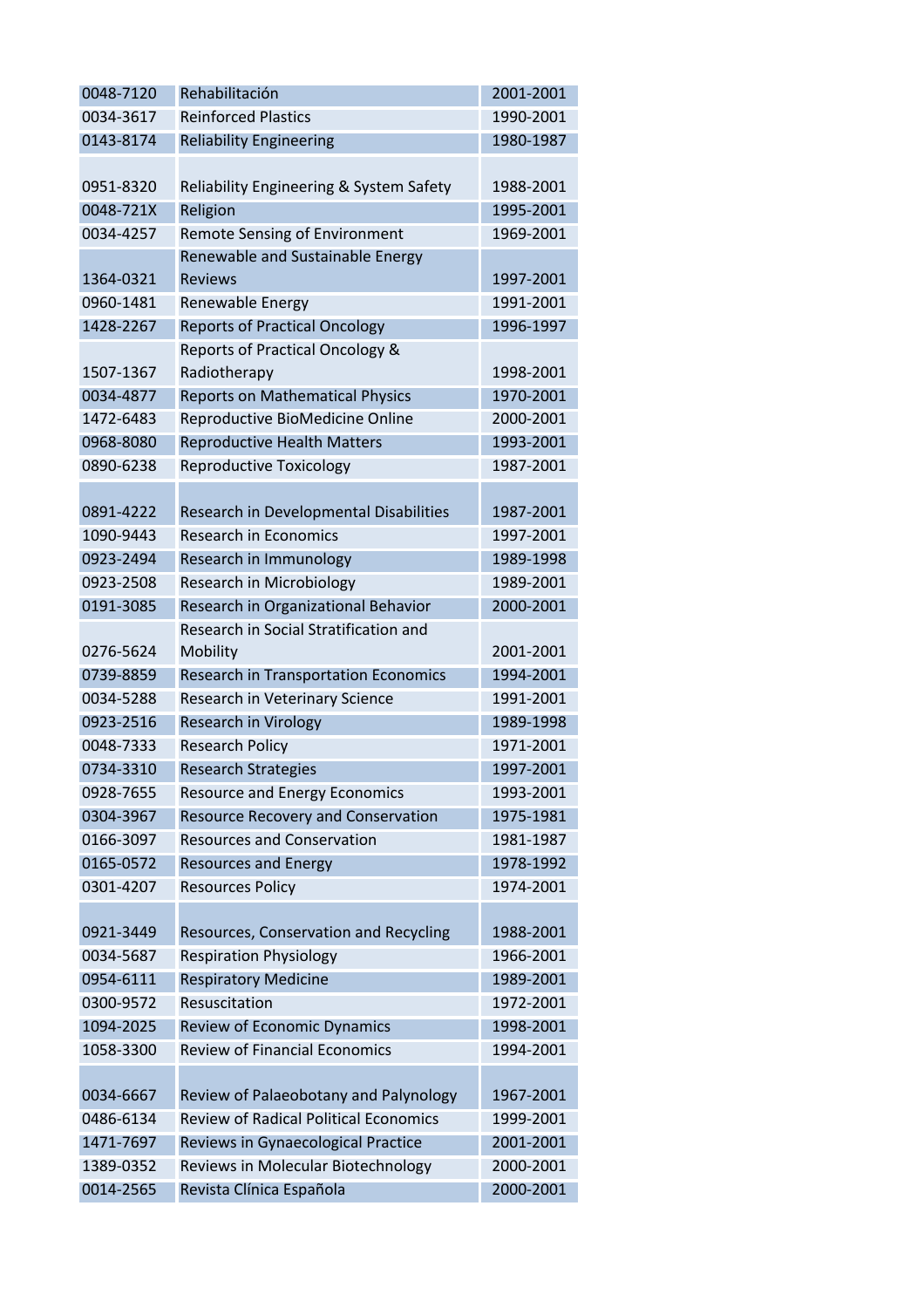| 0048-7120 | Rehabilitación | 2001-2001 |
|---|---|---|
| 0034-3617 | Reinforced Plastics | 1990-2001 |
| 0143-8174 | Reliability Engineering | 1980-1987 |
| 0951-8320 | Reliability Engineering & System Safety | 1988-2001 |
| 0048-721X | Religion | 1995-2001 |
| 0034-4257 | Remote Sensing of Environment | 1969-2001 |
| 1364-0321 | Renewable and Sustainable Energy Reviews | 1997-2001 |
| 0960-1481 | Renewable Energy | 1991-2001 |
| 1428-2267 | Reports of Practical Oncology | 1996-1997 |
| 1507-1367 | Reports of Practical Oncology & Radiotherapy | 1998-2001 |
| 0034-4877 | Reports on Mathematical Physics | 1970-2001 |
| 1472-6483 | Reproductive BioMedicine Online | 2000-2001 |
| 0968-8080 | Reproductive Health Matters | 1993-2001 |
| 0890-6238 | Reproductive Toxicology | 1987-2001 |
| 0891-4222 | Research in Developmental Disabilities | 1987-2001 |
| 1090-9443 | Research in Economics | 1997-2001 |
| 0923-2494 | Research in Immunology | 1989-1998 |
| 0923-2508 | Research in Microbiology | 1989-2001 |
| 0191-3085 | Research in Organizational Behavior | 2000-2001 |
| 0276-5624 | Research in Social Stratification and Mobility | 2001-2001 |
| 0739-8859 | Research in Transportation Economics | 1994-2001 |
| 0034-5288 | Research in Veterinary Science | 1991-2001 |
| 0923-2516 | Research in Virology | 1989-1998 |
| 0048-7333 | Research Policy | 1971-2001 |
| 0734-3310 | Research Strategies | 1997-2001 |
| 0928-7655 | Resource and Energy Economics | 1993-2001 |
| 0304-3967 | Resource Recovery and Conservation | 1975-1981 |
| 0166-3097 | Resources and Conservation | 1981-1987 |
| 0165-0572 | Resources and Energy | 1978-1992 |
| 0301-4207 | Resources Policy | 1974-2001 |
| 0921-3449 | Resources, Conservation and Recycling | 1988-2001 |
| 0034-5687 | Respiration Physiology | 1966-2001 |
| 0954-6111 | Respiratory Medicine | 1989-2001 |
| 0300-9572 | Resuscitation | 1972-2001 |
| 1094-2025 | Review of Economic Dynamics | 1998-2001 |
| 1058-3300 | Review of Financial Economics | 1994-2001 |
| 0034-6667 | Review of Palaeobotany and Palynology | 1967-2001 |
| 0486-6134 | Review of Radical Political Economics | 1999-2001 |
| 1471-7697 | Reviews in Gynaecological Practice | 2001-2001 |
| 1389-0352 | Reviews in Molecular Biotechnology | 2000-2001 |
| 0014-2565 | Revista Clínica Española | 2000-2001 |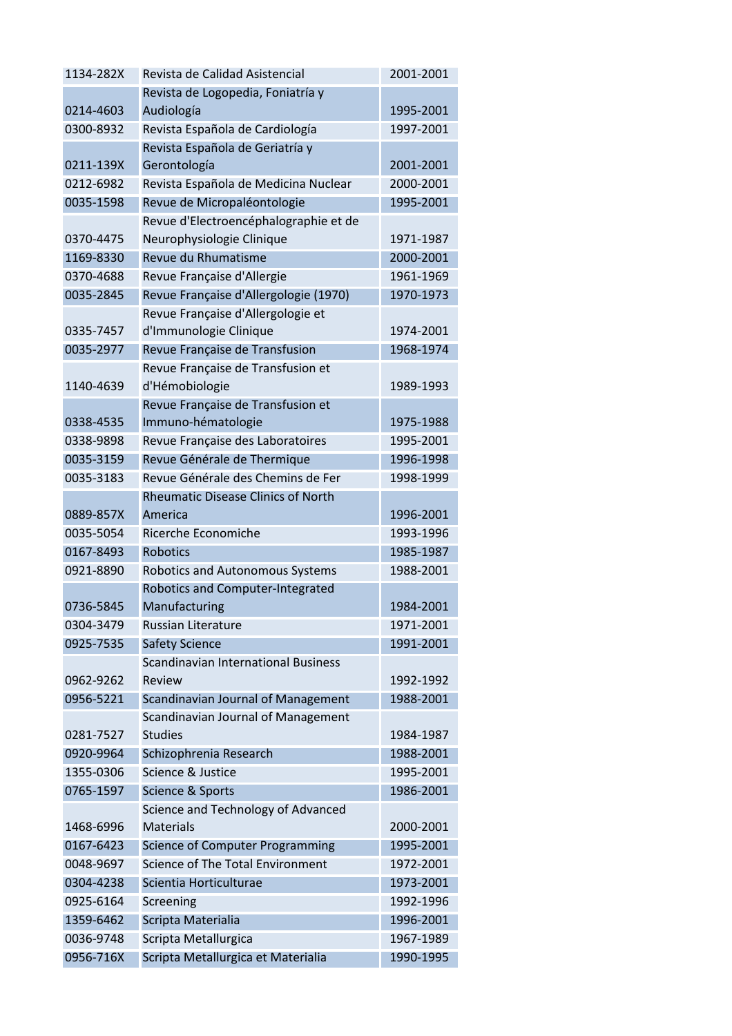| | | |
|---|---|---|
| 1134-282X | Revista de Calidad Asistencial | 2001-2001 |
| 0214-4603 | Revista de Logopedia, Foniatría y Audiología | 1995-2001 |
| 0300-8932 | Revista Española de Cardiología | 1997-2001 |
| 0211-139X | Revista Española de Geriatría y Gerontología | 2001-2001 |
| 0212-6982 | Revista Española de Medicina Nuclear | 2000-2001 |
| 0035-1598 | Revue de Micropaléontologie | 1995-2001 |
| 0370-4475 | Revue d'Electroencéphalographie et de Neurophysiologie Clinique | 1971-1987 |
| 1169-8330 | Revue du Rhumatisme | 2000-2001 |
| 0370-4688 | Revue Française d'Allergie | 1961-1969 |
| 0035-2845 | Revue Française d'Allergologie (1970) | 1970-1973 |
| 0335-7457 | Revue Française d'Allergologie et d'Immunologie Clinique | 1974-2001 |
| 0035-2977 | Revue Française de Transfusion | 1968-1974 |
| 1140-4639 | Revue Française de Transfusion et d'Hémobiologie | 1989-1993 |
| 0338-4535 | Revue Française de Transfusion et Immuno-hématologie | 1975-1988 |
| 0338-9898 | Revue Française des Laboratoires | 1995-2001 |
| 0035-3159 | Revue Générale de Thermique | 1996-1998 |
| 0035-3183 | Revue Générale des Chemins de Fer | 1998-1999 |
| 0889-857X | Rheumatic Disease Clinics of North America | 1996-2001 |
| 0035-5054 | Ricerche Economiche | 1993-1996 |
| 0167-8493 | Robotics | 1985-1987 |
| 0921-8890 | Robotics and Autonomous Systems | 1988-2001 |
| 0736-5845 | Robotics and Computer-Integrated Manufacturing | 1984-2001 |
| 0304-3479 | Russian Literature | 1971-2001 |
| 0925-7535 | Safety Science | 1991-2001 |
| 0962-9262 | Scandinavian International Business Review | 1992-1992 |
| 0956-5221 | Scandinavian Journal of Management | 1988-2001 |
| 0281-7527 | Scandinavian Journal of Management Studies | 1984-1987 |
| 0920-9964 | Schizophrenia Research | 1988-2001 |
| 1355-0306 | Science & Justice | 1995-2001 |
| 0765-1597 | Science & Sports | 1986-2001 |
| 1468-6996 | Science and Technology of Advanced Materials | 2000-2001 |
| 0167-6423 | Science of Computer Programming | 1995-2001 |
| 0048-9697 | Science of The Total Environment | 1972-2001 |
| 0304-4238 | Scientia Horticulturae | 1973-2001 |
| 0925-6164 | Screening | 1992-1996 |
| 1359-6462 | Scripta Materialia | 1996-2001 |
| 0036-9748 | Scripta Metallurgica | 1967-1989 |
| 0956-716X | Scripta Metallurgica et Materialia | 1990-1995 |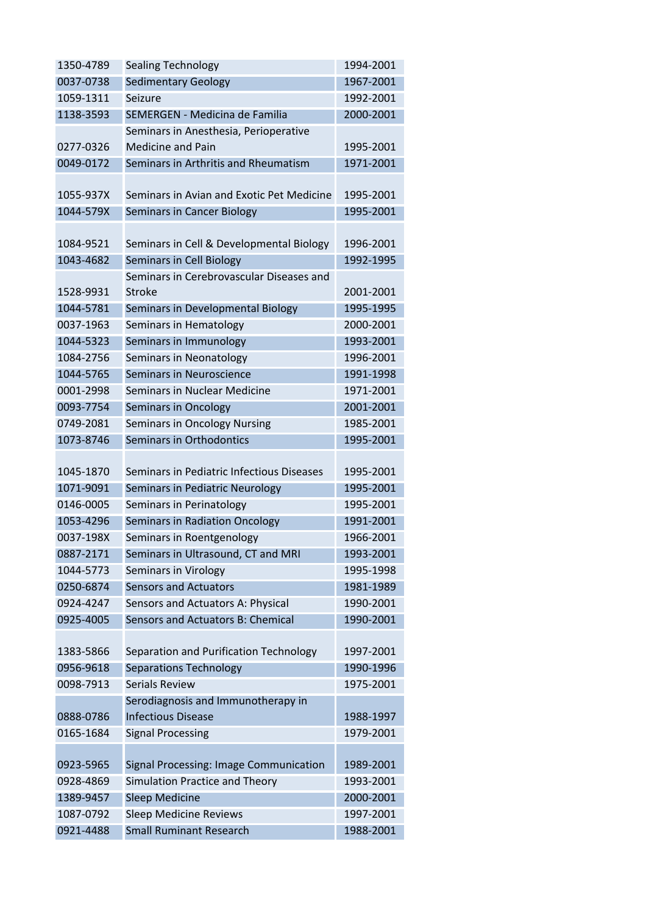| | | |
|---|---|---|
| 1350-4789 | Sealing Technology | 1994-2001 |
| 0037-0738 | Sedimentary Geology | 1967-2001 |
| 1059-1311 | Seizure | 1992-2001 |
| 1138-3593 | SEMERGEN - Medicina de Familia | 2000-2001 |
| 0277-0326 | Seminars in Anesthesia, Perioperative Medicine and Pain | 1995-2001 |
| 0049-0172 | Seminars in Arthritis and Rheumatism | 1971-2001 |
| 1055-937X | Seminars in Avian and Exotic Pet Medicine | 1995-2001 |
| 1044-579X | Seminars in Cancer Biology | 1995-2001 |
| 1084-9521 | Seminars in Cell & Developmental Biology | 1996-2001 |
| 1043-4682 | Seminars in Cell Biology | 1992-1995 |
| 1528-9931 | Seminars in Cerebrovascular Diseases and Stroke | 2001-2001 |
| 1044-5781 | Seminars in Developmental Biology | 1995-1995 |
| 0037-1963 | Seminars in Hematology | 2000-2001 |
| 1044-5323 | Seminars in Immunology | 1993-2001 |
| 1084-2756 | Seminars in Neonatology | 1996-2001 |
| 1044-5765 | Seminars in Neuroscience | 1991-1998 |
| 0001-2998 | Seminars in Nuclear Medicine | 1971-2001 |
| 0093-7754 | Seminars in Oncology | 2001-2001 |
| 0749-2081 | Seminars in Oncology Nursing | 1985-2001 |
| 1073-8746 | Seminars in Orthodontics | 1995-2001 |
| 1045-1870 | Seminars in Pediatric Infectious Diseases | 1995-2001 |
| 1071-9091 | Seminars in Pediatric Neurology | 1995-2001 |
| 0146-0005 | Seminars in Perinatology | 1995-2001 |
| 1053-4296 | Seminars in Radiation Oncology | 1991-2001 |
| 0037-198X | Seminars in Roentgenology | 1966-2001 |
| 0887-2171 | Seminars in Ultrasound, CT and MRI | 1993-2001 |
| 1044-5773 | Seminars in Virology | 1995-1998 |
| 0250-6874 | Sensors and Actuators | 1981-1989 |
| 0924-4247 | Sensors and Actuators A: Physical | 1990-2001 |
| 0925-4005 | Sensors and Actuators B: Chemical | 1990-2001 |
| 1383-5866 | Separation and Purification Technology | 1997-2001 |
| 0956-9618 | Separations Technology | 1990-1996 |
| 0098-7913 | Serials Review | 1975-2001 |
| 0888-0786 | Serodiagnosis and Immunotherapy in Infectious Disease | 1988-1997 |
| 0165-1684 | Signal Processing | 1979-2001 |
| 0923-5965 | Signal Processing: Image Communication | 1989-2001 |
| 0928-4869 | Simulation Practice and Theory | 1993-2001 |
| 1389-9457 | Sleep Medicine | 2000-2001 |
| 1087-0792 | Sleep Medicine Reviews | 1997-2001 |
| 0921-4488 | Small Ruminant Research | 1988-2001 |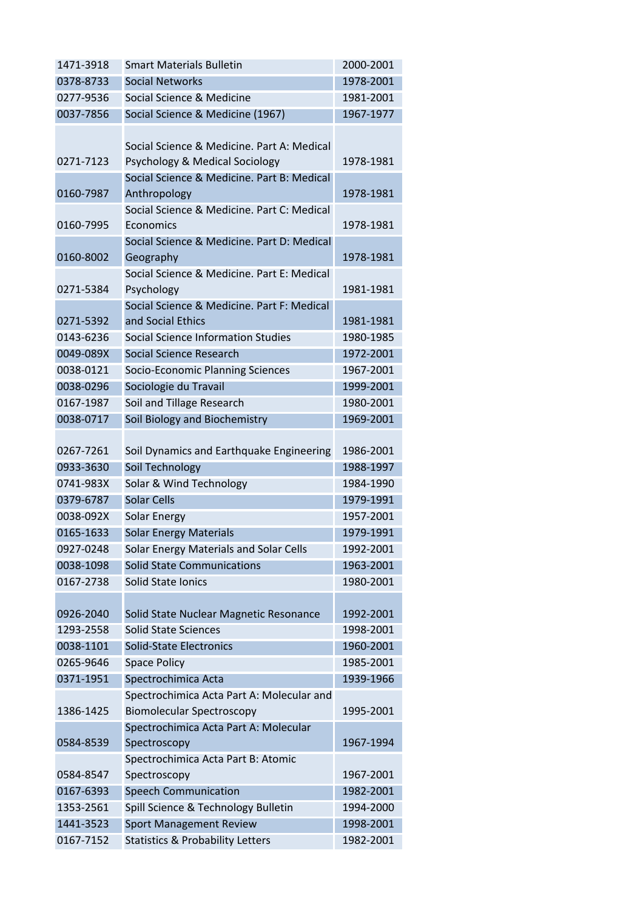| 1471-3918 | Smart Materials Bulletin | 2000-2001 |
|---|---|---|
| 0378-8733 | Social Networks | 1978-2001 |
| 0277-9536 | Social Science & Medicine | 1981-2001 |
| 0037-7856 | Social Science & Medicine (1967) | 1967-1977 |
| 0271-7123 | Social Science & Medicine. Part A: Medical Psychology & Medical Sociology | 1978-1981 |
| 0160-7987 | Social Science & Medicine. Part B: Medical Anthropology | 1978-1981 |
| 0160-7995 | Social Science & Medicine. Part C: Medical Economics | 1978-1981 |
| 0160-8002 | Social Science & Medicine. Part D: Medical Geography | 1978-1981 |
| 0271-5384 | Social Science & Medicine. Part E: Medical Psychology | 1981-1981 |
| 0271-5392 | Social Science & Medicine. Part F: Medical and Social Ethics | 1981-1981 |
| 0143-6236 | Social Science Information Studies | 1980-1985 |
| 0049-089X | Social Science Research | 1972-2001 |
| 0038-0121 | Socio-Economic Planning Sciences | 1967-2001 |
| 0038-0296 | Sociologie du Travail | 1999-2001 |
| 0167-1987 | Soil and Tillage Research | 1980-2001 |
| 0038-0717 | Soil Biology and Biochemistry | 1969-2001 |
| 0267-7261 | Soil Dynamics and Earthquake Engineering | 1986-2001 |
| 0933-3630 | Soil Technology | 1988-1997 |
| 0741-983X | Solar & Wind Technology | 1984-1990 |
| 0379-6787 | Solar Cells | 1979-1991 |
| 0038-092X | Solar Energy | 1957-2001 |
| 0165-1633 | Solar Energy Materials | 1979-1991 |
| 0927-0248 | Solar Energy Materials and Solar Cells | 1992-2001 |
| 0038-1098 | Solid State Communications | 1963-2001 |
| 0167-2738 | Solid State Ionics | 1980-2001 |
| 0926-2040 | Solid State Nuclear Magnetic Resonance | 1992-2001 |
| 1293-2558 | Solid State Sciences | 1998-2001 |
| 0038-1101 | Solid-State Electronics | 1960-2001 |
| 0265-9646 | Space Policy | 1985-2001 |
| 0371-1951 | Spectrochimica Acta | 1939-1966 |
| 1386-1425 | Spectrochimica Acta Part A: Molecular and Biomolecular Spectroscopy | 1995-2001 |
| 0584-8539 | Spectrochimica Acta Part A: Molecular Spectroscopy | 1967-1994 |
| 0584-8547 | Spectrochimica Acta Part B: Atomic Spectroscopy | 1967-2001 |
| 0167-6393 | Speech Communication | 1982-2001 |
| 1353-2561 | Spill Science & Technology Bulletin | 1994-2000 |
| 1441-3523 | Sport Management Review | 1998-2001 |
| 0167-7152 | Statistics & Probability Letters | 1982-2001 |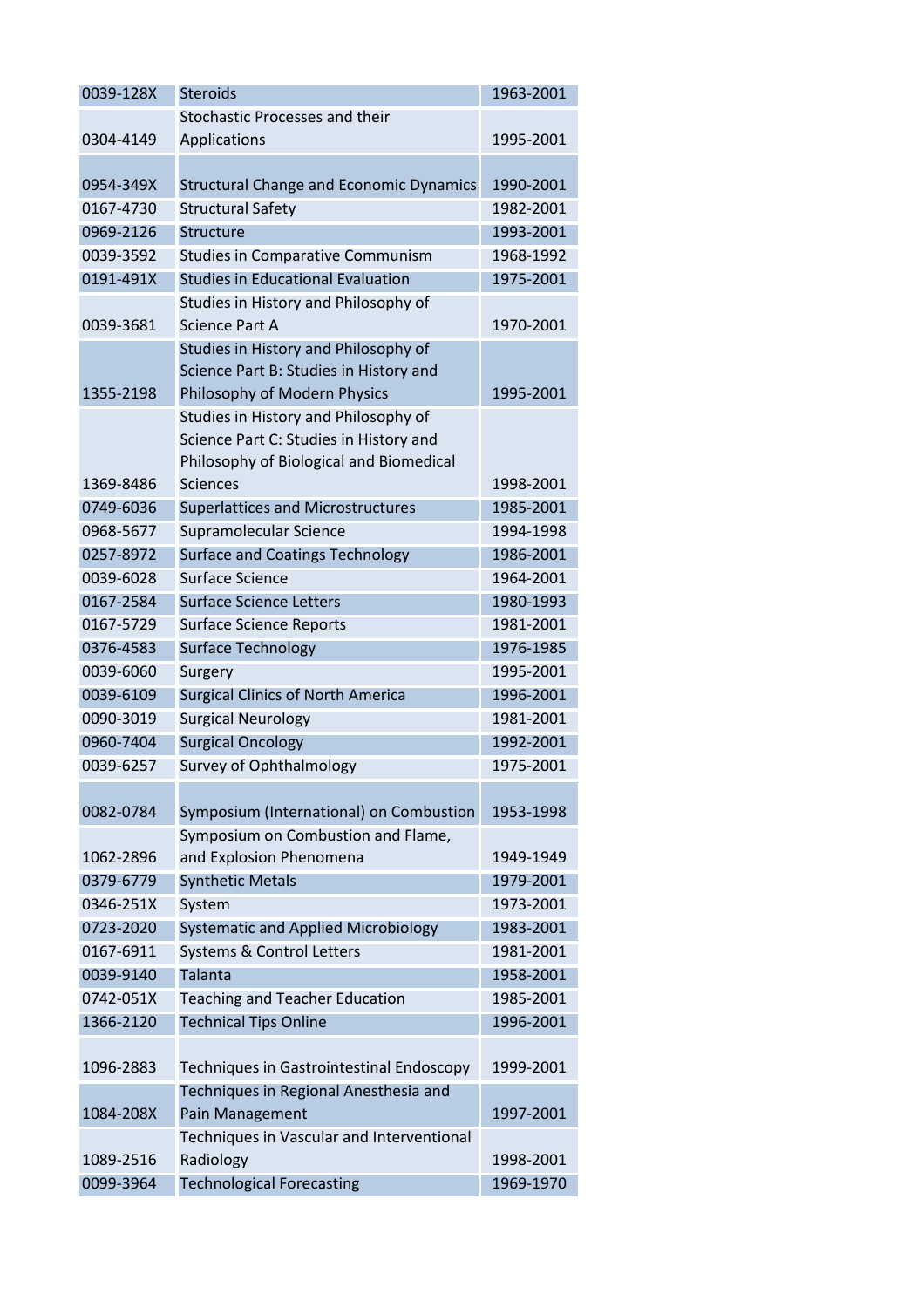| | | |
|---|---|---|
| 0039-128X | Steroids | 1963-2001 |
| 0304-4149 | Stochastic Processes and their Applications | 1995-2001 |
| 0954-349X | Structural Change and Economic Dynamics | 1990-2001 |
| 0167-4730 | Structural Safety | 1982-2001 |
| 0969-2126 | Structure | 1993-2001 |
| 0039-3592 | Studies in Comparative Communism | 1968-1992 |
| 0191-491X | Studies in Educational Evaluation | 1975-2001 |
| 0039-3681 | Studies in History and Philosophy of Science Part A | 1970-2001 |
| 1355-2198 | Studies in History and Philosophy of Science Part B: Studies in History and Philosophy of Modern Physics | 1995-2001 |
| 1369-8486 | Studies in History and Philosophy of Science Part C: Studies in History and Philosophy of Biological and Biomedical Sciences | 1998-2001 |
| 0749-6036 | Superlattices and Microstructures | 1985-2001 |
| 0968-5677 | Supramolecular Science | 1994-1998 |
| 0257-8972 | Surface and Coatings Technology | 1986-2001 |
| 0039-6028 | Surface Science | 1964-2001 |
| 0167-2584 | Surface Science Letters | 1980-1993 |
| 0167-5729 | Surface Science Reports | 1981-2001 |
| 0376-4583 | Surface Technology | 1976-1985 |
| 0039-6060 | Surgery | 1995-2001 |
| 0039-6109 | Surgical Clinics of North America | 1996-2001 |
| 0090-3019 | Surgical Neurology | 1981-2001 |
| 0960-7404 | Surgical Oncology | 1992-2001 |
| 0039-6257 | Survey of Ophthalmology | 1975-2001 |
| 0082-0784 | Symposium (International) on Combustion | 1953-1998 |
| 1062-2896 | Symposium on Combustion and Flame, and Explosion Phenomena | 1949-1949 |
| 0379-6779 | Synthetic Metals | 1979-2001 |
| 0346-251X | System | 1973-2001 |
| 0723-2020 | Systematic and Applied Microbiology | 1983-2001 |
| 0167-6911 | Systems & Control Letters | 1981-2001 |
| 0039-9140 | Talanta | 1958-2001 |
| 0742-051X | Teaching and Teacher Education | 1985-2001 |
| 1366-2120 | Technical Tips Online | 1996-2001 |
| 1096-2883 | Techniques in Gastrointestinal Endoscopy | 1999-2001 |
| 1084-208X | Techniques in Regional Anesthesia and Pain Management | 1997-2001 |
| 1089-2516 | Techniques in Vascular and Interventional Radiology | 1998-2001 |
| 0099-3964 | Technological Forecasting | 1969-1970 |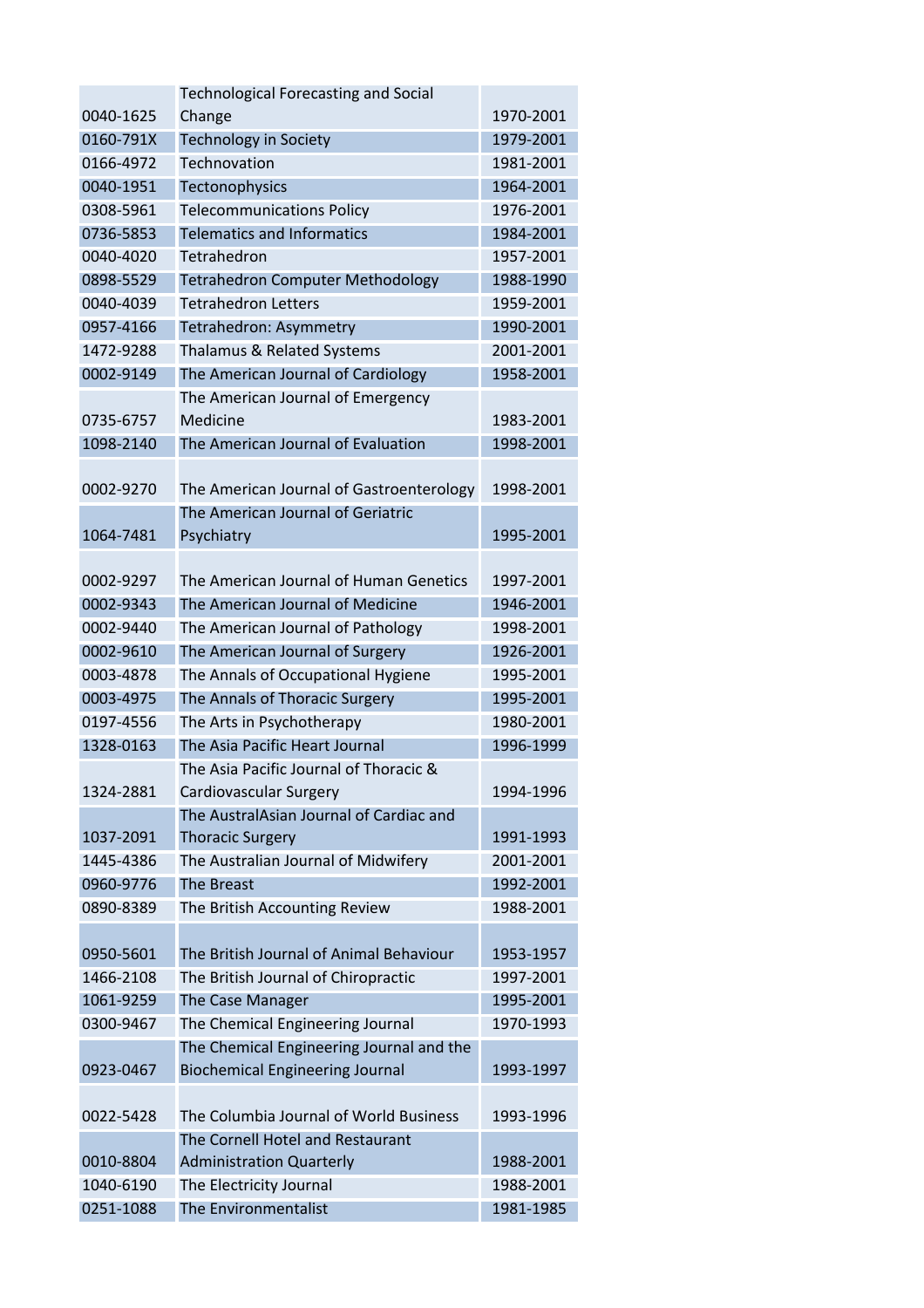| | | |
|---|---|---|
| 0040-1625 | Technological Forecasting and Social Change | 1970-2001 |
| 0160-791X | Technology in Society | 1979-2001 |
| 0166-4972 | Technovation | 1981-2001 |
| 0040-1951 | Tectonophysics | 1964-2001 |
| 0308-5961 | Telecommunications Policy | 1976-2001 |
| 0736-5853 | Telematics and Informatics | 1984-2001 |
| 0040-4020 | Tetrahedron | 1957-2001 |
| 0898-5529 | Tetrahedron Computer Methodology | 1988-1990 |
| 0040-4039 | Tetrahedron Letters | 1959-2001 |
| 0957-4166 | Tetrahedron: Asymmetry | 1990-2001 |
| 1472-9288 | Thalamus & Related Systems | 2001-2001 |
| 0002-9149 | The American Journal of Cardiology | 1958-2001 |
| 0735-6757 | The American Journal of Emergency Medicine | 1983-2001 |
| 1098-2140 | The American Journal of Evaluation | 1998-2001 |
| 0002-9270 | The American Journal of Gastroenterology | 1998-2001 |
| 1064-7481 | The American Journal of Geriatric Psychiatry | 1995-2001 |
| 0002-9297 | The American Journal of Human Genetics | 1997-2001 |
| 0002-9343 | The American Journal of Medicine | 1946-2001 |
| 0002-9440 | The American Journal of Pathology | 1998-2001 |
| 0002-9610 | The American Journal of Surgery | 1926-2001 |
| 0003-4878 | The Annals of Occupational Hygiene | 1995-2001 |
| 0003-4975 | The Annals of Thoracic Surgery | 1995-2001 |
| 0197-4556 | The Arts in Psychotherapy | 1980-2001 |
| 1328-0163 | The Asia Pacific Heart Journal | 1996-1999 |
| 1324-2881 | The Asia Pacific Journal of Thoracic & Cardiovascular Surgery | 1994-1996 |
| 1037-2091 | The AustralAsian Journal of Cardiac and Thoracic Surgery | 1991-1993 |
| 1445-4386 | The Australian Journal of Midwifery | 2001-2001 |
| 0960-9776 | The Breast | 1992-2001 |
| 0890-8389 | The British Accounting Review | 1988-2001 |
| 0950-5601 | The British Journal of Animal Behaviour | 1953-1957 |
| 1466-2108 | The British Journal of Chiropractic | 1997-2001 |
| 1061-9259 | The Case Manager | 1995-2001 |
| 0300-9467 | The Chemical Engineering Journal | 1970-1993 |
| 0923-0467 | The Chemical Engineering Journal and the Biochemical Engineering Journal | 1993-1997 |
| 0022-5428 | The Columbia Journal of World Business | 1993-1996 |
| 0010-8804 | The Cornell Hotel and Restaurant Administration Quarterly | 1988-2001 |
| 1040-6190 | The Electricity Journal | 1988-2001 |
| 0251-1088 | The Environmentalist | 1981-1985 |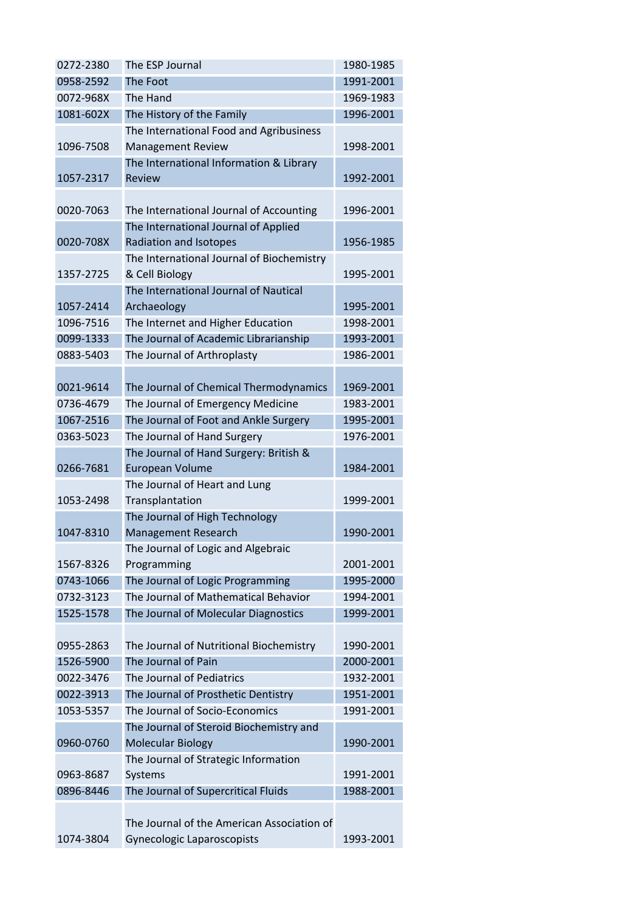| 0272-2380 | The ESP Journal | 1980-1985 |
|---|---|---|
| 0958-2592 | The Foot | 1991-2001 |
| 0072-968X | The Hand | 1969-1983 |
| 1081-602X | The History of the Family | 1996-2001 |
| 1096-7508 | The International Food and Agribusiness Management Review | 1998-2001 |
| 1057-2317 | The International Information & Library Review | 1992-2001 |
| 0020-7063 | The International Journal of Accounting | 1996-2001 |
| 0020-708X | The International Journal of Applied Radiation and Isotopes | 1956-1985 |
| 1357-2725 | The International Journal of Biochemistry & Cell Biology | 1995-2001 |
| 1057-2414 | The International Journal of Nautical Archaeology | 1995-2001 |
| 1096-7516 | The Internet and Higher Education | 1998-2001 |
| 0099-1333 | The Journal of Academic Librarianship | 1993-2001 |
| 0883-5403 | The Journal of Arthroplasty | 1986-2001 |
| 0021-9614 | The Journal of Chemical Thermodynamics | 1969-2001 |
| 0736-4679 | The Journal of Emergency Medicine | 1983-2001 |
| 1067-2516 | The Journal of Foot and Ankle Surgery | 1995-2001 |
| 0363-5023 | The Journal of Hand Surgery | 1976-2001 |
| 0266-7681 | The Journal of Hand Surgery: British & European Volume | 1984-2001 |
| 1053-2498 | The Journal of Heart and Lung Transplantation | 1999-2001 |
| 1047-8310 | The Journal of High Technology Management Research | 1990-2001 |
| 1567-8326 | The Journal of Logic and Algebraic Programming | 2001-2001 |
| 0743-1066 | The Journal of Logic Programming | 1995-2000 |
| 0732-3123 | The Journal of Mathematical Behavior | 1994-2001 |
| 1525-1578 | The Journal of Molecular Diagnostics | 1999-2001 |
| 0955-2863 | The Journal of Nutritional Biochemistry | 1990-2001 |
| 1526-5900 | The Journal of Pain | 2000-2001 |
| 0022-3476 | The Journal of Pediatrics | 1932-2001 |
| 0022-3913 | The Journal of Prosthetic Dentistry | 1951-2001 |
| 1053-5357 | The Journal of Socio-Economics | 1991-2001 |
| 0960-0760 | The Journal of Steroid Biochemistry and Molecular Biology | 1990-2001 |
| 0963-8687 | The Journal of Strategic Information Systems | 1991-2001 |
| 0896-8446 | The Journal of Supercritical Fluids | 1988-2001 |
| 1074-3804 | The Journal of the American Association of Gynecologic Laparoscopists | 1993-2001 |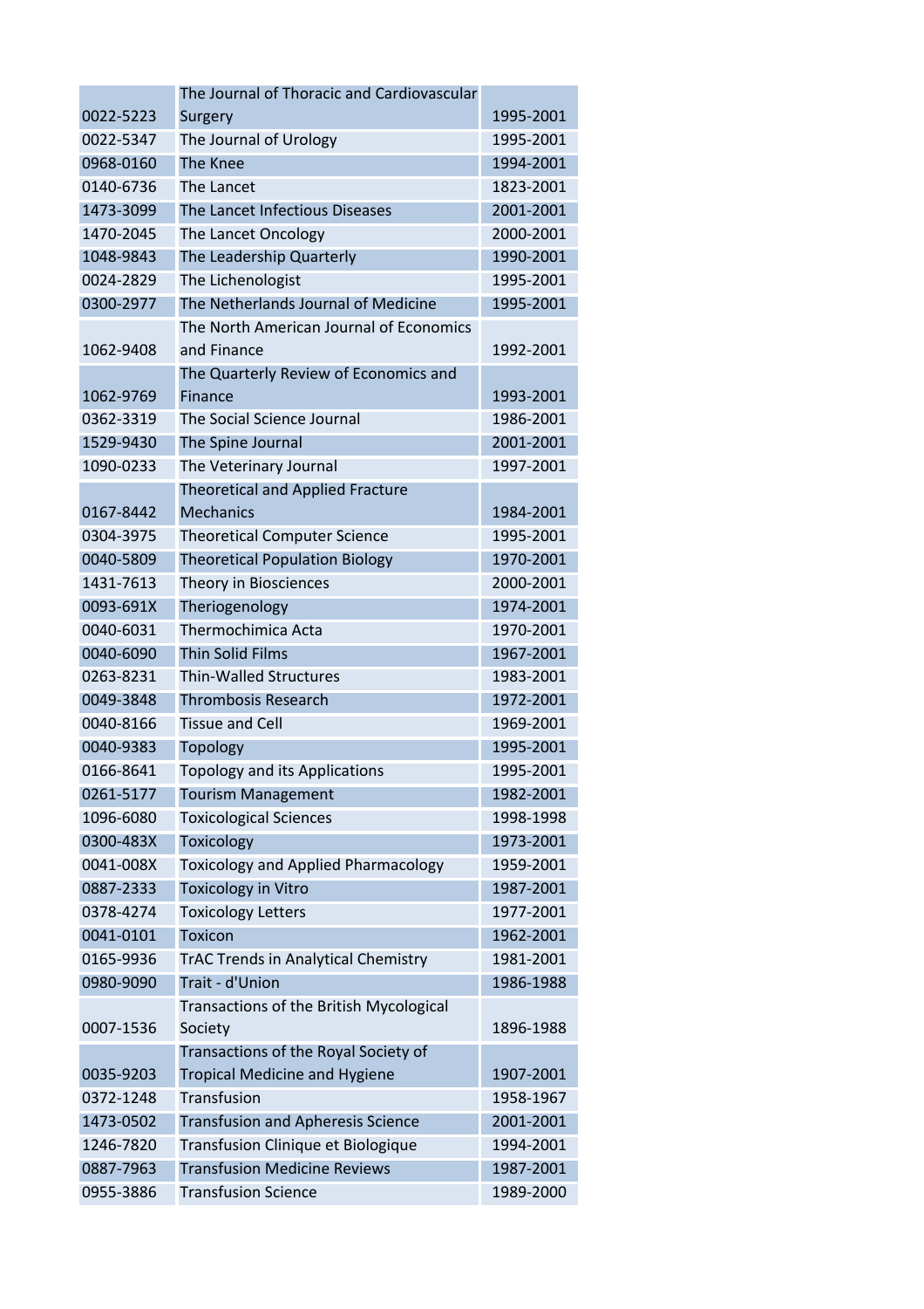| | | |
|---|---|---|
| 0022-5223 | The Journal of Thoracic and Cardiovascular Surgery | 1995-2001 |
| 0022-5347 | The Journal of Urology | 1995-2001 |
| 0968-0160 | The Knee | 1994-2001 |
| 0140-6736 | The Lancet | 1823-2001 |
| 1473-3099 | The Lancet Infectious Diseases | 2001-2001 |
| 1470-2045 | The Lancet Oncology | 2000-2001 |
| 1048-9843 | The Leadership Quarterly | 1990-2001 |
| 0024-2829 | The Lichenologist | 1995-2001 |
| 0300-2977 | The Netherlands Journal of Medicine | 1995-2001 |
| 1062-9408 | The North American Journal of Economics and Finance | 1992-2001 |
| 1062-9769 | The Quarterly Review of Economics and Finance | 1993-2001 |
| 0362-3319 | The Social Science Journal | 1986-2001 |
| 1529-9430 | The Spine Journal | 2001-2001 |
| 1090-0233 | The Veterinary Journal | 1997-2001 |
| 0167-8442 | Theoretical and Applied Fracture Mechanics | 1984-2001 |
| 0304-3975 | Theoretical Computer Science | 1995-2001 |
| 0040-5809 | Theoretical Population Biology | 1970-2001 |
| 1431-7613 | Theory in Biosciences | 2000-2001 |
| 0093-691X | Theriogenology | 1974-2001 |
| 0040-6031 | Thermochimica Acta | 1970-2001 |
| 0040-6090 | Thin Solid Films | 1967-2001 |
| 0263-8231 | Thin-Walled Structures | 1983-2001 |
| 0049-3848 | Thrombosis Research | 1972-2001 |
| 0040-8166 | Tissue and Cell | 1969-2001 |
| 0040-9383 | Topology | 1995-2001 |
| 0166-8641 | Topology and its Applications | 1995-2001 |
| 0261-5177 | Tourism Management | 1982-2001 |
| 1096-6080 | Toxicological Sciences | 1998-1998 |
| 0300-483X | Toxicology | 1973-2001 |
| 0041-008X | Toxicology and Applied Pharmacology | 1959-2001 |
| 0887-2333 | Toxicology in Vitro | 1987-2001 |
| 0378-4274 | Toxicology Letters | 1977-2001 |
| 0041-0101 | Toxicon | 1962-2001 |
| 0165-9936 | TrAC Trends in Analytical Chemistry | 1981-2001 |
| 0980-9090 | Trait - d'Union | 1986-1988 |
| 0007-1536 | Transactions of the British Mycological Society | 1896-1988 |
| 0035-9203 | Transactions of the Royal Society of Tropical Medicine and Hygiene | 1907-2001 |
| 0372-1248 | Transfusion | 1958-1967 |
| 1473-0502 | Transfusion and Apheresis Science | 2001-2001 |
| 1246-7820 | Transfusion Clinique et Biologique | 1994-2001 |
| 0887-7963 | Transfusion Medicine Reviews | 1987-2001 |
| 0955-3886 | Transfusion Science | 1989-2000 |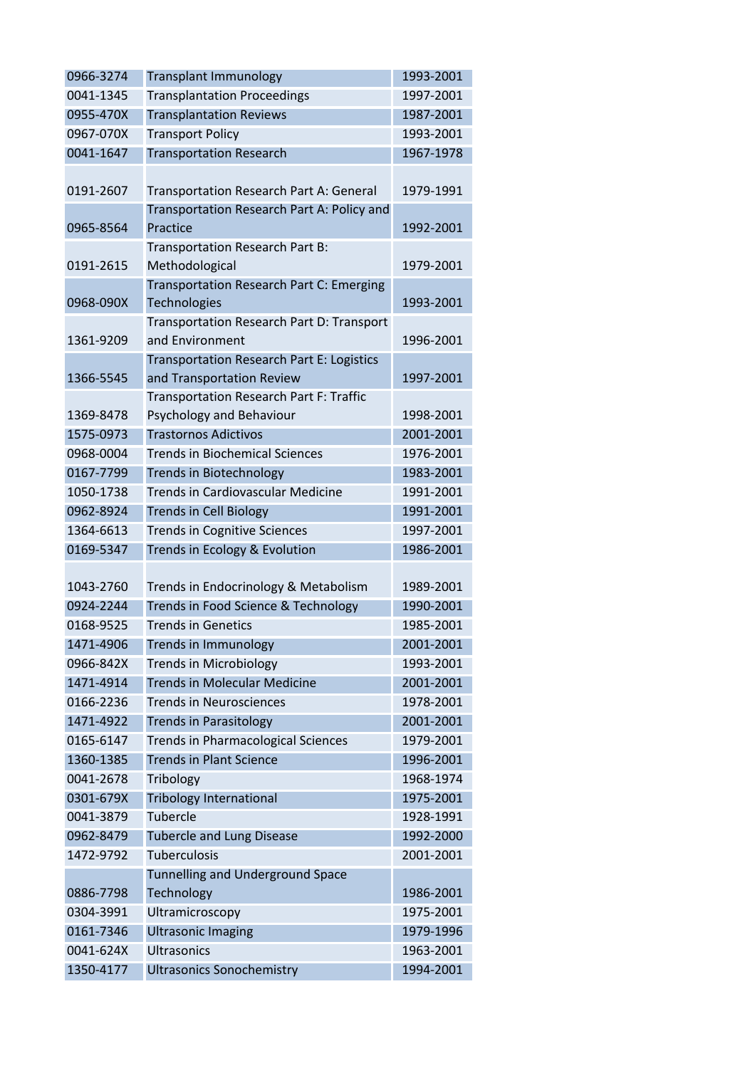| | | |
|---|---|---|
| 0966-3274 | Transplant Immunology | 1993-2001 |
| 0041-1345 | Transplantation Proceedings | 1997-2001 |
| 0955-470X | Transplantation Reviews | 1987-2001 |
| 0967-070X | Transport Policy | 1993-2001 |
| 0041-1647 | Transportation Research | 1967-1978 |
| 0191-2607 | Transportation Research Part A: General | 1979-1991 |
| 0965-8564 | Transportation Research Part A: Policy and Practice | 1992-2001 |
| 0191-2615 | Transportation Research Part B: Methodological | 1979-2001 |
| 0968-090X | Transportation Research Part C: Emerging Technologies | 1993-2001 |
| 1361-9209 | Transportation Research Part D: Transport and Environment | 1996-2001 |
| 1366-5545 | Transportation Research Part E: Logistics and Transportation Review | 1997-2001 |
| 1369-8478 | Transportation Research Part F: Traffic Psychology and Behaviour | 1998-2001 |
| 1575-0973 | Trastornos Adictivos | 2001-2001 |
| 0968-0004 | Trends in Biochemical Sciences | 1976-2001 |
| 0167-7799 | Trends in Biotechnology | 1983-2001 |
| 1050-1738 | Trends in Cardiovascular Medicine | 1991-2001 |
| 0962-8924 | Trends in Cell Biology | 1991-2001 |
| 1364-6613 | Trends in Cognitive Sciences | 1997-2001 |
| 0169-5347 | Trends in Ecology & Evolution | 1986-2001 |
| 1043-2760 | Trends in Endocrinology & Metabolism | 1989-2001 |
| 0924-2244 | Trends in Food Science & Technology | 1990-2001 |
| 0168-9525 | Trends in Genetics | 1985-2001 |
| 1471-4906 | Trends in Immunology | 2001-2001 |
| 0966-842X | Trends in Microbiology | 1993-2001 |
| 1471-4914 | Trends in Molecular Medicine | 2001-2001 |
| 0166-2236 | Trends in Neurosciences | 1978-2001 |
| 1471-4922 | Trends in Parasitology | 2001-2001 |
| 0165-6147 | Trends in Pharmacological Sciences | 1979-2001 |
| 1360-1385 | Trends in Plant Science | 1996-2001 |
| 0041-2678 | Tribology | 1968-1974 |
| 0301-679X | Tribology International | 1975-2001 |
| 0041-3879 | Tubercle | 1928-1991 |
| 0962-8479 | Tubercle and Lung Disease | 1992-2000 |
| 1472-9792 | Tuberculosis | 2001-2001 |
| 0886-7798 | Tunnelling and Underground Space Technology | 1986-2001 |
| 0304-3991 | Ultramicroscopy | 1975-2001 |
| 0161-7346 | Ultrasonic Imaging | 1979-1996 |
| 0041-624X | Ultrasonics | 1963-2001 |
| 1350-4177 | Ultrasonics Sonochemistry | 1994-2001 |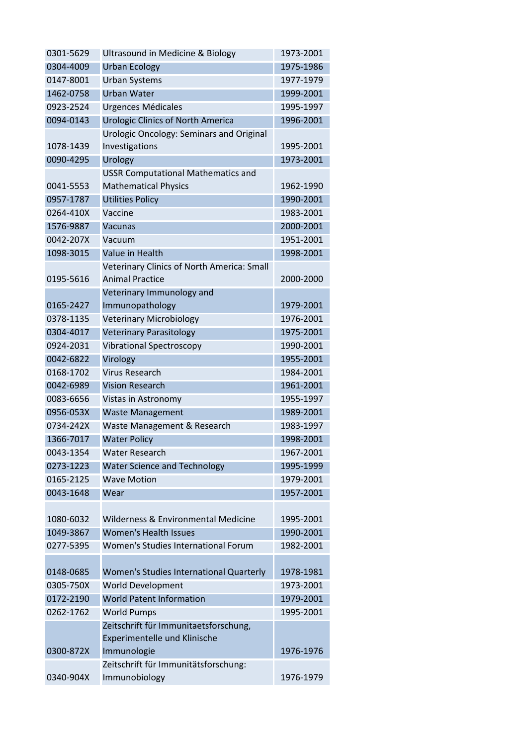| | | |
|---|---|---|
| 0301-5629 | Ultrasound in Medicine & Biology | 1973-2001 |
| 0304-4009 | Urban Ecology | 1975-1986 |
| 0147-8001 | Urban Systems | 1977-1979 |
| 1462-0758 | Urban Water | 1999-2001 |
| 0923-2524 | Urgences Médicales | 1995-1997 |
| 0094-0143 | Urologic Clinics of North America | 1996-2001 |
| 1078-1439 | Urologic Oncology: Seminars and Original Investigations | 1995-2001 |
| 0090-4295 | Urology | 1973-2001 |
| 0041-5553 | USSR Computational Mathematics and Mathematical Physics | 1962-1990 |
| 0957-1787 | Utilities Policy | 1990-2001 |
| 0264-410X | Vaccine | 1983-2001 |
| 1576-9887 | Vacunas | 2000-2001 |
| 0042-207X | Vacuum | 1951-2001 |
| 1098-3015 | Value in Health | 1998-2001 |
| 0195-5616 | Veterinary Clinics of North America: Small Animal Practice | 2000-2000 |
| 0165-2427 | Veterinary Immunology and Immunopathology | 1979-2001 |
| 0378-1135 | Veterinary Microbiology | 1976-2001 |
| 0304-4017 | Veterinary Parasitology | 1975-2001 |
| 0924-2031 | Vibrational Spectroscopy | 1990-2001 |
| 0042-6822 | Virology | 1955-2001 |
| 0168-1702 | Virus Research | 1984-2001 |
| 0042-6989 | Vision Research | 1961-2001 |
| 0083-6656 | Vistas in Astronomy | 1955-1997 |
| 0956-053X | Waste Management | 1989-2001 |
| 0734-242X | Waste Management & Research | 1983-1997 |
| 1366-7017 | Water Policy | 1998-2001 |
| 0043-1354 | Water Research | 1967-2001 |
| 0273-1223 | Water Science and Technology | 1995-1999 |
| 0165-2125 | Wave Motion | 1979-2001 |
| 0043-1648 | Wear | 1957-2001 |
| 1080-6032 | Wilderness & Environmental Medicine | 1995-2001 |
| 1049-3867 | Women's Health Issues | 1990-2001 |
| 0277-5395 | Women's Studies International Forum | 1982-2001 |
| 0148-0685 | Women's Studies International Quarterly | 1978-1981 |
| 0305-750X | World Development | 1973-2001 |
| 0172-2190 | World Patent Information | 1979-2001 |
| 0262-1762 | World Pumps | 1995-2001 |
| 0300-872X | Zeitschrift für Immunitaetsforschung, Experimentelle und Klinische Immunologie | 1976-1976 |
| 0340-904X | Zeitschrift für Immunitätsforschung: Immunobiology | 1976-1979 |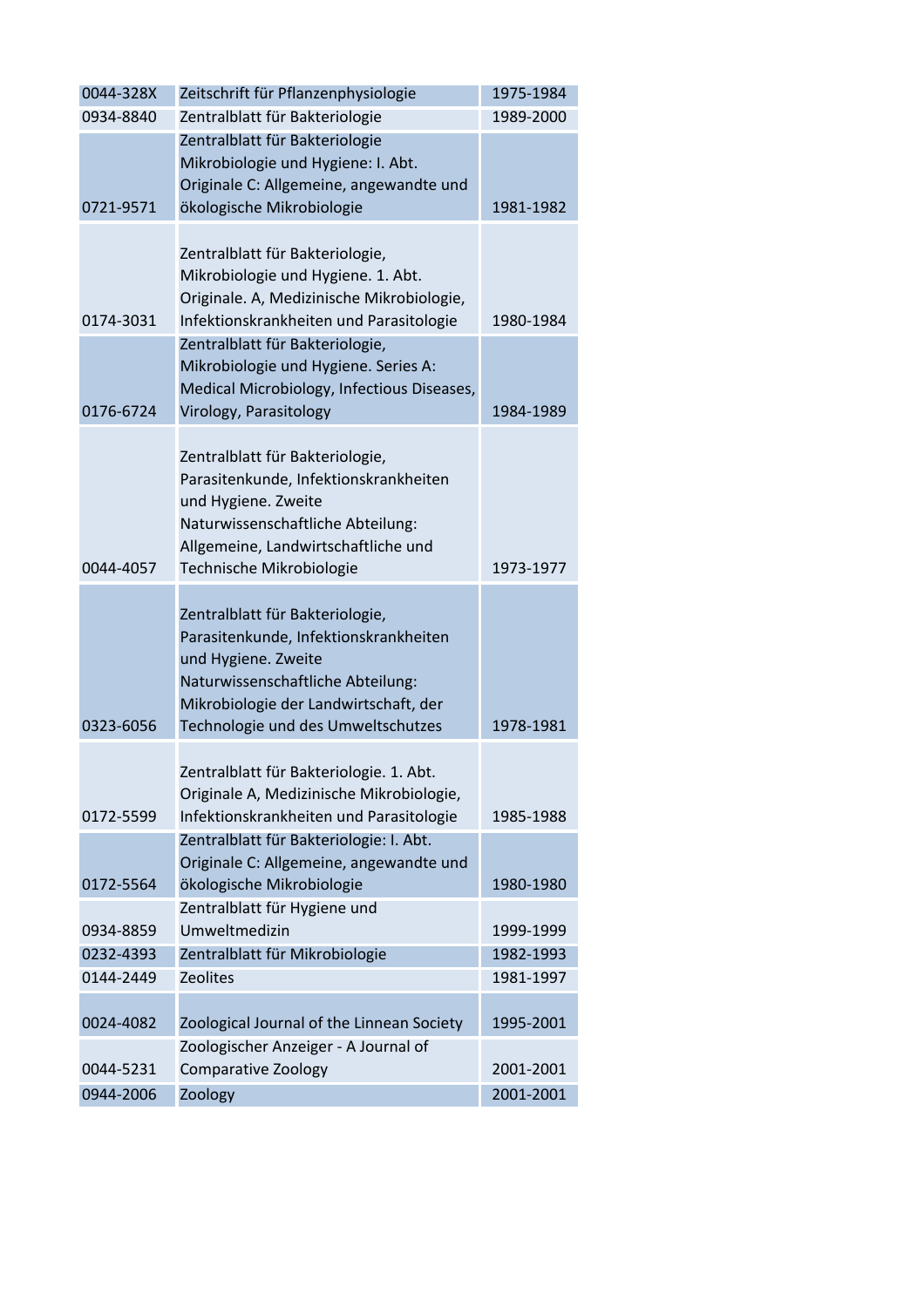| | | |
|---|---|---|
| 0044-328X | Zeitschrift für Pflanzenphysiologie | 1975-1984 |
| 0934-8840 | Zentralblatt für Bakteriologie | 1989-2000 |
| 0721-9571 | Zentralblatt für Bakteriologie Mikrobiologie und Hygiene: I. Abt. Originale C: Allgemeine, angewandte und ökologische Mikrobiologie | 1981-1982 |
| 0174-3031 | Zentralblatt für Bakteriologie, Mikrobiologie und Hygiene. 1. Abt. Originale. A, Medizinische Mikrobiologie, Infektionskrankheiten und Parasitologie | 1980-1984 |
| 0176-6724 | Zentralblatt für Bakteriologie, Mikrobiologie und Hygiene. Series A: Medical Microbiology, Infectious Diseases, Virology, Parasitology | 1984-1989 |
| 0044-4057 | Zentralblatt für Bakteriologie, Parasitenkunde, Infektionskrankheiten und Hygiene. Zweite Naturwissenschaftliche Abteilung: Allgemeine, Landwirtschaftliche und Technische Mikrobiologie | 1973-1977 |
| 0323-6056 | Zentralblatt für Bakteriologie, Parasitenkunde, Infektionskrankheiten und Hygiene. Zweite Naturwissenschaftliche Abteilung: Mikrobiologie der Landwirtschaft, der Technologie und des Umweltschutzes | 1978-1981 |
| 0172-5599 | Zentralblatt für Bakteriologie. 1. Abt. Originale A, Medizinische Mikrobiologie, Infektionskrankheiten und Parasitologie | 1985-1988 |
| 0172-5564 | Zentralblatt für Bakteriologie: I. Abt. Originale C: Allgemeine, angewandte und ökologische Mikrobiologie | 1980-1980 |
| 0934-8859 | Zentralblatt für Hygiene und Umweltmedizin | 1999-1999 |
| 0232-4393 | Zentralblatt für Mikrobiologie | 1982-1993 |
| 0144-2449 | Zeolites | 1981-1997 |
| 0024-4082 | Zoological Journal of the Linnean Society | 1995-2001 |
| 0044-5231 | Zoologischer Anzeiger - A Journal of Comparative Zoology | 2001-2001 |
| 0944-2006 | Zoology | 2001-2001 |